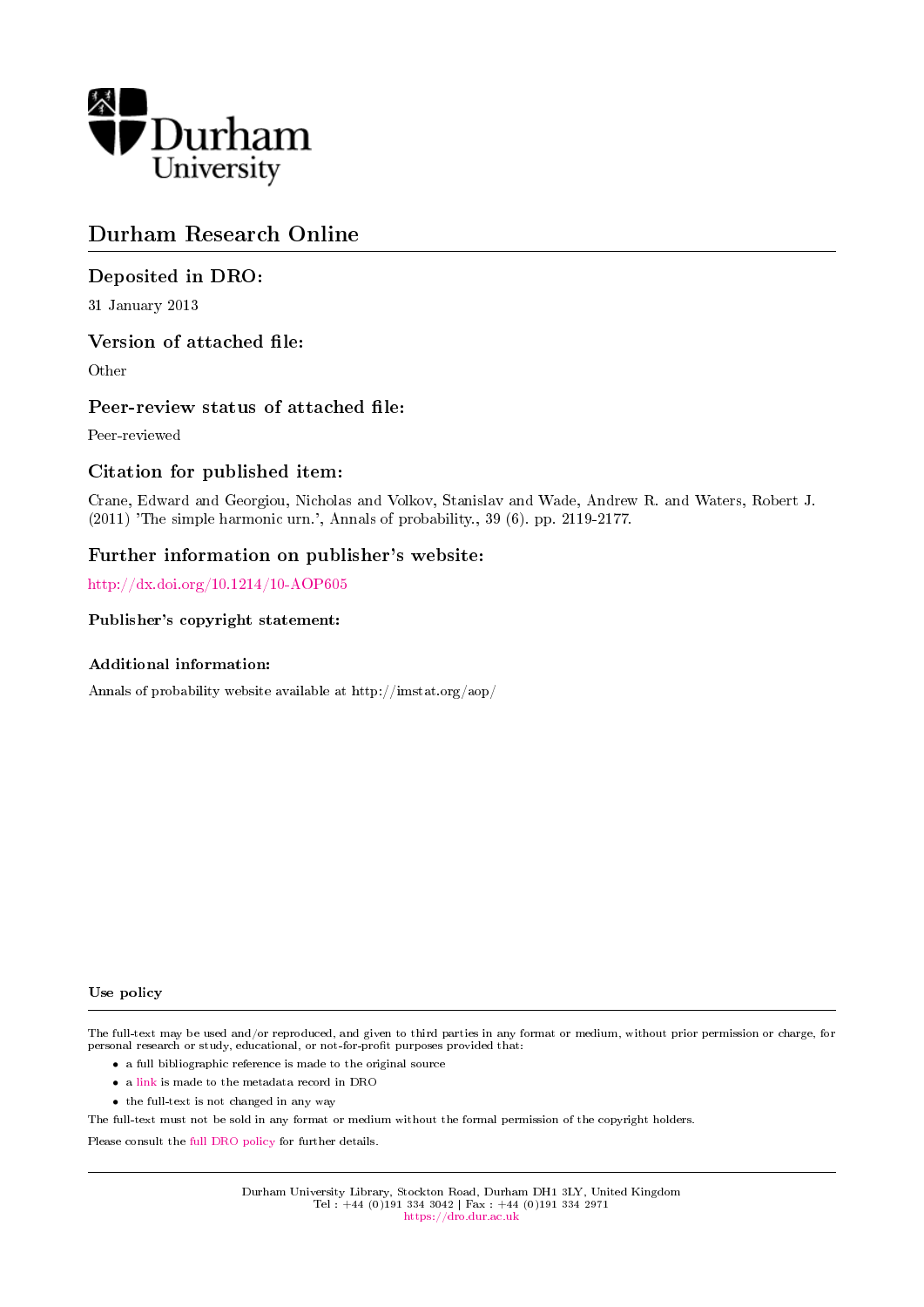Durham University

# Durham Research Online

## Deposited in DRO:

31 January 2013

## Version of attached file:

Other

## Peer-review status of attached file:

Peer-reviewed

## Citation for published item:

Crane, Edward and Georgiou, Nicholas and Volkov, Stanislav and Wade, Andrew R. and Waters, Robert J. (2011) 'The simple harmonic urn.', Annals of probability., 39 (6). pp. 2119-2177.

## Further information on publisher's website:

http://dx.doi.org/10.1214/10-AOP605

### Publisher's copyright statement:

### Additional information:

Annals of probability website available at http://imstat.org/aop/

### Use policy

The full-text may be used and/or reproduced, and given to third parties in any format or medium, without prior permission or charge, for personal research or study, educational, or not-for-profit purposes provided that:

- a full bibliographic reference is made to the original source
- a link is made to the metadata record in DRO
- the full-text is not changed in any way

The full-text must not be sold in any format or medium without the formal permission of the copyright holders.

Please consult the full DRO policy for further details.

Durham University Library, Stockton Road, Durham DH1 3LY, United Kingdom
Tel : +44 (0)191 334 3042 | Fax : +44 (0)191 334 2971
https://dro.dur.ac.uk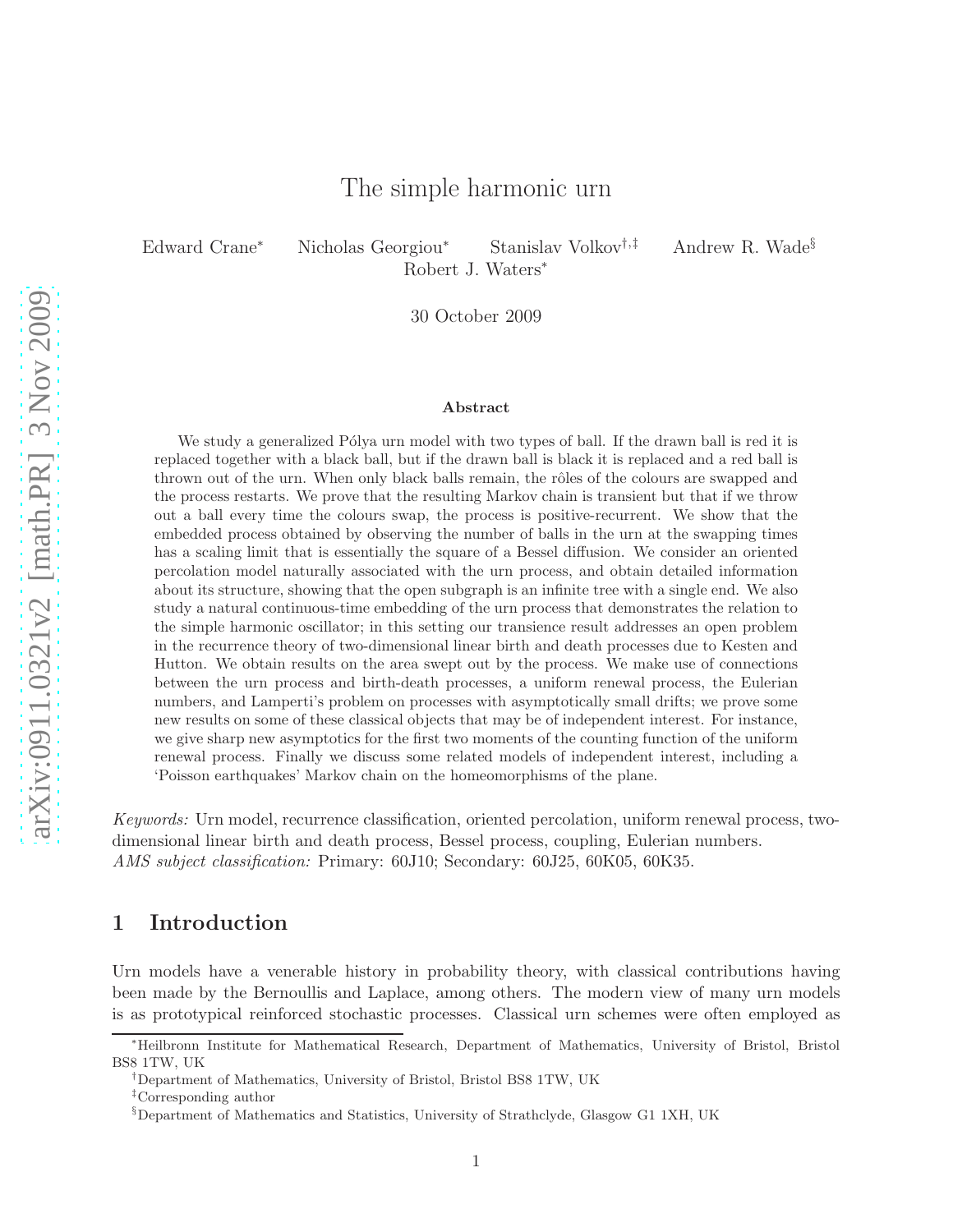# The simple harmonic urn

Edward Crane[*] Nicholas Georgiou[*] Stanislav Volkov[†,‡] Andrew R. Wade[§] Robert J. Waters[*]

30 October 2009

### Abstract

We study a generalized Pólya urn model with two types of ball. If the drawn ball is red it is replaced together with a black ball, but if the drawn ball is black it is replaced and a red ball is thrown out of the urn. When only black balls remain, the rôles of the colours are swapped and the process restarts. We prove that the resulting Markov chain is transient but that if we throw out a ball every time the colours swap, the process is positive-recurrent. We show that the embedded process obtained by observing the number of balls in the urn at the swapping times has a scaling limit that is essentially the square of a Bessel diffusion. We consider an oriented percolation model naturally associated with the urn process, and obtain detailed information about its structure, showing that the open subgraph is an infinite tree with a single end. We also study a natural continuous-time embedding of the urn process that demonstrates the relation to the simple harmonic oscillator; in this setting our transience result addresses an open problem in the recurrence theory of two-dimensional linear birth and death processes due to Kesten and Hutton. We obtain results on the area swept out by the process. We make use of connections between the urn process and birth-death processes, a uniform renewal process, the Eulerian numbers, and Lamperti's problem on processes with asymptotically small drifts; we prove some new results on some of these classical objects that may be of independent interest. For instance, we give sharp new asymptotics for the first two moments of the counting function of the uniform renewal process. Finally we discuss some related models of independent interest, including a 'Poisson earthquakes' Markov chain on the homeomorphisms of the plane.

*Keywords:* Urn model, recurrence classification, oriented percolation, uniform renewal process, two-dimensional linear birth and death process, Bessel process, coupling, Eulerian numbers.
*AMS subject classification:* Primary: 60J10; Secondary: 60J25, 60K05, 60K35.

## 1 Introduction

Urn models have a venerable history in probability theory, with classical contributions having been made by the Bernoullis and Laplace, among others. The modern view of many urn models is as prototypical reinforced stochastic processes. Classical urn schemes were often employed as

---

[*] Heilbronn Institute for Mathematical Research, Department of Mathematics, University of Bristol, Bristol BS8 1TW, UK

[†] Department of Mathematics, University of Bristol, Bristol BS8 1TW, UK

[‡] Corresponding author

[§] Department of Mathematics and Statistics, University of Strathclyde, Glasgow G1 1XH, UK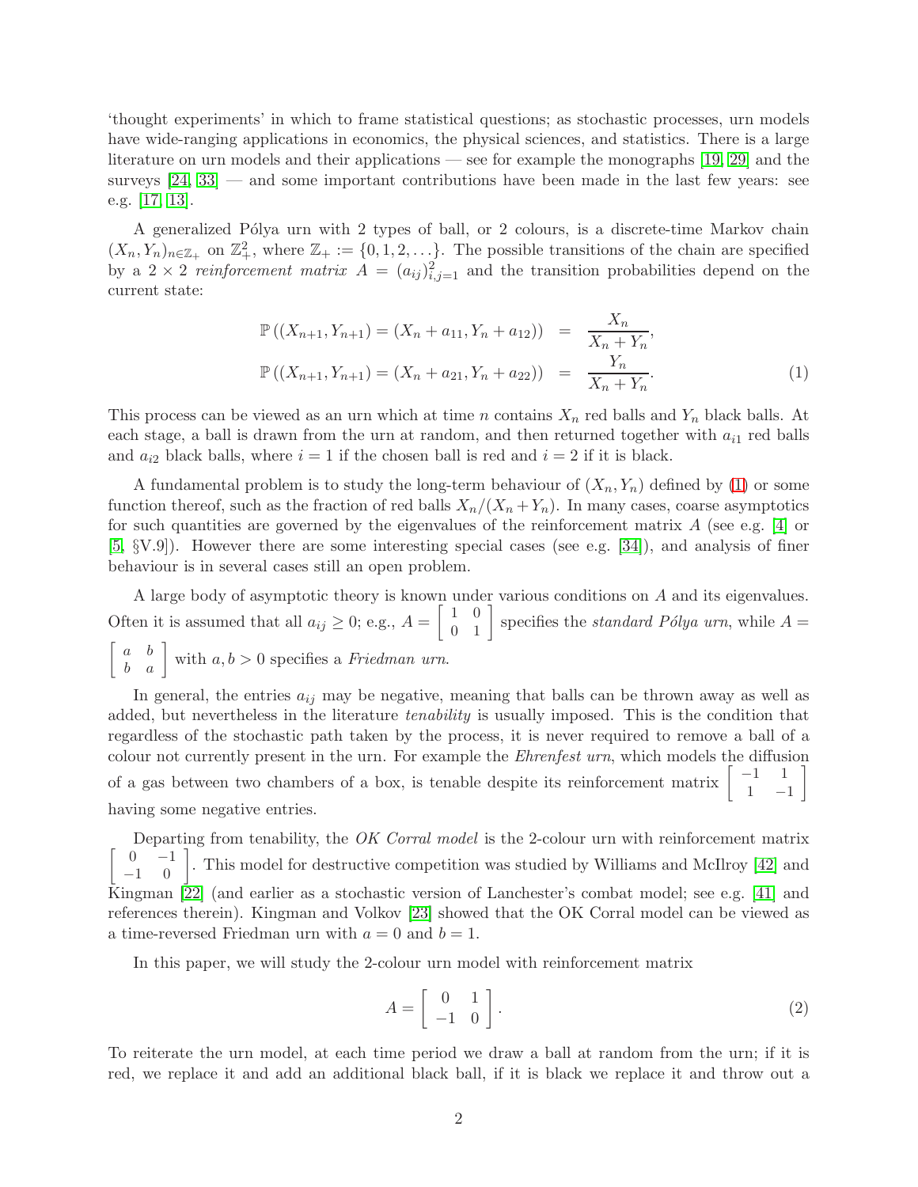'thought experiments' in which to frame statistical questions; as stochastic processes, urn models have wide-ranging applications in economics, the physical sciences, and statistics. There is a large literature on urn models and their applications — see for example the monographs [19, 29] and the surveys [24, 33] — and some important contributions have been made in the last few years: see e.g. [17, 13].

A generalized Pólya urn with 2 types of ball, or 2 colours, is a discrete-time Markov chain $(X_n, Y_n)_{n \in \mathbb{Z}_+}$ on $\mathbb{Z}_+^2$, where $\mathbb{Z}_+ := \{0, 1, 2, \ldots\}$. The possible transitions of the chain are specified by a $2 \times 2$ *reinforcement matrix* $A = (a_{ij})_{i,j=1}^2$ and the transition probabilities depend on the current state:

$$
\begin{aligned}
\mathbb{P}\left((X_{n+1}, Y_{n+1}) = (X_n + a_{11}, Y_n + a_{12})\right) &= \frac{X_n}{X_n + Y_n}, \\
\mathbb{P}\left((X_{n+1}, Y_{n+1}) = (X_n + a_{21}, Y_n + a_{22})\right) &= \frac{Y_n}{X_n + Y_n}.
\end{aligned} \tag{1}
$$

This process can be viewed as an urn which at time $n$ contains $X_n$ red balls and $Y_n$ black balls. At each stage, a ball is drawn from the urn at random, and then returned together with $a_{i1}$ red balls and $a_{i2}$ black balls, where $i = 1$ if the chosen ball is red and $i = 2$ if it is black.

A fundamental problem is to study the long-term behaviour of $(X_n, Y_n)$ defined by (1) or some function thereof, such as the fraction of red balls $X_n/(X_n + Y_n)$. In many cases, coarse asymptotics for such quantities are governed by the eigenvalues of the reinforcement matrix $A$ (see e.g. [4] or [5, §V.9]). However there are some interesting special cases (see e.g. [34]), and analysis of finer behaviour is in several cases still an open problem.

A large body of asymptotic theory is known under various conditions on $A$ and its eigenvalues. Often it is assumed that all $a_{ij} \geq 0$; e.g., $A = \begin{bmatrix} 1 & 0 \\ 0 & 1 \end{bmatrix}$ specifies the *standard Pólya urn*, while $A = \begin{bmatrix} a & b \\ b & a \end{bmatrix}$ with $a, b > 0$ specifies a *Friedman urn*.

In general, the entries $a_{ij}$ may be negative, meaning that balls can be thrown away as well as added, but nevertheless in the literature *tenability* is usually imposed. This is the condition that regardless of the stochastic path taken by the process, it is never required to remove a ball of a colour not currently present in the urn. For example the *Ehrenfest urn*, which models the diffusion of a gas between two chambers of a box, is tenable despite its reinforcement matrix $\begin{bmatrix} -1 & 1 \\ 1 & -1 \end{bmatrix}$ having some negative entries.

Departing from tenability, the *OK Corral model* is the 2-colour urn with reinforcement matrix $\begin{bmatrix} 0 & -1 \\ -1 & 0 \end{bmatrix}$. This model for destructive competition was studied by Williams and McIlroy [42] and Kingman [22] (and earlier as a stochastic version of Lanchester's combat model; see e.g. [41] and references therein). Kingman and Volkov [23] showed that the OK Corral model can be viewed as a time-reversed Friedman urn with $a = 0$ and $b = 1$.

In this paper, we will study the 2-colour urn model with reinforcement matrix

$$
A = \begin{bmatrix} 0 & 1 \\ -1 & 0 \end{bmatrix}. \tag{2}
$$

To reiterate the urn model, at each time period we draw a ball at random from the urn; if it is red, we replace it and add an additional black ball, if it is black we replace it and throw out a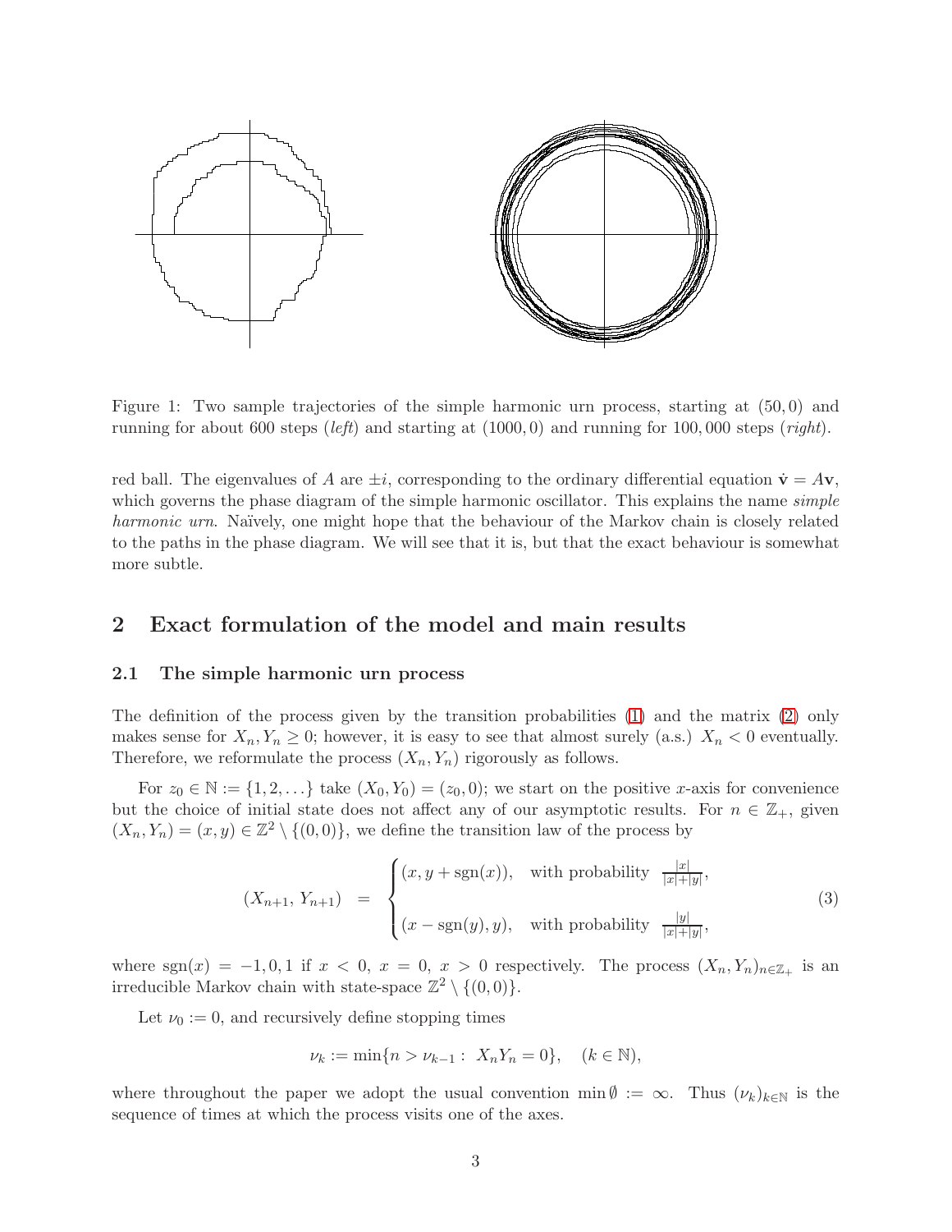Figure 1: Two sample trajectories of the simple harmonic urn process, starting at $(50, 0)$ and running for about 600 steps (*left*) and starting at $(1000, 0)$ and running for $100,000$ steps (*right*).

red ball. The eigenvalues of $A$ are $\pm i$, corresponding to the ordinary differential equation $\dot{\mathbf{v}} = A\mathbf{v}$, which governs the phase diagram of the simple harmonic oscillator. This explains the name *simple harmonic urn*. Naïvely, one might hope that the behaviour of the Markov chain is closely related to the paths in the phase diagram. We will see that it is, but that the exact behaviour is somewhat more subtle.

## 2 Exact formulation of the model and main results

### 2.1 The simple harmonic urn process

The definition of the process given by the transition probabilities (1) and the matrix (2) only makes sense for $X_n, Y_n \geq 0$; however, it is easy to see that almost surely (a.s.) $X_n < 0$ eventually. Therefore, we reformulate the process $(X_n, Y_n)$ rigorously as follows.

For $z_0 \in \mathbb{N} := \{1, 2, \ldots\}$ take $(X_0, Y_0) = (z_0, 0)$; we start on the positive $x$-axis for convenience but the choice of initial state does not affect any of our asymptotic results. For $n \in \mathbb{Z}_+$, given $(X_n, Y_n) = (x, y) \in \mathbb{Z}^2 \setminus \{(0, 0)\}$, we define the transition law of the process by

$$(X_{n+1}, Y_{n+1}) = \begin{cases} (x, y + \operatorname{sgn}(x)), & \text{with probability } \frac{|x|}{|x|+|y|}, \\ (x - \operatorname{sgn}(y), y), & \text{with probability } \frac{|y|}{|x|+|y|}, \end{cases} \tag{3}$$

where $\operatorname{sgn}(x) = -1, 0, 1$ if $x < 0$, $x = 0$, $x > 0$ respectively. The process $(X_n, Y_n)_{n \in \mathbb{Z}_+}$ is an irreducible Markov chain with state-space $\mathbb{Z}^2 \setminus \{(0, 0)\}$.

Let $\nu_0 := 0$, and recursively define stopping times

$$\nu_k := \min\{n > \nu_{k-1} : X_n Y_n = 0\}, \quad (k \in \mathbb{N}),$$

where throughout the paper we adopt the usual convention $\min \emptyset := \infty$. Thus $(\nu_k)_{k \in \mathbb{N}}$ is the sequence of times at which the process visits one of the axes.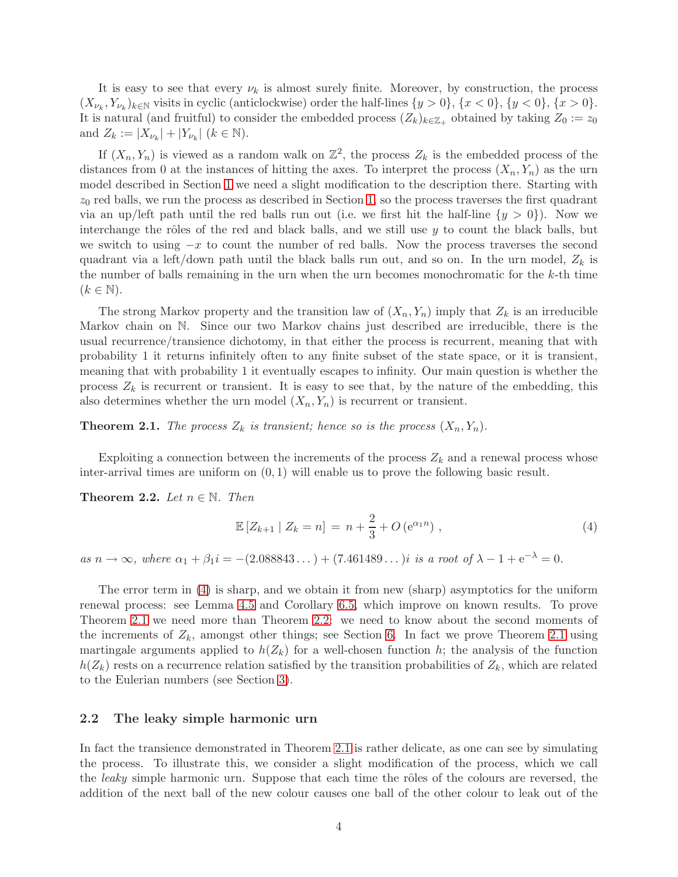It is easy to see that every $\nu_k$ is almost surely finite. Moreover, by construction, the process $(X_{\nu_k}, Y_{\nu_k})_{k\in\mathbb{N}}$ visits in cyclic (anticlockwise) order the half-lines $\{y > 0\}$, $\{x < 0\}$, $\{y < 0\}$, $\{x > 0\}$. It is natural (and fruitful) to consider the embedded process $(Z_k)_{k\in\mathbb{Z}_+}$ obtained by taking $Z_0 := z_0$ and $Z_k := |X_{\nu_k}| + |Y_{\nu_k}|$ ($k \in \mathbb{N}$).

If $(X_n, Y_n)$ is viewed as a random walk on $\mathbb{Z}^2$, the process $Z_k$ is the embedded process of the distances from 0 at the instances of hitting the axes. To interpret the process $(X_n, Y_n)$ as the urn model described in Section 1 we need a slight modification to the description there. Starting with $z_0$ red balls, we run the process as described in Section 1, so the process traverses the first quadrant via an up/left path until the red balls run out (i.e. we first hit the half-line $\{y > 0\}$). Now we interchange the rôles of the red and black balls, and we still use $y$ to count the black balls, but we switch to using $-x$ to count the number of red balls. Now the process traverses the second quadrant via a left/down path until the black balls run out, and so on. In the urn model, $Z_k$ is the number of balls remaining in the urn when the urn becomes monochromatic for the $k$-th time ($k \in \mathbb{N}$).

The strong Markov property and the transition law of $(X_n, Y_n)$ imply that $Z_k$ is an irreducible Markov chain on $\mathbb{N}$. Since our two Markov chains just described are irreducible, there is the usual recurrence/transience dichotomy, in that either the process is recurrent, meaning that with probability 1 it returns infinitely often to any finite subset of the state space, or it is transient, meaning that with probability 1 it eventually escapes to infinity. Our main question is whether the process $Z_k$ is recurrent or transient. It is easy to see that, by the nature of the embedding, this also determines whether the urn model $(X_n, Y_n)$ is recurrent or transient.

**Theorem 2.1.** *The process $Z_k$ is transient; hence so is the process $(X_n, Y_n)$.*

Exploiting a connection between the increments of the process $Z_k$ and a renewal process whose inter-arrival times are uniform on $(0, 1)$ will enable us to prove the following basic result.

**Theorem 2.2.** *Let $n \in \mathbb{N}$. Then*

$$\mathbb{E}\left[Z_{k+1} \mid Z_k = n\right] = n + \frac{2}{3} + O\left(\mathrm{e}^{\alpha_1 n}\right), \tag{4}$$

*as $n \to \infty$, where $\alpha_1 + \beta_1 i = -(2.088843\ldots) + (7.461489\ldots)i$ is a root of $\lambda - 1 + \mathrm{e}^{-\lambda} = 0$.*

The error term in (4) is sharp, and we obtain it from new (sharp) asymptotics for the uniform renewal process: see Lemma 4.5 and Corollary 6.5, which improve on known results. To prove Theorem 2.1 we need more than Theorem 2.2: we need to know about the second moments of the increments of $Z_k$, amongst other things; see Section 6. In fact we prove Theorem 2.1 using martingale arguments applied to $h(Z_k)$ for a well-chosen function $h$; the analysis of the function $h(Z_k)$ rests on a recurrence relation satisfied by the transition probabilities of $Z_k$, which are related to the Eulerian numbers (see Section 3).

### 2.2 The leaky simple harmonic urn

In fact the transience demonstrated in Theorem 2.1 is rather delicate, as one can see by simulating the process. To illustrate this, we consider a slight modification of the process, which we call the *leaky* simple harmonic urn. Suppose that each time the rôles of the colours are reversed, the addition of the next ball of the new colour causes one ball of the other colour to leak out of the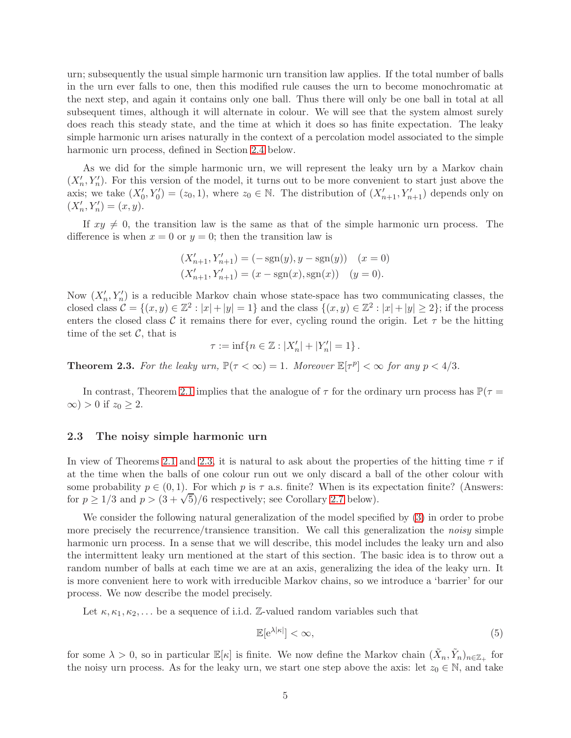urn; subsequently the usual simple harmonic urn transition law applies. If the total number of balls in the urn ever falls to one, then this modified rule causes the urn to become monochromatic at the next step, and again it contains only one ball. Thus there will only be one ball in total at all subsequent times, although it will alternate in colour. We will see that the system almost surely does reach this steady state, and the time at which it does so has finite expectation. The leaky simple harmonic urn arises naturally in the context of a percolation model associated to the simple harmonic urn process, defined in Section 2.4 below.

As we did for the simple harmonic urn, we will represent the leaky urn by a Markov chain $(X'_n, Y'_n)$. For this version of the model, it turns out to be more convenient to start just above the axis; we take $(X'_0, Y'_0) = (z_0, 1)$, where $z_0 \in \mathbb{N}$. The distribution of $(X'_{n+1}, Y'_{n+1})$ depends only on $(X'_n, Y'_n) = (x, y)$.

If $xy \neq 0$, the transition law is the same as that of the simple harmonic urn process. The difference is when $x = 0$ or $y = 0$; then the transition law is

$$(X'_{n+1}, Y'_{n+1}) = (-\operatorname{sgn}(y), y - \operatorname{sgn}(y)) \quad (x = 0)$$
$$(X'_{n+1}, Y'_{n+1}) = (x - \operatorname{sgn}(x), \operatorname{sgn}(x)) \quad (y = 0).$$

Now $(X'_n, Y'_n)$ is a reducible Markov chain whose state-space has two communicating classes, the closed class $\mathcal{C} = \{(x, y) \in \mathbb{Z}^2 : |x| + |y| = 1\}$ and the class $\{(x, y) \in \mathbb{Z}^2 : |x| + |y| \geq 2\}$; if the process enters the closed class $\mathcal{C}$ it remains there for ever, cycling round the origin. Let $\tau$ be the hitting time of the set $\mathcal{C}$, that is

$$\tau := \inf\{n \in \mathbb{Z} : |X'_n| + |Y'_n| = 1\}.$$

**Theorem 2.3.** *For the leaky urn, $\mathbb{P}(\tau < \infty) = 1$. Moreover $\mathbb{E}[\tau^p] < \infty$ for any $p < 4/3$.*

In contrast, Theorem 2.1 implies that the analogue of $\tau$ for the ordinary urn process has $\mathbb{P}(\tau = \infty) > 0$ if $z_0 \geq 2$.

### 2.3 The noisy simple harmonic urn

In view of Theorems 2.1 and 2.3, it is natural to ask about the properties of the hitting time $\tau$ if at the time when the balls of one colour run out we only discard a ball of the other colour with some probability $p \in (0, 1)$. For which $p$ is $\tau$ a.s. finite? When is its expectation finite? (Answers: for $p \geq 1/3$ and $p > (3 + \sqrt{5})/6$ respectively; see Corollary 2.7 below).

We consider the following natural generalization of the model specified by (3) in order to probe more precisely the recurrence/transience transition. We call this generalization the *noisy* simple harmonic urn process. In a sense that we will describe, this model includes the leaky urn and also the intermittent leaky urn mentioned at the start of this section. The basic idea is to throw out a random number of balls at each time we are at an axis, generalizing the idea of the leaky urn. It is more convenient here to work with irreducible Markov chains, so we introduce a 'barrier' for our process. We now describe the model precisely.

Let $\kappa, \kappa_1, \kappa_2, \ldots$ be a sequence of i.i.d. $\mathbb{Z}$-valued random variables such that

$$\mathbb{E}[e^{\lambda|\kappa|}] < \infty, \tag{5}$$

for some $\lambda > 0$, so in particular $\mathbb{E}[\kappa]$ is finite. We now define the Markov chain $(\tilde{X}_n, \tilde{Y}_n)_{n \in \mathbb{Z}_+}$ for the noisy urn process. As for the leaky urn, we start one step above the axis: let $z_0 \in \mathbb{N}$, and take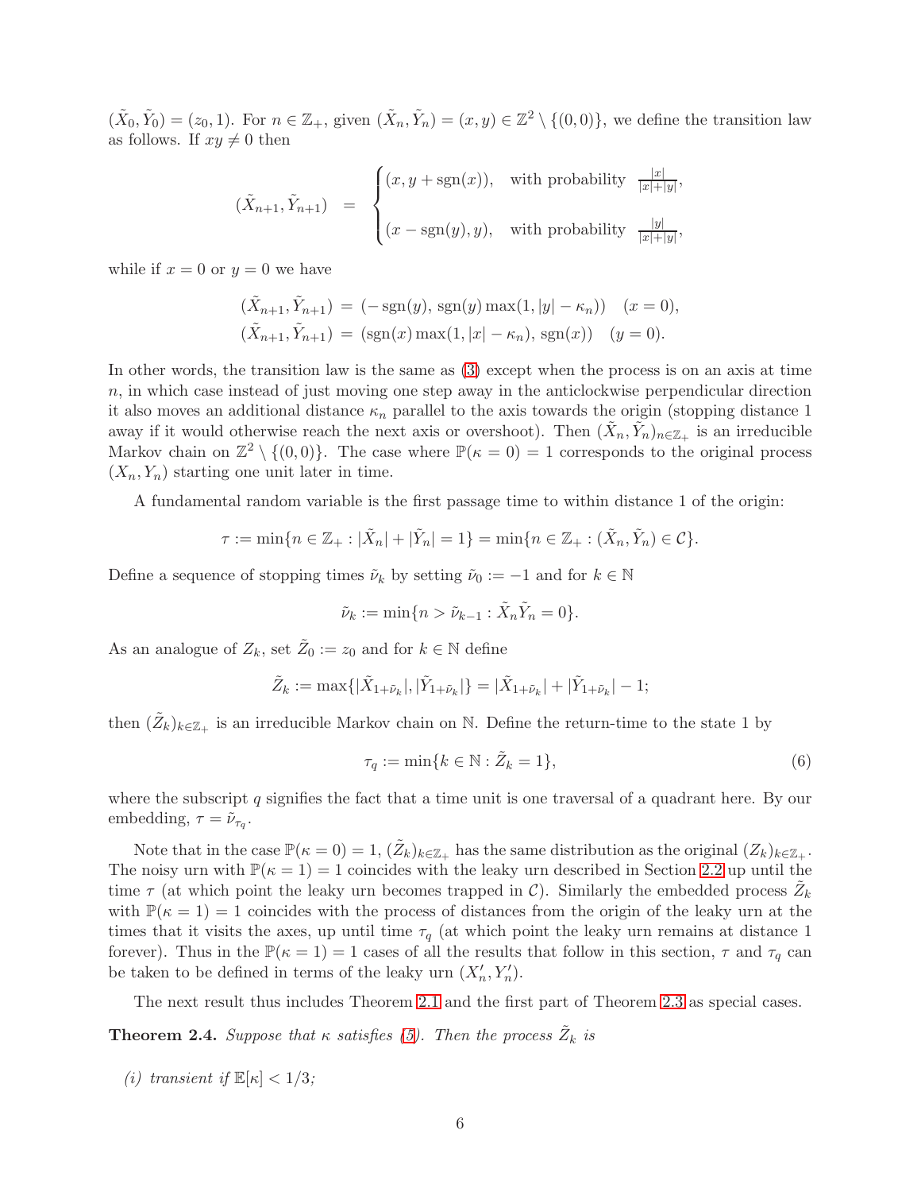$(\tilde{X}_0, \tilde{Y}_0) = (z_0, 1)$. For $n \in \mathbb{Z}_+$, given $(\tilde{X}_n, \tilde{Y}_n) = (x, y) \in \mathbb{Z}^2 \setminus \{(0,0)\}$, we define the transition law as follows. If $xy \neq 0$ then

$$(\tilde{X}_{n+1}, \tilde{Y}_{n+1}) \;=\; \begin{cases} (x, y + \operatorname{sgn}(x)), & \text{with probability } \frac{|x|}{|x|+|y|}, \\[2ex] (x - \operatorname{sgn}(y), y), & \text{with probability } \frac{|y|}{|x|+|y|}, \end{cases}$$

while if $x = 0$ or $y = 0$ we have

$$(\tilde{X}_{n+1}, \tilde{Y}_{n+1}) \;=\; (-\operatorname{sgn}(y), \operatorname{sgn}(y) \max(1, |y| - \kappa_n)) \quad (x = 0),$$
$$(\tilde{X}_{n+1}, \tilde{Y}_{n+1}) \;=\; (\operatorname{sgn}(x) \max(1, |x| - \kappa_n), \operatorname{sgn}(x)) \quad (y = 0).$$

In other words, the transition law is the same as (3) except when the process is on an axis at time $n$, in which case instead of just moving one step away in the anticlockwise perpendicular direction it also moves an additional distance $\kappa_n$ parallel to the axis towards the origin (stopping distance 1 away if it would otherwise reach the next axis or overshoot). Then $(\tilde{X}_n, \tilde{Y}_n)_{n \in \mathbb{Z}_+}$ is an irreducible Markov chain on $\mathbb{Z}^2 \setminus \{(0,0)\}$. The case where $\mathbb{P}(\kappa = 0) = 1$ corresponds to the original process $(X_n, Y_n)$ starting one unit later in time.

A fundamental random variable is the first passage time to within distance 1 of the origin:

$$\tau := \min\{n \in \mathbb{Z}_+ : |\tilde{X}_n| + |\tilde{Y}_n| = 1\} = \min\{n \in \mathbb{Z}_+ : (\tilde{X}_n, \tilde{Y}_n) \in \mathcal{C}\}.$$

Define a sequence of stopping times $\tilde{\nu}_k$ by setting $\tilde{\nu}_0 := -1$ and for $k \in \mathbb{N}$

$$\tilde{\nu}_k := \min\{n > \tilde{\nu}_{k-1} : \tilde{X}_n \tilde{Y}_n = 0\}.$$

As an analogue of $Z_k$, set $\tilde{Z}_0 := z_0$ and for $k \in \mathbb{N}$ define

$$\tilde{Z}_k := \max\{|\tilde{X}_{1+\tilde{\nu}_k}|, |\tilde{Y}_{1+\tilde{\nu}_k}|\} = |\tilde{X}_{1+\tilde{\nu}_k}| + |\tilde{Y}_{1+\tilde{\nu}_k}| - 1;$$

then $(\tilde{Z}_k)_{k \in \mathbb{Z}_+}$ is an irreducible Markov chain on $\mathbb{N}$. Define the return-time to the state 1 by

$$\tau_q := \min\{k \in \mathbb{N} : \tilde{Z}_k = 1\}, \tag{6}$$

where the subscript $q$ signifies the fact that a time unit is one traversal of a quadrant here. By our embedding, $\tau = \tilde{\nu}_{\tau_q}$.

Note that in the case $\mathbb{P}(\kappa = 0) = 1$, $(\tilde{Z}_k)_{k \in \mathbb{Z}_+}$ has the same distribution as the original $(Z_k)_{k \in \mathbb{Z}_+}$. The noisy urn with $\mathbb{P}(\kappa = 1) = 1$ coincides with the leaky urn described in Section 2.2 up until the time $\tau$ (at which point the leaky urn becomes trapped in $\mathcal{C}$). Similarly the embedded process $\tilde{Z}_k$ with $\mathbb{P}(\kappa = 1) = 1$ coincides with the process of distances from the origin of the leaky urn at the times that it visits the axes, up until time $\tau_q$ (at which point the leaky urn remains at distance 1 forever). Thus in the $\mathbb{P}(\kappa = 1) = 1$ cases of all the results that follow in this section, $\tau$ and $\tau_q$ can be taken to be defined in terms of the leaky urn $(X'_n, Y'_n)$.

The next result thus includes Theorem 2.1 and the first part of Theorem 2.3 as special cases.

**Theorem 2.4.** *Suppose that $\kappa$ satisfies (5). Then the process $\tilde{Z}_k$ is*

*(i) transient if $\mathbb{E}[\kappa] < 1/3$;*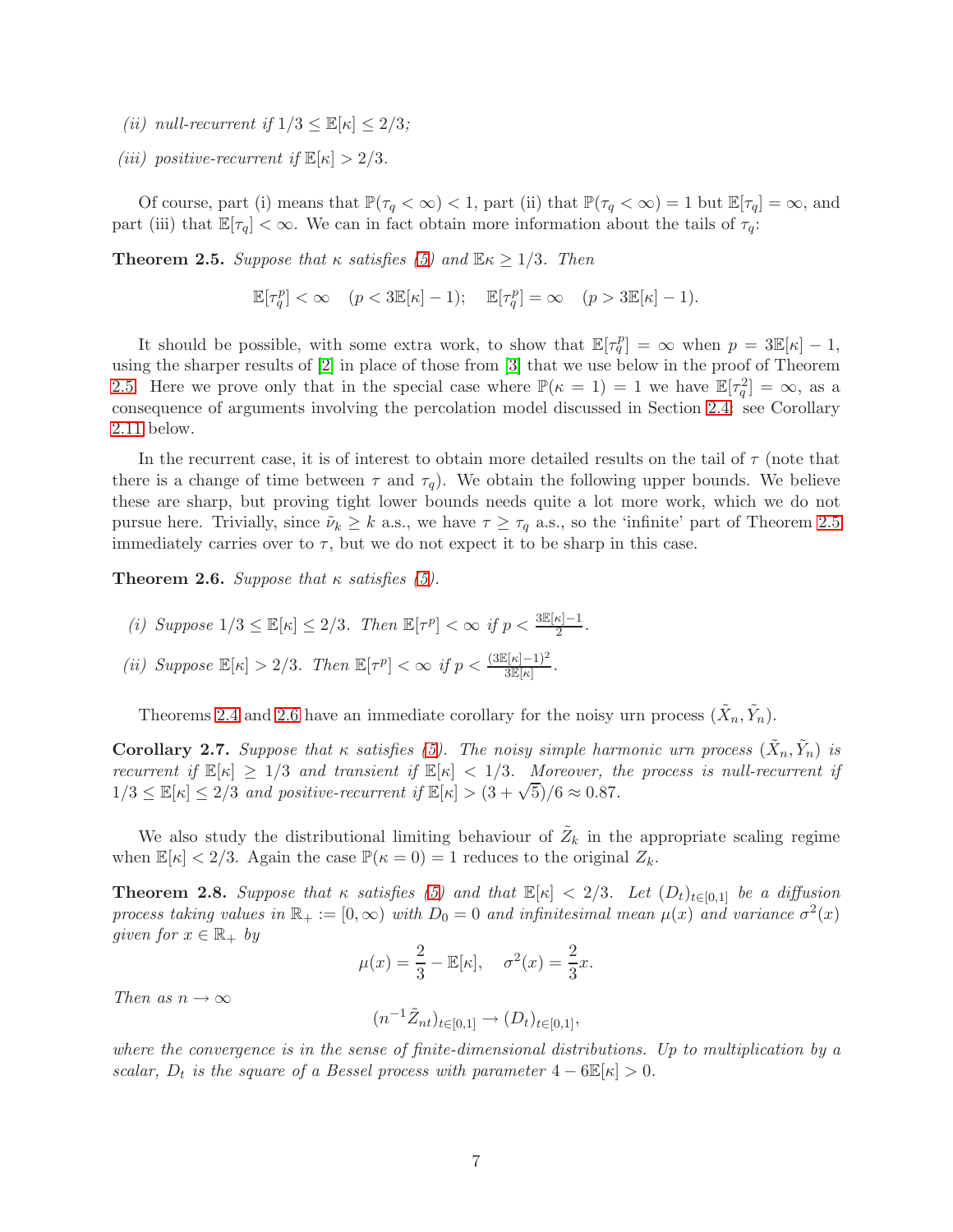*(ii) null-recurrent if $1/3 \le \mathbb{E}[\kappa] \le 2/3$;*

*(iii) positive-recurrent if $\mathbb{E}[\kappa] > 2/3$.*

Of course, part (i) means that $\mathbb{P}(\tau_q < \infty) < 1$, part (ii) that $\mathbb{P}(\tau_q < \infty) = 1$ but $\mathbb{E}[\tau_q] = \infty$, and part (iii) that $\mathbb{E}[\tau_q] < \infty$. We can in fact obtain more information about the tails of $\tau_q$:

**Theorem 2.5.** *Suppose that $\kappa$ satisfies (5) and $\mathbb{E}\kappa \ge 1/3$. Then*

$$\mathbb{E}[\tau_q^p] < \infty \quad (p < 3\mathbb{E}[\kappa] - 1); \quad \mathbb{E}[\tau_q^p] = \infty \quad (p > 3\mathbb{E}[\kappa] - 1).$$

It should be possible, with some extra work, to show that $\mathbb{E}[\tau_q^p] = \infty$ when $p = 3\mathbb{E}[\kappa] - 1$, using the sharper results of [2] in place of those from [3] that we use below in the proof of Theorem 2.5. Here we prove only that in the special case where $\mathbb{P}(\kappa = 1) = 1$ we have $\mathbb{E}[\tau_q^2] = \infty$, as a consequence of arguments involving the percolation model discussed in Section 2.4; see Corollary 2.11 below.

In the recurrent case, it is of interest to obtain more detailed results on the tail of $\tau$ (note that there is a change of time between $\tau$ and $\tau_q$). We obtain the following upper bounds. We believe these are sharp, but proving tight lower bounds needs quite a lot more work, which we do not pursue here. Trivially, since $\tilde{\nu}_k \ge k$ a.s., we have $\tau \ge \tau_q$ a.s., so the 'infinite' part of Theorem 2.5 immediately carries over to $\tau$, but we do not expect it to be sharp in this case.

**Theorem 2.6.** *Suppose that $\kappa$ satisfies (5).*

*(i) Suppose $1/3 \le \mathbb{E}[\kappa] \le 2/3$. Then $\mathbb{E}[\tau^p] < \infty$ if $p < \frac{3\mathbb{E}[\kappa]-1}{2}$.*

*(ii) Suppose $\mathbb{E}[\kappa] > 2/3$. Then $\mathbb{E}[\tau^p] < \infty$ if $p < \frac{(3\mathbb{E}[\kappa]-1)^2}{3\mathbb{E}[\kappa]}$.*

Theorems 2.4 and 2.6 have an immediate corollary for the noisy urn process $(\tilde{X}_n, \tilde{Y}_n)$.

**Corollary 2.7.** *Suppose that $\kappa$ satisfies (5). The noisy simple harmonic urn process $(\tilde{X}_n, \tilde{Y}_n)$ is recurrent if $\mathbb{E}[\kappa] \ge 1/3$ and transient if $\mathbb{E}[\kappa] < 1/3$. Moreover, the process is null-recurrent if $1/3 \le \mathbb{E}[\kappa] \le 2/3$ and positive-recurrent if $\mathbb{E}[\kappa] > (3 + \sqrt{5})/6 \approx 0.87$.*

We also study the distributional limiting behaviour of $\tilde{Z}_k$ in the appropriate scaling regime when $\mathbb{E}[\kappa] < 2/3$. Again the case $\mathbb{P}(\kappa = 0) = 1$ reduces to the original $Z_k$.

**Theorem 2.8.** *Suppose that $\kappa$ satisfies (5) and that $\mathbb{E}[\kappa] < 2/3$. Let $(D_t)_{t \in [0,1]}$ be a diffusion process taking values in $\mathbb{R}_+ := [0, \infty)$ with $D_0 = 0$ and infinitesimal mean $\mu(x)$ and variance $\sigma^2(x)$ given for $x \in \mathbb{R}_+$ by*

$$\mu(x) = \frac{2}{3} - \mathbb{E}[\kappa], \quad \sigma^2(x) = \frac{2}{3}x.$$

*Then as $n \to \infty$*

$$(n^{-1}\tilde{Z}_{nt})_{t \in [0,1]} \to (D_t)_{t \in [0,1]},$$

*where the convergence is in the sense of finite-dimensional distributions. Up to multiplication by a scalar, $D_t$ is the square of a Bessel process with parameter $4 - 6\mathbb{E}[\kappa] > 0$.*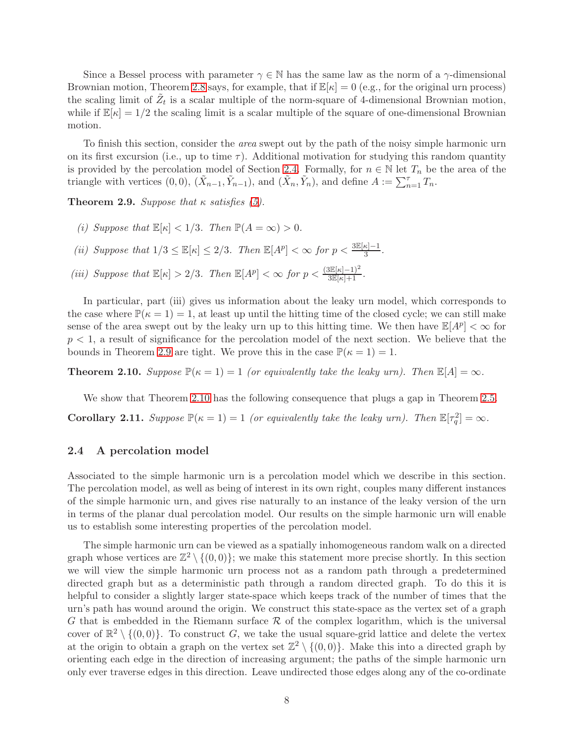Since a Bessel process with parameter $\gamma \in \mathbb{N}$ has the same law as the norm of a $\gamma$-dimensional Brownian motion, Theorem 2.8 says, for example, that if $\mathbb{E}[\kappa] = 0$ (e.g., for the original urn process) the scaling limit of $\tilde{Z}_t$ is a scalar multiple of the norm-square of 4-dimensional Brownian motion, while if $\mathbb{E}[\kappa] = 1/2$ the scaling limit is a scalar multiple of the square of one-dimensional Brownian motion.

To finish this section, consider the *area* swept out by the path of the noisy simple harmonic urn on its first excursion (i.e., up to time $\tau$). Additional motivation for studying this random quantity is provided by the percolation model of Section 2.4. Formally, for $n \in \mathbb{N}$ let $T_n$ be the area of the triangle with vertices $(0, 0)$, $(\tilde{X}_{n-1}, \tilde{Y}_{n-1})$, and $(\tilde{X}_n, \tilde{Y}_n)$, and define $A := \sum_{n=1}^{\tau} T_n$.

**Theorem 2.9.** *Suppose that $\kappa$ satisfies (5).*

*(i) Suppose that $\mathbb{E}[\kappa] < 1/3$. Then $\mathbb{P}(A = \infty) > 0$.*

*(ii) Suppose that $1/3 \leq \mathbb{E}[\kappa] \leq 2/3$. Then $\mathbb{E}[A^p] < \infty$ for $p < \frac{3\mathbb{E}[\kappa]-1}{3}$.*

*(iii) Suppose that $\mathbb{E}[\kappa] > 2/3$. Then $\mathbb{E}[A^p] < \infty$ for $p < \frac{(3\mathbb{E}[\kappa]-1)^2}{3\mathbb{E}[\kappa]+1}$.*

In particular, part (iii) gives us information about the leaky urn model, which corresponds to the case where $\mathbb{P}(\kappa = 1) = 1$, at least up until the hitting time of the closed cycle; we can still make sense of the area swept out by the leaky urn up to this hitting time. We then have $\mathbb{E}[A^p] < \infty$ for $p < 1$, a result of significance for the percolation model of the next section. We believe that the bounds in Theorem 2.9 are tight. We prove this in the case $\mathbb{P}(\kappa = 1) = 1$.

**Theorem 2.10.** *Suppose $\mathbb{P}(\kappa = 1) = 1$ (or equivalently take the leaky urn). Then $\mathbb{E}[A] = \infty$.*

We show that Theorem 2.10 has the following consequence that plugs a gap in Theorem 2.5.

**Corollary 2.11.** *Suppose $\mathbb{P}(\kappa = 1) = 1$ (or equivalently take the leaky urn). Then $\mathbb{E}[\tau_q^2] = \infty$.*

### 2.4 A percolation model

Associated to the simple harmonic urn is a percolation model which we describe in this section. The percolation model, as well as being of interest in its own right, couples many different instances of the simple harmonic urn, and gives rise naturally to an instance of the leaky version of the urn in terms of the planar dual percolation model. Our results on the simple harmonic urn will enable us to establish some interesting properties of the percolation model.

The simple harmonic urn can be viewed as a spatially inhomogeneous random walk on a directed graph whose vertices are $\mathbb{Z}^2 \setminus \{(0, 0)\}$; we make this statement more precise shortly. In this section we will view the simple harmonic urn process not as a random path through a predetermined directed graph but as a deterministic path through a random directed graph. To do this it is helpful to consider a slightly larger state-space which keeps track of the number of times that the urn's path has wound around the origin. We construct this state-space as the vertex set of a graph $G$ that is embedded in the Riemann surface $\mathcal{R}$ of the complex logarithm, which is the universal cover of $\mathbb{R}^2 \setminus \{(0, 0)\}$. To construct $G$, we take the usual square-grid lattice and delete the vertex at the origin to obtain a graph on the vertex set $\mathbb{Z}^2 \setminus \{(0, 0)\}$. Make this into a directed graph by orienting each edge in the direction of increasing argument; the paths of the simple harmonic urn only ever traverse edges in this direction. Leave undirected those edges along any of the co-ordinate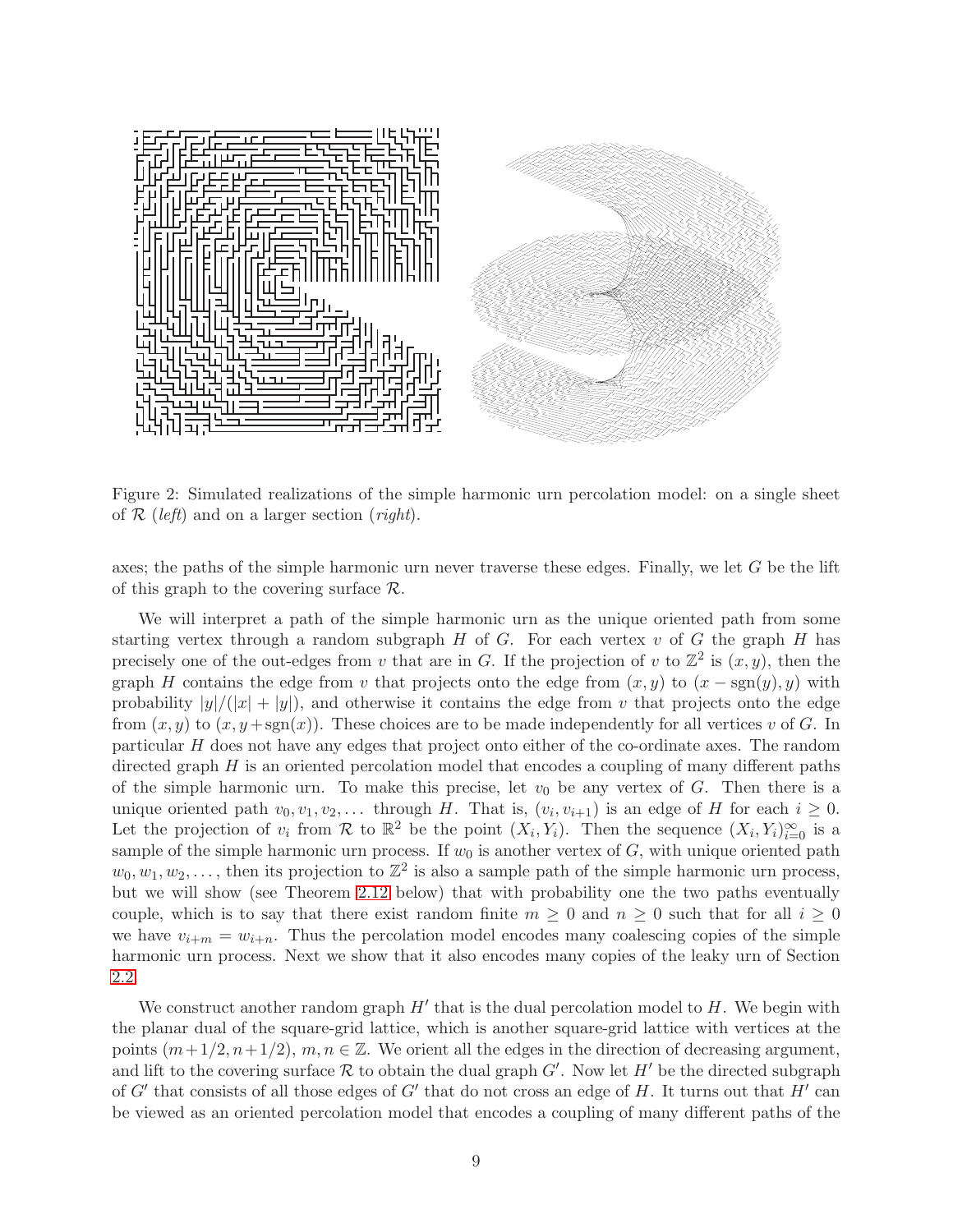Figure 2: Simulated realizations of the simple harmonic urn percolation model: on a single sheet of $\mathcal{R}$ (*left*) and on a larger section (*right*).

axes; the paths of the simple harmonic urn never traverse these edges. Finally, we let $G$ be the lift of this graph to the covering surface $\mathcal{R}$.

We will interpret a path of the simple harmonic urn as the unique oriented path from some starting vertex through a random subgraph $H$ of $G$. For each vertex $v$ of $G$ the graph $H$ has precisely one of the out-edges from $v$ that are in $G$. If the projection of $v$ to $\mathbb{Z}^2$ is $(x, y)$, then the graph $H$ contains the edge from $v$ that projects onto the edge from $(x, y)$ to $(x - \operatorname{sgn}(y), y)$ with probability $|y|/(|x| + |y|)$, and otherwise it contains the edge from $v$ that projects onto the edge from $(x, y)$ to $(x, y+\operatorname{sgn}(x))$. These choices are to be made independently for all vertices $v$ of $G$. In particular $H$ does not have any edges that project onto either of the co-ordinate axes. The random directed graph $H$ is an oriented percolation model that encodes a coupling of many different paths of the simple harmonic urn. To make this precise, let $v_0$ be any vertex of $G$. Then there is a unique oriented path $v_0, v_1, v_2, \ldots$ through $H$. That is, $(v_i, v_{i+1})$ is an edge of $H$ for each $i \geq 0$. Let the projection of $v_i$ from $\mathcal{R}$ to $\mathbb{R}^2$ be the point $(X_i, Y_i)$. Then the sequence $(X_i, Y_i)_{i=0}^{\infty}$ is a sample of the simple harmonic urn process. If $w_0$ is another vertex of $G$, with unique oriented path $w_0, w_1, w_2, \ldots$, then its projection to $\mathbb{Z}^2$ is also a sample path of the simple harmonic urn process, but we will show (see Theorem 2.12 below) that with probability one the two paths eventually couple, which is to say that there exist random finite $m \geq 0$ and $n \geq 0$ such that for all $i \geq 0$ we have $v_{i+m} = w_{i+n}$. Thus the percolation model encodes many coalescing copies of the simple harmonic urn process. Next we show that it also encodes many copies of the leaky urn of Section 2.2.

We construct another random graph $H'$ that is the dual percolation model to $H$. We begin with the planar dual of the square-grid lattice, which is another square-grid lattice with vertices at the points $(m+1/2, n+1/2)$, $m, n \in \mathbb{Z}$. We orient all the edges in the direction of decreasing argument, and lift to the covering surface $\mathcal{R}$ to obtain the dual graph $G'$. Now let $H'$ be the directed subgraph of $G'$ that consists of all those edges of $G'$ that do not cross an edge of $H$. It turns out that $H'$ can be viewed as an oriented percolation model that encodes a coupling of many different paths of the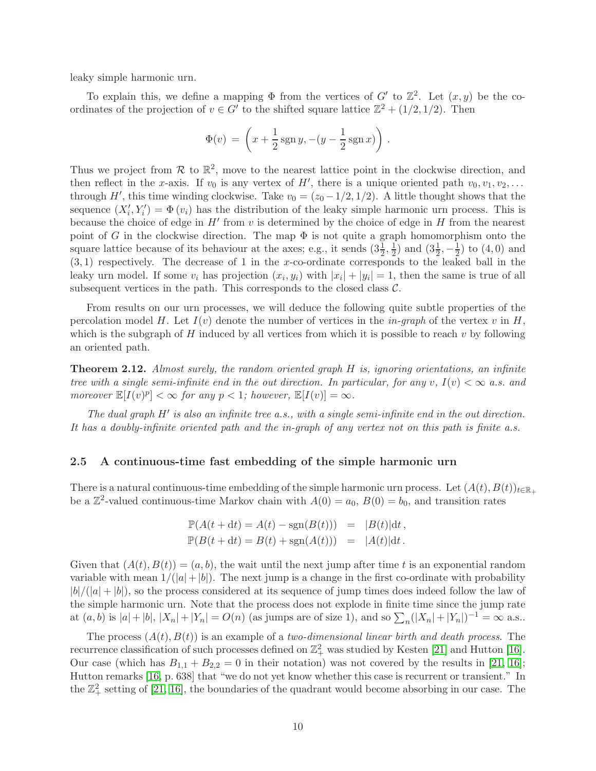leaky simple harmonic urn.

To explain this, we define a mapping $\Phi$ from the vertices of $G'$ to $\mathbb{Z}^2$. Let $(x, y)$ be the co-ordinates of the projection of $v \in G'$ to the shifted square lattice $\mathbb{Z}^2 + (1/2, 1/2)$. Then

$$\Phi(v) \,=\, \left(x + \frac{1}{2}\operatorname{sgn} y, -(y - \frac{1}{2}\operatorname{sgn} x)\right) .$$

Thus we project from $\mathcal{R}$ to $\mathbb{R}^2$, move to the nearest lattice point in the clockwise direction, and then reflect in the $x$-axis. If $v_0$ is any vertex of $H'$, there is a unique oriented path $v_0, v_1, v_2, \ldots$ through $H'$, this time winding clockwise. Take $v_0 = (z_0 - 1/2, 1/2)$. A little thought shows that the sequence $(X'_i, Y'_i) = \Phi(v_i)$ has the distribution of the leaky simple harmonic urn process. This is because the choice of edge in $H'$ from $v$ is determined by the choice of edge in $H$ from the nearest point of $G$ in the clockwise direction. The map $\Phi$ is not quite a graph homomorphism onto the square lattice because of its behaviour at the axes; e.g., it sends $(3\frac{1}{2}, \frac{1}{2})$ and $(3\frac{1}{2}, -\frac{1}{2})$ to $(4, 0)$ and $(3, 1)$ respectively. The decrease of 1 in the $x$-co-ordinate corresponds to the leaked ball in the leaky urn model. If some $v_i$ has projection $(x_i, y_i)$ with $|x_i| + |y_i| = 1$, then the same is true of all subsequent vertices in the path. This corresponds to the closed class $\mathcal{C}$.

From results on our urn processes, we will deduce the following quite subtle properties of the percolation model $H$. Let $I(v)$ denote the number of vertices in the *in-graph* of the vertex $v$ in $H$, which is the subgraph of $H$ induced by all vertices from which it is possible to reach $v$ by following an oriented path.

**Theorem 2.12.** *Almost surely, the random oriented graph $H$ is, ignoring orientations, an infinite tree with a single semi-infinite end in the out direction. In particular, for any $v$, $I(v) < \infty$ a.s. and moreover $\mathbb{E}[I(v)^p] < \infty$ for any $p < 1$; however, $\mathbb{E}[I(v)] = \infty$.*

*The dual graph $H'$ is also an infinite tree a.s., with a single semi-infinite end in the out direction. It has a doubly-infinite oriented path and the in-graph of any vertex not on this path is finite a.s.*

## 2.5 A continuous-time fast embedding of the simple harmonic urn

There is a natural continuous-time embedding of the simple harmonic urn process. Let $(A(t), B(t))_{t \in \mathbb{R}_+}$ be a $\mathbb{Z}^2$-valued continuous-time Markov chain with $A(0) = a_0$, $B(0) = b_0$, and transition rates

$$\begin{aligned}
\mathbb{P}(A(t + \mathrm{d}t) = A(t) - \operatorname{sgn}(B(t))) &= |B(t)|\mathrm{d}t \,, \\
\mathbb{P}(B(t + \mathrm{d}t) = B(t) + \operatorname{sgn}(A(t))) &= |A(t)|\mathrm{d}t \,.
\end{aligned}$$

Given that $(A(t), B(t)) = (a, b)$, the wait until the next jump after time $t$ is an exponential random variable with mean $1/(|a| + |b|)$. The next jump is a change in the first co-ordinate with probability $|b|/(|a| + |b|)$, so the process considered at its sequence of jump times does indeed follow the law of the simple harmonic urn. Note that the process does not explode in finite time since the jump rate at $(a, b)$ is $|a| + |b|$, $|X_n| + |Y_n| = O(n)$ (as jumps are of size 1), and so $\sum_n (|X_n| + |Y_n|)^{-1} = \infty$ a.s..

The process $(A(t), B(t))$ is an example of a *two-dimensional linear birth and death process.* The recurrence classification of such processes defined on $\mathbb{Z}_+^2$ was studied by Kesten [21] and Hutton [16]. Our case (which has $B_{1,1} + B_{2,2} = 0$ in their notation) was not covered by the results in [21, 16]; Hutton remarks [16, p. 638] that "we do not yet know whether this case is recurrent or transient." In the $\mathbb{Z}_+^2$ setting of [21, 16], the boundaries of the quadrant would become absorbing in our case. The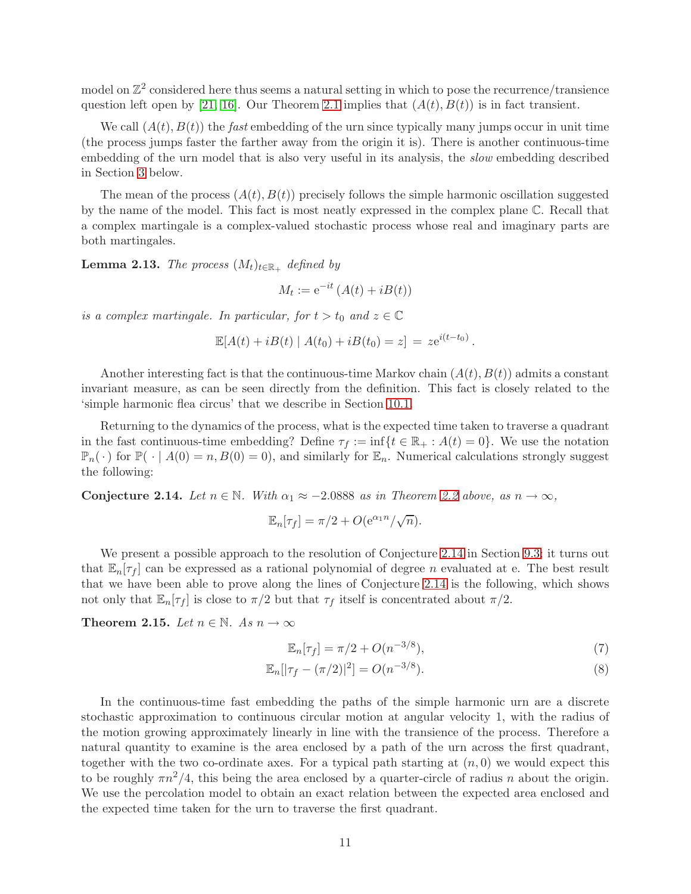model on $\mathbb{Z}^2$ considered here thus seems a natural setting in which to pose the recurrence/transience question left open by [21, 16]. Our Theorem 2.1 implies that $(A(t), B(t))$ is in fact transient.

We call $(A(t), B(t))$ the *fast* embedding of the urn since typically many jumps occur in unit time (the process jumps faster the farther away from the origin it is). There is another continuous-time embedding of the urn model that is also very useful in its analysis, the *slow* embedding described in Section 3 below.

The mean of the process $(A(t), B(t))$ precisely follows the simple harmonic oscillation suggested by the name of the model. This fact is most neatly expressed in the complex plane $\mathbb{C}$. Recall that a complex martingale is a complex-valued stochastic process whose real and imaginary parts are both martingales.

**Lemma 2.13.** *The process $(M_t)_{t\in\mathbb{R}_+}$ defined by*

$$M_t := \mathrm{e}^{-it}\,(A(t) + iB(t))$$

*is a complex martingale. In particular, for $t > t_0$ and $z \in \mathbb{C}$*

$$\mathbb{E}[A(t) + iB(t) \mid A(t_0) + iB(t_0) = z] \,=\, z\mathrm{e}^{i(t-t_0)}\,.$$

Another interesting fact is that the continuous-time Markov chain $(A(t), B(t))$ admits a constant invariant measure, as can be seen directly from the definition. This fact is closely related to the 'simple harmonic flea circus' that we describe in Section 10.1.

Returning to the dynamics of the process, what is the expected time taken to traverse a quadrant in the fast continuous-time embedding? Define $\tau_f := \inf\{t \in \mathbb{R}_+ : A(t) = 0\}$. We use the notation $\mathbb{P}_n(\,\cdot\,)$ for $\mathbb{P}(\,\cdot\mid A(0) = n, B(0) = 0)$, and similarly for $\mathbb{E}_n$. Numerical calculations strongly suggest the following:

**Conjecture 2.14.** *Let $n \in \mathbb{N}$. With $\alpha_1 \approx -2.0888$ as in Theorem 2.2 above, as $n \to \infty$,*

$$\mathbb{E}_n[\tau_f] = \pi/2 + O(\mathrm{e}^{\alpha_1 n}/\sqrt{n}).$$

We present a possible approach to the resolution of Conjecture 2.14 in Section 9.3; it turns out that $\mathbb{E}_n[\tau_f]$ can be expressed as a rational polynomial of degree $n$ evaluated at e. The best result that we have been able to prove along the lines of Conjecture 2.14 is the following, which shows not only that $\mathbb{E}_n[\tau_f]$ is close to $\pi/2$ but that $\tau_f$ itself is concentrated about $\pi/2$.

**Theorem 2.15.** *Let $n \in \mathbb{N}$. As $n \to \infty$*

$$\mathbb{E}_n[\tau_f] = \pi/2 + O(n^{-3/8}), \tag{7}$$

$$\mathbb{E}_n[|\tau_f - (\pi/2)|^2] = O(n^{-3/8}). \tag{8}$$

In the continuous-time fast embedding the paths of the simple harmonic urn are a discrete stochastic approximation to continuous circular motion at angular velocity 1, with the radius of the motion growing approximately linearly in line with the transience of the process. Therefore a natural quantity to examine is the area enclosed by a path of the urn across the first quadrant, together with the two co-ordinate axes. For a typical path starting at $(n, 0)$ we would expect this to be roughly $\pi n^2/4$, this being the area enclosed by a quarter-circle of radius $n$ about the origin. We use the percolation model to obtain an exact relation between the expected area enclosed and the expected time taken for the urn to traverse the first quadrant.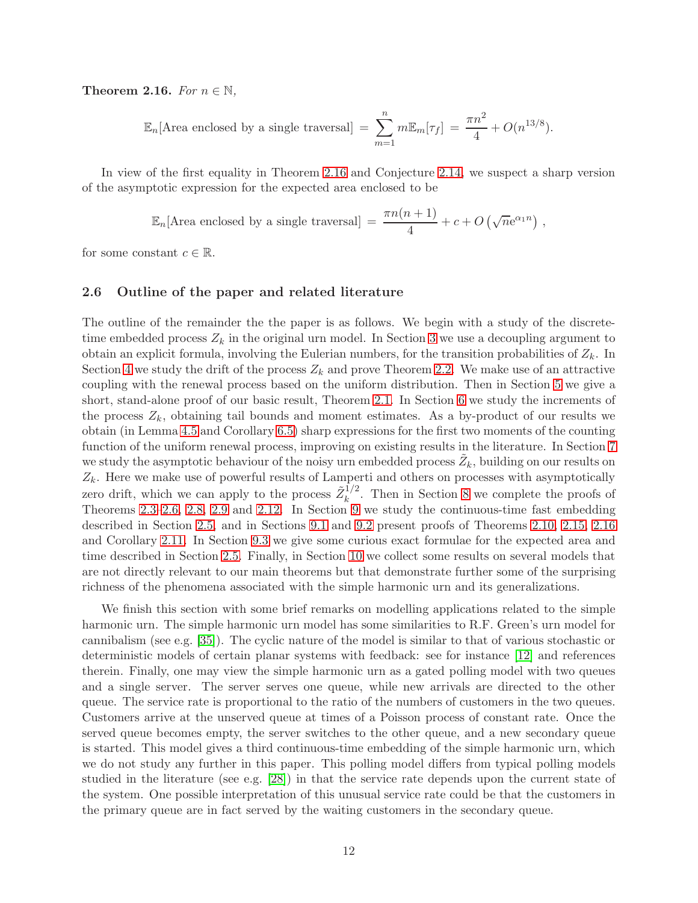**Theorem 2.16.** *For $n \in \mathbb{N}$,*

$$\mathbb{E}_n[\text{Area enclosed by a single traversal}] \;=\; \sum_{m=1}^{n} m\mathbb{E}_m[\tau_f] \;=\; \frac{\pi n^2}{4} + O(n^{13/8}).$$

In view of the first equality in Theorem 2.16 and Conjecture 2.14, we suspect a sharp version of the asymptotic expression for the expected area enclosed to be

$$\mathbb{E}_n[\text{Area enclosed by a single traversal}] \;=\; \frac{\pi n(n+1)}{4} + c + O\left(\sqrt{n}\mathrm{e}^{\alpha_1 n}\right)\,,$$

for some constant $c \in \mathbb{R}$.

## 2.6 Outline of the paper and related literature

The outline of the remainder the the paper is as follows. We begin with a study of the discrete-time embedded process $Z_k$ in the original urn model. In Section 3 we use a decoupling argument to obtain an explicit formula, involving the Eulerian numbers, for the transition probabilities of $Z_k$. In Section 4 we study the drift of the process $Z_k$ and prove Theorem 2.2. We make use of an attractive coupling with the renewal process based on the uniform distribution. Then in Section 5 we give a short, stand-alone proof of our basic result, Theorem 2.1. In Section 6 we study the increments of the process $Z_k$, obtaining tail bounds and moment estimates. As a by-product of our results we obtain (in Lemma 4.5 and Corollary 6.5) sharp expressions for the first two moments of the counting function of the uniform renewal process, improving on existing results in the literature. In Section 7 we study the asymptotic behaviour of the noisy urn embedded process $\tilde{Z}_k$, building on our results on $Z_k$. Here we make use of powerful results of Lamperti and others on processes with asymptotically zero drift, which we can apply to the process $\tilde{Z}_k^{1/2}$. Then in Section 8 we complete the proofs of Theorems 2.3–2.6, 2.8, 2.9 and 2.12. In Section 9 we study the continuous-time fast embedding described in Section 2.5, and in Sections 9.1 and 9.2 present proofs of Theorems 2.10, 2.15, 2.16 and Corollary 2.11. In Section 9.3 we give some curious exact formulae for the expected area and time described in Section 2.5. Finally, in Section 10 we collect some results on several models that are not directly relevant to our main theorems but that demonstrate further some of the surprising richness of the phenomena associated with the simple harmonic urn and its generalizations.

We finish this section with some brief remarks on modelling applications related to the simple harmonic urn. The simple harmonic urn model has some similarities to R.F. Green's urn model for cannibalism (see e.g. [35]). The cyclic nature of the model is similar to that of various stochastic or deterministic models of certain planar systems with feedback: see for instance [12] and references therein. Finally, one may view the simple harmonic urn as a gated polling model with two queues and a single server. The server serves one queue, while new arrivals are directed to the other queue. The service rate is proportional to the ratio of the numbers of customers in the two queues. Customers arrive at the unserved queue at times of a Poisson process of constant rate. Once the served queue becomes empty, the server switches to the other queue, and a new secondary queue is started. This model gives a third continuous-time embedding of the simple harmonic urn, which we do not study any further in this paper. This polling model differs from typical polling models studied in the literature (see e.g. [28]) in that the service rate depends upon the current state of the system. One possible interpretation of this unusual service rate could be that the customers in the primary queue are in fact served by the waiting customers in the secondary queue.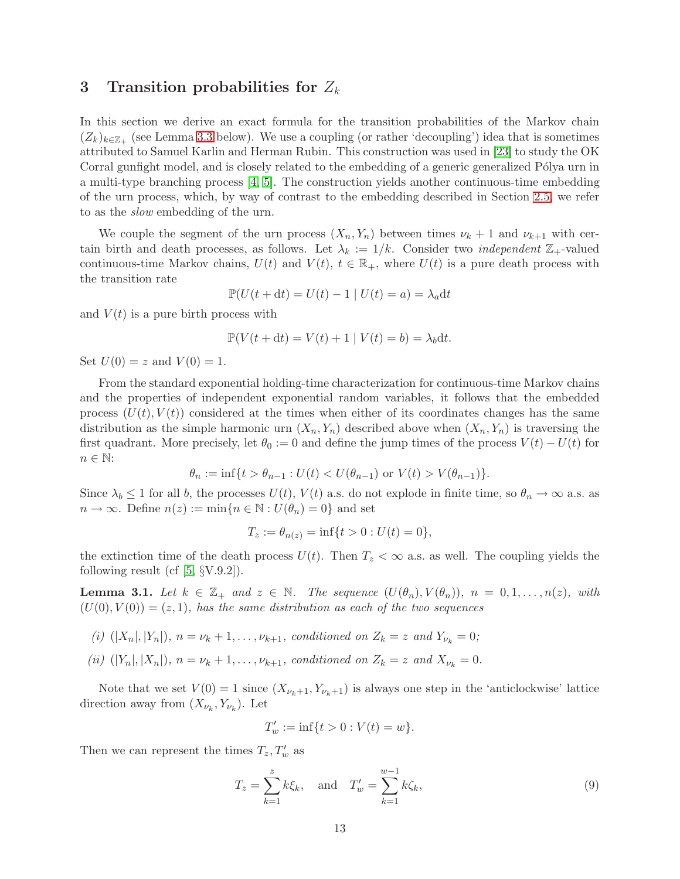## 3 Transition probabilities for $Z_k$

In this section we derive an exact formula for the transition probabilities of the Markov chain $(Z_k)_{k\in\mathbb{Z}_+}$ (see Lemma 3.3 below). We use a coupling (or rather 'decoupling') idea that is sometimes attributed to Samuel Karlin and Herman Rubin. This construction was used in [23] to study the OK Corral gunfight model, and is closely related to the embedding of a generic generalized Pólya urn in a multi-type branching process [4, 5]. The construction yields another continuous-time embedding of the urn process, which, by way of contrast to the embedding described in Section 2.5, we refer to as the *slow* embedding of the urn.

We couple the segment of the urn process $(X_n, Y_n)$ between times $\nu_k + 1$ and $\nu_{k+1}$ with certain birth and death processes, as follows. Let $\lambda_k := 1/k$. Consider two *independent* $\mathbb{Z}_+$-valued continuous-time Markov chains, $U(t)$ and $V(t)$, $t \in \mathbb{R}_+$, where $U(t)$ is a pure death process with the transition rate

$$\mathbb{P}(U(t + \mathrm{d}t) = U(t) - 1 \mid U(t) = a) = \lambda_a \mathrm{d}t$$

and $V(t)$ is a pure birth process with

$$\mathbb{P}(V(t + \mathrm{d}t) = V(t) + 1 \mid V(t) = b) = \lambda_b \mathrm{d}t.$$

Set $U(0) = z$ and $V(0) = 1$.

From the standard exponential holding-time characterization for continuous-time Markov chains and the properties of independent exponential random variables, it follows that the embedded process $(U(t), V(t))$ considered at the times when either of its coordinates changes has the same distribution as the simple harmonic urn $(X_n, Y_n)$ described above when $(X_n, Y_n)$ is traversing the first quadrant. More precisely, let $\theta_0 := 0$ and define the jump times of the process $V(t) - U(t)$ for $n \in \mathbb{N}$:

$$\theta_n := \inf\{t > \theta_{n-1} : U(t) < U(\theta_{n-1}) \text{ or } V(t) > V(\theta_{n-1})\}.$$

Since $\lambda_b \leq 1$ for all $b$, the processes $U(t)$, $V(t)$ a.s. do not explode in finite time, so $\theta_n \to \infty$ a.s. as $n \to \infty$. Define $n(z) := \min\{n \in \mathbb{N} : U(\theta_n) = 0\}$ and set

$$T_z := \theta_{n(z)} = \inf\{t > 0 : U(t) = 0\},$$

the extinction time of the death process $U(t)$. Then $T_z < \infty$ a.s. as well. The coupling yields the following result (cf [5, §V.9.2]).

**Lemma 3.1.** *Let $k \in \mathbb{Z}_+$ and $z \in \mathbb{N}$. The sequence $(U(\theta_n), V(\theta_n))$, $n = 0, 1, \ldots, n(z)$, with $(U(0), V(0)) = (z, 1)$, has the same distribution as each of the two sequences*

*(i) $(|X_n|, |Y_n|)$, $n = \nu_k + 1, \ldots, \nu_{k+1}$, conditioned on $Z_k = z$ and $Y_{\nu_k} = 0$;*

*(ii) $(|Y_n|, |X_n|)$, $n = \nu_k + 1, \ldots, \nu_{k+1}$, conditioned on $Z_k = z$ and $X_{\nu_k} = 0$.*

Note that we set $V(0) = 1$ since $(X_{\nu_k+1}, Y_{\nu_k+1})$ is always one step in the 'anticlockwise' lattice direction away from $(X_{\nu_k}, Y_{\nu_k})$. Let

$$T'_w := \inf\{t > 0 : V(t) = w\}.$$

Then we can represent the times $T_z, T'_w$ as

$$T_z = \sum_{k=1}^{z} k\xi_k, \quad \text{and} \quad T'_w = \sum_{k=1}^{w-1} k\zeta_k, \tag{9}$$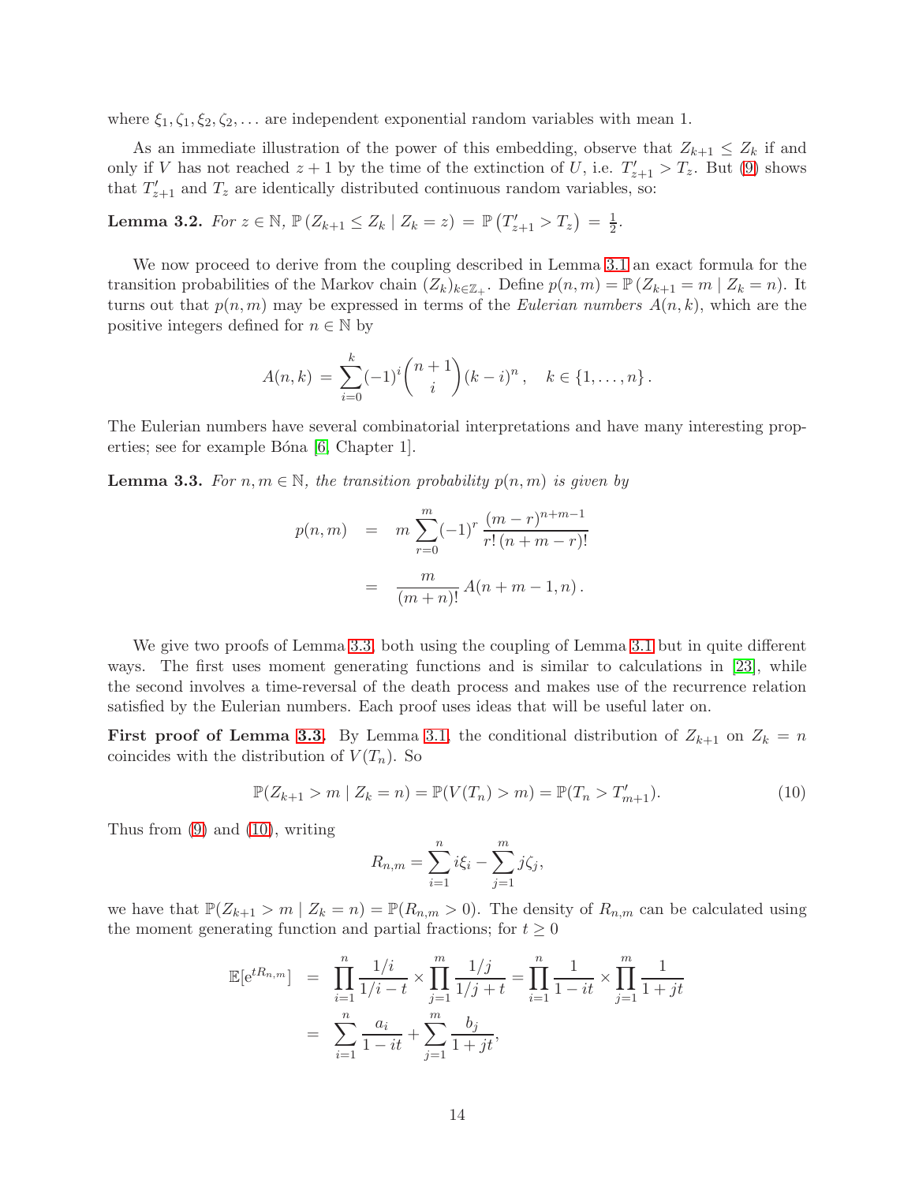where $\xi_1, \zeta_1, \xi_2, \zeta_2, \ldots$ are independent exponential random variables with mean 1.

As an immediate illustration of the power of this embedding, observe that $Z_{k+1} \le Z_k$ if and only if $V$ has not reached $z+1$ by the time of the extinction of $U$, i.e. $T'_{z+1} > T_z$. But (9) shows that $T'_{z+1}$ and $T_z$ are identically distributed continuous random variables, so:

**Lemma 3.2.** *For $z \in \mathbb{N}$, $\mathbb{P}\left(Z_{k+1} \le Z_k \mid Z_k = z\right) = \mathbb{P}\left(T'_{z+1} > T_z\right) = \frac{1}{2}$.*

We now proceed to derive from the coupling described in Lemma 3.1 an exact formula for the transition probabilities of the Markov chain $(Z_k)_{k \in \mathbb{Z}_+}$. Define $p(n,m) = \mathbb{P}\left(Z_{k+1} = m \mid Z_k = n\right)$. It turns out that $p(n,m)$ may be expressed in terms of the *Eulerian numbers* $A(n,k)$, which are the positive integers defined for $n \in \mathbb{N}$ by

$$A(n,k) = \sum_{i=0}^{k} (-1)^i \binom{n+1}{i} (k-i)^n, \quad k \in \{1, \ldots, n\}.$$

The Eulerian numbers have several combinatorial interpretations and have many interesting properties; see for example Bóna [6, Chapter 1].

**Lemma 3.3.** *For $n, m \in \mathbb{N}$, the transition probability $p(n,m)$ is given by*

$$\begin{aligned} p(n,m) &= m \sum_{r=0}^{m} (-1)^r \frac{(m-r)^{n+m-1}}{r!\,(n+m-r)!} \\ &= \frac{m}{(m+n)!} A(n+m-1, n). \end{aligned}$$

We give two proofs of Lemma 3.3, both using the coupling of Lemma 3.1 but in quite different ways. The first uses moment generating functions and is similar to calculations in [23], while the second involves a time-reversal of the death process and makes use of the recurrence relation satisfied by the Eulerian numbers. Each proof uses ideas that will be useful later on.

**First proof of Lemma 3.3.** By Lemma 3.1, the conditional distribution of $Z_{k+1}$ on $Z_k = n$ coincides with the distribution of $V(T_n)$. So

$$\mathbb{P}(Z_{k+1} > m \mid Z_k = n) = \mathbb{P}(V(T_n) > m) = \mathbb{P}(T_n > T'_{m+1}). \tag{10}$$

Thus from (9) and (10), writing

$$R_{n,m} = \sum_{i=1}^{n} i\xi_i - \sum_{j=1}^{m} j\zeta_j,$$

we have that $\mathbb{P}(Z_{k+1} > m \mid Z_k = n) = \mathbb{P}(R_{n,m} > 0)$. The density of $R_{n,m}$ can be calculated using the moment generating function and partial fractions; for $t \ge 0$

$$\begin{aligned} \mathbb{E}[\mathrm{e}^{tR_{n,m}}] &= \prod_{i=1}^{n} \frac{1/i}{1/i - t} \times \prod_{j=1}^{m} \frac{1/j}{1/j + t} = \prod_{i=1}^{n} \frac{1}{1-it} \times \prod_{j=1}^{m} \frac{1}{1+jt} \\ &= \sum_{i=1}^{n} \frac{a_i}{1-it} + \sum_{j=1}^{m} \frac{b_j}{1+jt}, \end{aligned}$$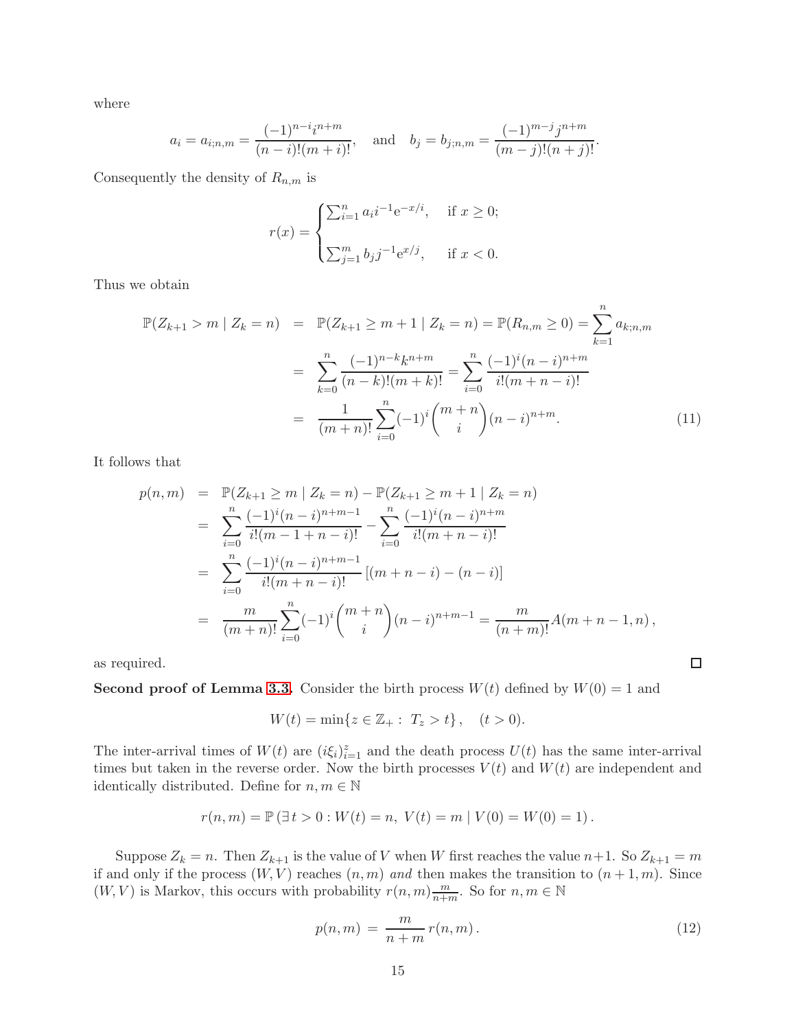where

$$a_i = a_{i;n,m} = \frac{(-1)^{n-i} i^{n+m}}{(n-i)!(m+i)!}, \quad \text{and} \quad b_j = b_{j;n,m} = \frac{(-1)^{m-j} j^{n+m}}{(m-j)!(n+j)!}.$$

Consequently the density of $R_{n,m}$ is

$$r(x) = \begin{cases} \sum_{i=1}^{n} a_i i^{-1} \mathrm{e}^{-x/i}, & \text{if } x \geq 0; \\ \\ \sum_{j=1}^{m} b_j j^{-1} \mathrm{e}^{x/j}, & \text{if } x < 0. \end{cases}$$

Thus we obtain

$$\begin{aligned}
\mathbb{P}(Z_{k+1} > m \mid Z_k = n) &= \mathbb{P}(Z_{k+1} \geq m+1 \mid Z_k = n) = \mathbb{P}(R_{n,m} \geq 0) = \sum_{k=1}^{n} a_{k;n,m} \\
&= \sum_{k=0}^{n} \frac{(-1)^{n-k} k^{n+m}}{(n-k)!(m+k)!} = \sum_{i=0}^{n} \frac{(-1)^i (n-i)^{n+m}}{i!(m+n-i)!} \\
&= \frac{1}{(m+n)!} \sum_{i=0}^{n} (-1)^i \binom{m+n}{i} (n-i)^{n+m}. \qquad (11)
\end{aligned}$$

It follows that

$$\begin{aligned}
p(n,m) &= \mathbb{P}(Z_{k+1} \geq m \mid Z_k = n) - \mathbb{P}(Z_{k+1} \geq m+1 \mid Z_k = n) \\
&= \sum_{i=0}^{n} \frac{(-1)^i (n-i)^{n+m-1}}{i!(m-1+n-i)!} - \sum_{i=0}^{n} \frac{(-1)^i (n-i)^{n+m}}{i!(m+n-i)!} \\
&= \sum_{i=0}^{n} \frac{(-1)^i (n-i)^{n+m-1}}{i!(m+n-i)!} \left[ (m+n-i) - (n-i) \right] \\
&= \frac{m}{(m+n)!} \sum_{i=0}^{n} (-1)^i \binom{m+n}{i} (n-i)^{n+m-1} = \frac{m}{(n+m)!} A(m+n-1, n),
\end{aligned}$$

as required. □

**Second proof of Lemma 3.3.** Consider the birth process $W(t)$ defined by $W(0) = 1$ and

$$W(t) = \min\{z \in \mathbb{Z}_+ : \; T_z > t\}, \quad (t > 0).$$

The inter-arrival times of $W(t)$ are $(i\xi_i)_{i=1}^{z}$ and the death process $U(t)$ has the same inter-arrival times but taken in the reverse order. Now the birth processes $V(t)$ and $W(t)$ are independent and identically distributed. Define for $n, m \in \mathbb{N}$

$$r(n,m) = \mathbb{P}\left(\exists \, t > 0 : W(t) = n, \; V(t) = m \mid V(0) = W(0) = 1\right).$$

Suppose $Z_k = n$. Then $Z_{k+1}$ is the value of $V$ when $W$ first reaches the value $n+1$. So $Z_{k+1} = m$ if and only if the process $(W, V)$ reaches $(n, m)$ *and* then makes the transition to $(n+1, m)$. Since $(W, V)$ is Markov, this occurs with probability $r(n,m)\frac{m}{n+m}$. So for $n, m \in \mathbb{N}$

$$p(n,m) \, = \, \frac{m}{n+m} \, r(n,m) \, . \qquad (12)$$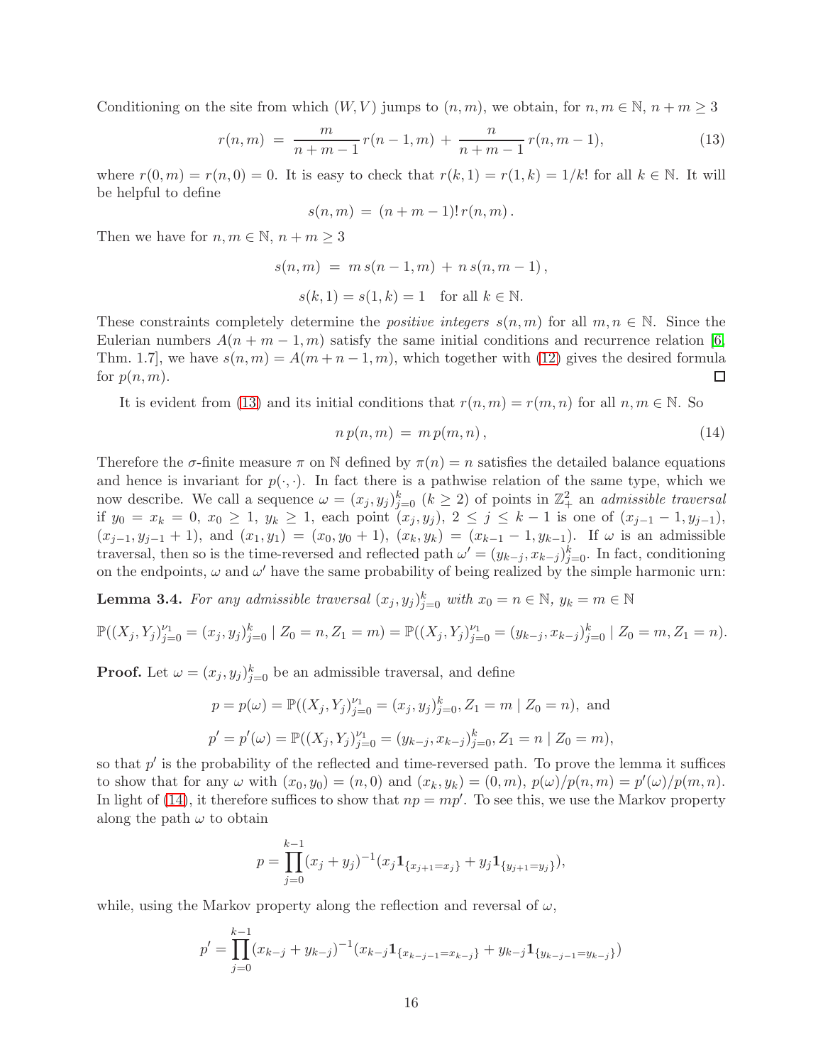Conditioning on the site from which $(W,V)$ jumps to $(n,m)$, we obtain, for $n,m\in\mathbb{N}$, $n+m\ge 3$

$$r(n,m) \;=\; \frac{m}{n+m-1}\,r(n-1,m) \;+\; \frac{n}{n+m-1}\,r(n,m-1), \tag{13}$$

where $r(0,m)=r(n,0)=0$. It is easy to check that $r(k,1)=r(1,k)=1/k!$ for all $k\in\mathbb{N}$. It will be helpful to define

$$s(n,m) \;=\; (n+m-1)!\,r(n,m)\,.$$

Then we have for $n,m\in\mathbb{N}$, $n+m\ge 3$

$$s(n,m) \;=\; m\,s(n-1,m) \;+\; n\,s(n,m-1)\,,$$

$$s(k,1)=s(1,k)=1 \quad \text{for all } k\in\mathbb{N}.$$

These constraints completely determine the *positive integers* $s(n,m)$ for all $m,n\in\mathbb{N}$. Since the Eulerian numbers $A(n+m-1,m)$ satisfy the same initial conditions and recurrence relation [6, Thm. 1.7], we have $s(n,m)=A(m+n-1,m)$, which together with (12) gives the desired formula for $p(n,m)$. ◻

It is evident from (13) and its initial conditions that $r(n,m)=r(m,n)$ for all $n,m\in\mathbb{N}$. So

$$n\,p(n,m) \;=\; m\,p(m,n)\,, \tag{14}$$

Therefore the $\sigma$-finite measure $\pi$ on $\mathbb{N}$ defined by $\pi(n)=n$ satisfies the detailed balance equations and hence is invariant for $p(\cdot,\cdot)$. In fact there is a pathwise relation of the same type, which we now describe. We call a sequence $\omega=(x_j,y_j)_{j=0}^k$ $(k\ge 2)$ of points in $\mathbb{Z}_+^2$ an *admissible traversal* if $y_0=x_k=0$, $x_0\ge 1$, $y_k\ge 1$, each point $(x_j,y_j)$, $2\le j\le k-1$ is one of $(x_{j-1}-1,y_{j-1})$, $(x_{j-1},y_{j-1}+1)$, and $(x_1,y_1)=(x_0,y_0+1)$, $(x_k,y_k)=(x_{k-1}-1,y_{k-1})$. If $\omega$ is an admissible traversal, then so is the time-reversed and reflected path $\omega'=(y_{k-j},x_{k-j})_{j=0}^k$. In fact, conditioning on the endpoints, $\omega$ and $\omega'$ have the same probability of being realized by the simple harmonic urn:

**Lemma 3.4.** *For any admissible traversal $(x_j,y_j)_{j=0}^k$ with $x_0=n\in\mathbb{N}$, $y_k=m\in\mathbb{N}$*

$$\mathbb{P}((X_j,Y_j)_{j=0}^{\nu_1}=(x_j,y_j)_{j=0}^k \mid Z_0=n, Z_1=m)=\mathbb{P}((X_j,Y_j)_{j=0}^{\nu_1}=(y_{k-j},x_{k-j})_{j=0}^k \mid Z_0=m, Z_1=n).$$

**Proof.** Let $\omega=(x_j,y_j)_{j=0}^k$ be an admissible traversal, and define

$$p=p(\omega)=\mathbb{P}((X_j,Y_j)_{j=0}^{\nu_1}=(x_j,y_j)_{j=0}^k, Z_1=m \mid Z_0=n), \text{ and}$$

$$p'=p'(\omega)=\mathbb{P}((X_j,Y_j)_{j=0}^{\nu_1}=(y_{k-j},x_{k-j})_{j=0}^k, Z_1=n \mid Z_0=m),$$

so that $p'$ is the probability of the reflected and time-reversed path. To prove the lemma it suffices to show that for any $\omega$ with $(x_0,y_0)=(n,0)$ and $(x_k,y_k)=(0,m)$, $p(\omega)/p(n,m)=p'(\omega)/p(m,n)$. In light of (14), it therefore suffices to show that $np=mp'$. To see this, we use the Markov property along the path $\omega$ to obtain

$$p=\prod_{j=0}^{k-1}(x_j+y_j)^{-1}(x_j\mathbf{1}_{\{x_{j+1}=x_j\}}+y_j\mathbf{1}_{\{y_{j+1}=y_j\}}),$$

while, using the Markov property along the reflection and reversal of $\omega$,

$$p'=\prod_{j=0}^{k-1}(x_{k-j}+y_{k-j})^{-1}(x_{k-j}\mathbf{1}_{\{x_{k-j-1}=x_{k-j}\}}+y_{k-j}\mathbf{1}_{\{y_{k-j-1}=y_{k-j}\}})$$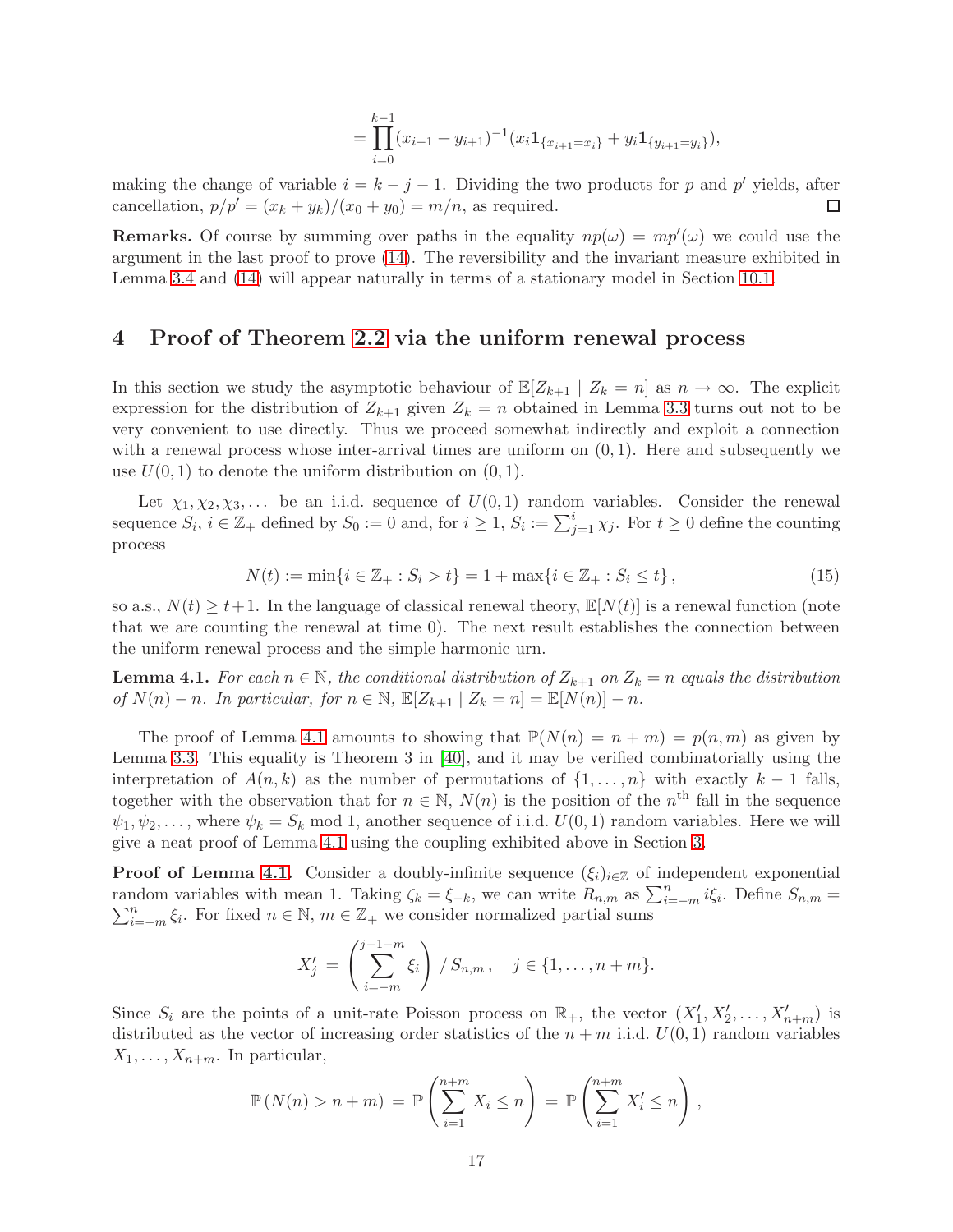$$= \prod_{i=0}^{k-1} (x_{i+1} + y_{i+1})^{-1} (x_i \mathbf{1}_{\{x_{i+1}=x_i\}} + y_i \mathbf{1}_{\{y_{i+1}=y_i\}}),$$

making the change of variable $i = k - j - 1$. Dividing the two products for $p$ and $p'$ yields, after cancellation, $p/p' = (x_k + y_k)/(x_0 + y_0) = m/n$, as required. $\square$

**Remarks.** Of course by summing over paths in the equality $np(\omega) = mp'(\omega)$ we could use the argument in the last proof to prove (14). The reversibility and the invariant measure exhibited in Lemma 3.4 and (14) will appear naturally in terms of a stationary model in Section 10.1.

# 4 Proof of Theorem 2.2 via the uniform renewal process

In this section we study the asymptotic behaviour of $\mathbb{E}[Z_{k+1} \mid Z_k = n]$ as $n \to \infty$. The explicit expression for the distribution of $Z_{k+1}$ given $Z_k = n$ obtained in Lemma 3.3 turns out not to be very convenient to use directly. Thus we proceed somewhat indirectly and exploit a connection with a renewal process whose inter-arrival times are uniform on $(0, 1)$. Here and subsequently we use $U(0, 1)$ to denote the uniform distribution on $(0, 1)$.

Let $\chi_1, \chi_2, \chi_3, \dots$ be an i.i.d. sequence of $U(0, 1)$ random variables. Consider the renewal sequence $S_i$, $i \in \mathbb{Z}_+$ defined by $S_0 := 0$ and, for $i \geq 1$, $S_i := \sum_{j=1}^{i} \chi_j$. For $t \geq 0$ define the counting process

$$N(t) := \min\{i \in \mathbb{Z}_+ : S_i > t\} = 1 + \max\{i \in \mathbb{Z}_+ : S_i \leq t\}, \tag{15}$$

so a.s., $N(t) \geq t+1$. In the language of classical renewal theory, $\mathbb{E}[N(t)]$ is a renewal function (note that we are counting the renewal at time 0). The next result establishes the connection between the uniform renewal process and the simple harmonic urn.

**Lemma 4.1.** *For each $n \in \mathbb{N}$, the conditional distribution of $Z_{k+1}$ on $Z_k = n$ equals the distribution of $N(n) - n$. In particular, for $n \in \mathbb{N}$, $\mathbb{E}[Z_{k+1} \mid Z_k = n] = \mathbb{E}[N(n)] - n$.*

The proof of Lemma 4.1 amounts to showing that $\mathbb{P}(N(n) = n + m) = p(n, m)$ as given by Lemma 3.3. This equality is Theorem 3 in [40], and it may be verified combinatorially using the interpretation of $A(n, k)$ as the number of permutations of $\{1, \dots, n\}$ with exactly $k - 1$ falls, together with the observation that for $n \in \mathbb{N}$, $N(n)$ is the position of the $n^{\text{th}}$ fall in the sequence $\psi_1, \psi_2, \dots$, where $\psi_k = S_k \bmod 1$, another sequence of i.i.d. $U(0, 1)$ random variables. Here we will give a neat proof of Lemma 4.1 using the coupling exhibited above in Section 3.

**Proof of Lemma 4.1.** Consider a doubly-infinite sequence $(\xi_i)_{i \in \mathbb{Z}}$ of independent exponential random variables with mean 1. Taking $\zeta_k = \xi_{-k}$, we can write $R_{n,m}$ as $\sum_{i=-m}^{n} i\xi_i$. Define $S_{n,m} = \sum_{i=-m}^{n} \xi_i$. For fixed $n \in \mathbb{N}$, $m \in \mathbb{Z}_+$ we consider normalized partial sums

$$X'_j = \left( \sum_{i=-m}^{j-1-m} \xi_i \right) / S_{n,m}, \quad j \in \{1, \dots, n+m\}.$$

Since $S_i$ are the points of a unit-rate Poisson process on $\mathbb{R}_+$, the vector $(X'_1, X'_2, \dots, X'_{n+m})$ is distributed as the vector of increasing order statistics of the $n + m$ i.i.d. $U(0, 1)$ random variables $X_1, \dots, X_{n+m}$. In particular,

$$\mathbb{P}(N(n) > n + m) = \mathbb{P}\left( \sum_{i=1}^{n+m} X_i \leq n \right) = \mathbb{P}\left( \sum_{i=1}^{n+m} X'_i \leq n \right),$$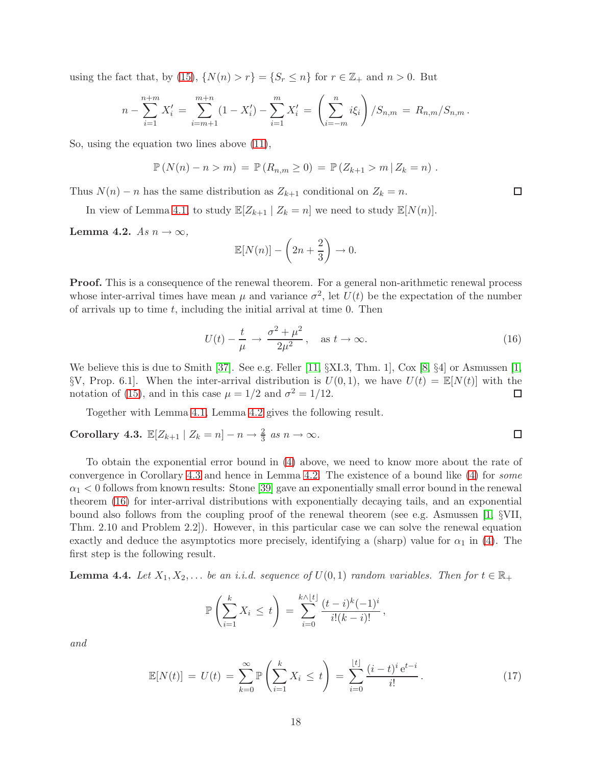using the fact that, by (15), $\{N(n) > r\} = \{S_r \le n\}$ for $r \in \mathbb{Z}_+$ and $n > 0$. But

$$n - \sum_{i=1}^{n+m} X'_i = \sum_{i=m+1}^{m+n} (1 - X'_i) - \sum_{i=1}^{m} X'_i = \left( \sum_{i=-m}^{n} i\xi_i \right) / S_{n,m} = R_{n,m}/S_{n,m} \,.$$

So, using the equation two lines above (11),

$$\mathbb{P}\left(N(n) - n > m\right) = \mathbb{P}\left(R_{n,m} \ge 0\right) = \mathbb{P}\left(Z_{k+1} > m \,|\, Z_k = n\right).$$

Thus $N(n) - n$ has the same distribution as $Z_{k+1}$ conditional on $Z_k = n$. □

In view of Lemma 4.1, to study $\mathbb{E}[Z_{k+1} \mid Z_k = n]$ we need to study $\mathbb{E}[N(n)]$.

**Lemma 4.2.** *As $n \to \infty$,*

$$\mathbb{E}[N(n)] - \left(2n + \frac{2}{3}\right) \to 0.$$

**Proof.** This is a consequence of the renewal theorem. For a general non-arithmetic renewal process whose inter-arrival times have mean $\mu$ and variance $\sigma^2$, let $U(t)$ be the expectation of the number of arrivals up to time $t$, including the initial arrival at time 0. Then

$$U(t) - \frac{t}{\mu} \to \frac{\sigma^2 + \mu^2}{2\mu^2}, \quad \text{as } t \to \infty. \tag{16}$$

We believe this is due to Smith [37]. See e.g. Feller [11, §XI.3, Thm. 1], Cox [8, §4] or Asmussen [1, §V, Prop. 6.1]. When the inter-arrival distribution is $U(0,1)$, we have $U(t) = \mathbb{E}[N(t)]$ with the notation of (15), and in this case $\mu = 1/2$ and $\sigma^2 = 1/12$. □

Together with Lemma 4.1, Lemma 4.2 gives the following result.

**Corollary 4.3.** $\mathbb{E}[Z_{k+1} \mid Z_k = n] - n \to \frac{2}{3}$ *as $n \to \infty$.* □

To obtain the exponential error bound in (4) above, we need to know more about the rate of convergence in Corollary 4.3 and hence in Lemma 4.2. The existence of a bound like (4) for *some* $\alpha_1 < 0$ follows from known results: Stone [39] gave an exponentially small error bound in the renewal theorem (16) for inter-arrival distributions with exponentially decaying tails, and an exponential bound also follows from the coupling proof of the renewal theorem (see e.g. Asmussen [1, §VII, Thm. 2.10 and Problem 2.2]). However, in this particular case we can solve the renewal equation exactly and deduce the asymptotics more precisely, identifying a (sharp) value for $\alpha_1$ in (4). The first step is the following result.

**Lemma 4.4.** *Let $X_1, X_2, \ldots$ be an i.i.d. sequence of $U(0,1)$ random variables. Then for $t \in \mathbb{R}_+$*

$$\mathbb{P}\left(\sum_{i=1}^{k} X_i \le t\right) = \sum_{i=0}^{k \wedge \lfloor t \rfloor} \frac{(t-i)^k (-1)^i}{i!(k-i)!},$$

*and*

$$\mathbb{E}[N(t)] = U(t) = \sum_{k=0}^{\infty} \mathbb{P}\left(\sum_{i=1}^{k} X_i \le t\right) = \sum_{i=0}^{\lfloor t \rfloor} \frac{(i-t)^i \, \mathrm{e}^{t-i}}{i!}. \tag{17}$$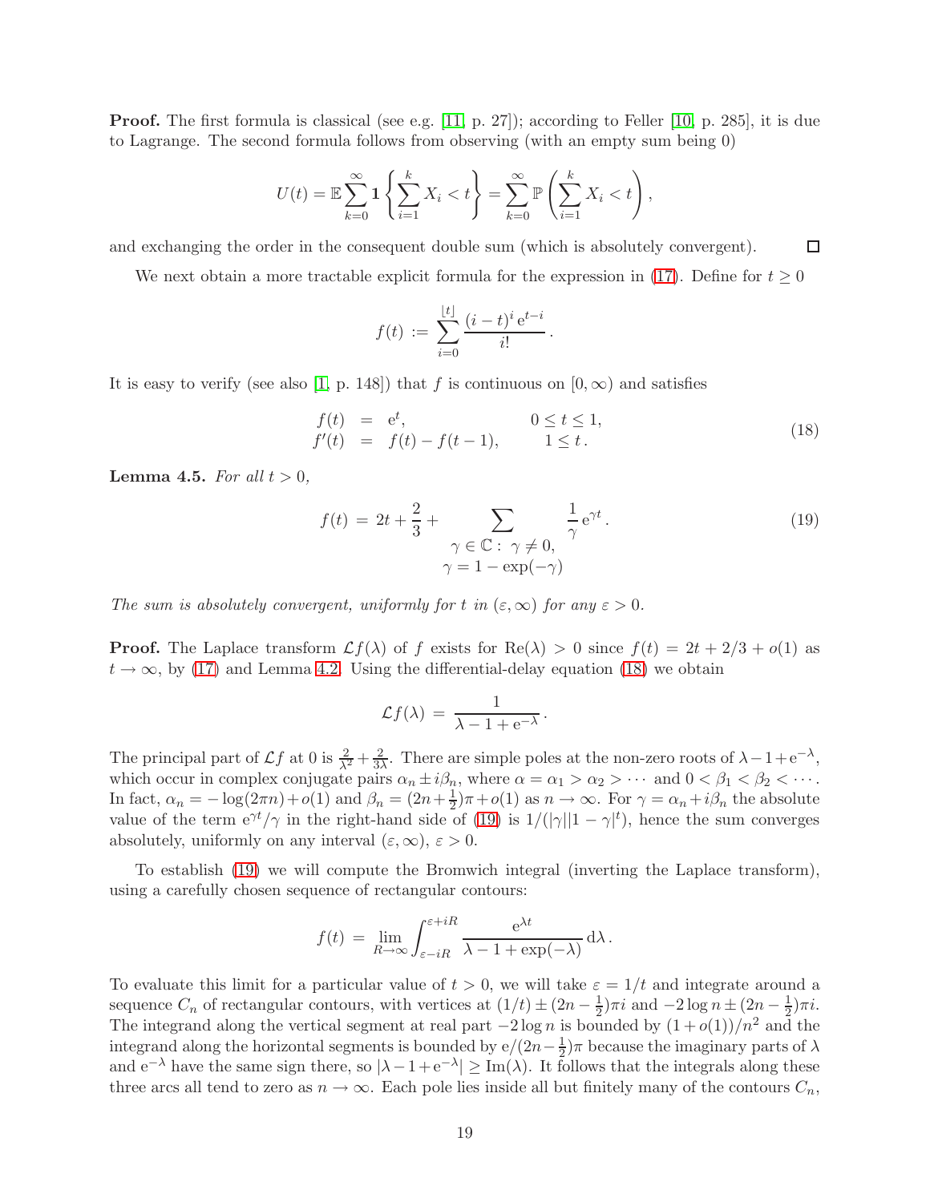**Proof.** The first formula is classical (see e.g. [11, p. 27]); according to Feller [10, p. 285], it is due to Lagrange. The second formula follows from observing (with an empty sum being 0)

$$U(t) = \mathbb{E}\sum_{k=0}^{\infty} \mathbf{1}\left\{\sum_{i=1}^{k} X_i < t\right\} = \sum_{k=0}^{\infty} \mathbb{P}\left(\sum_{i=1}^{k} X_i < t\right),$$

and exchanging the order in the consequent double sum (which is absolutely convergent). ∎

We next obtain a more tractable explicit formula for the expression in (17). Define for $t \geq 0$

$$f(t) := \sum_{i=0}^{\lfloor t \rfloor} \frac{(i-t)^i \, \mathrm{e}^{t-i}}{i!}.$$

It is easy to verify (see also [1, p. 148]) that $f$ is continuous on $[0, \infty)$ and satisfies

$$\begin{aligned} f(t) &= \mathrm{e}^t, & 0 \leq t \leq 1, \\ f'(t) &= f(t) - f(t-1), & 1 \leq t. \end{aligned} \tag{18}$$

**Lemma 4.5.** *For all $t > 0$,*

$$f(t) = 2t + \frac{2}{3} + \sum_{\substack{\gamma \in \mathbb{C}: \ \gamma \neq 0, \\ \gamma = 1 - \exp(-\gamma)}} \frac{1}{\gamma} \mathrm{e}^{\gamma t}. \tag{19}$$

*The sum is absolutely convergent, uniformly for $t$ in $(\varepsilon, \infty)$ for any $\varepsilon > 0$.*

**Proof.** The Laplace transform $\mathcal{L}f(\lambda)$ of $f$ exists for $\mathrm{Re}(\lambda) > 0$ since $f(t) = 2t + 2/3 + o(1)$ as $t \to \infty$, by (17) and Lemma 4.2. Using the differential-delay equation (18) we obtain

$$\mathcal{L}f(\lambda) = \frac{1}{\lambda - 1 + \mathrm{e}^{-\lambda}}.$$

The principal part of $\mathcal{L}f$ at 0 is $\frac{2}{\lambda^2} + \frac{2}{3\lambda}$. There are simple poles at the non-zero roots of $\lambda - 1 + \mathrm{e}^{-\lambda}$, which occur in complex conjugate pairs $\alpha_n \pm i\beta_n$, where $\alpha = \alpha_1 > \alpha_2 > \cdots$ and $0 < \beta_1 < \beta_2 < \cdots$. In fact, $\alpha_n = -\log(2\pi n) + o(1)$ and $\beta_n = (2n + \frac{1}{2})\pi + o(1)$ as $n \to \infty$. For $\gamma = \alpha_n + i\beta_n$ the absolute value of the term $\mathrm{e}^{\gamma t}/\gamma$ in the right-hand side of (19) is $1/(|\gamma||1-\gamma|^t)$, hence the sum converges absolutely, uniformly on any interval $(\varepsilon, \infty)$, $\varepsilon > 0$.

To establish (19) we will compute the Bromwich integral (inverting the Laplace transform), using a carefully chosen sequence of rectangular contours:

$$f(t) = \lim_{R \to \infty} \int_{\varepsilon - iR}^{\varepsilon + iR} \frac{\mathrm{e}^{\lambda t}}{\lambda - 1 + \exp(-\lambda)} \, \mathrm{d}\lambda.$$

To evaluate this limit for a particular value of $t > 0$, we will take $\varepsilon = 1/t$ and integrate around a sequence $C_n$ of rectangular contours, with vertices at $(1/t) \pm (2n - \frac{1}{2})\pi i$ and $-2\log n \pm (2n - \frac{1}{2})\pi i$. The integrand along the vertical segment at real part $-2\log n$ is bounded by $(1 + o(1))/n^2$ and the integrand along the horizontal segments is bounded by $\mathrm{e}/(2n - \frac{1}{2})\pi$ because the imaginary parts of $\lambda$ and $\mathrm{e}^{-\lambda}$ have the same sign there, so $|\lambda - 1 + \mathrm{e}^{-\lambda}| \geq \mathrm{Im}(\lambda)$. It follows that the integrals along these three arcs all tend to zero as $n \to \infty$. Each pole lies inside all but finitely many of the contours $C_n$,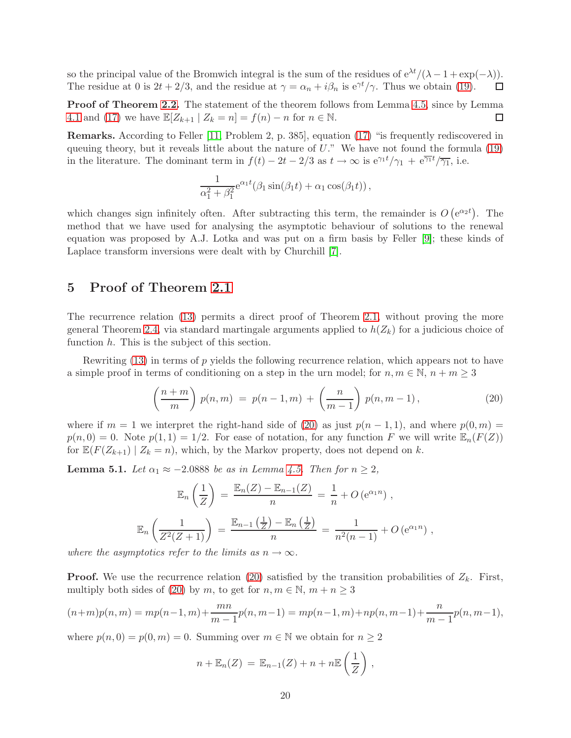so the principal value of the Bromwich integral is the sum of the residues of $e^{\lambda t}/(\lambda - 1 + \exp(-\lambda))$. The residue at 0 is $2t + 2/3$, and the residue at $\gamma = \alpha_n + i\beta_n$ is $e^{\gamma t}/\gamma$. Thus we obtain (19). ◻

**Proof of Theorem 2.2.** The statement of the theorem follows from Lemma 4.5, since by Lemma 4.1 and (17) we have $\mathbb{E}[Z_{k+1} \mid Z_k = n] = f(n) - n$ for $n \in \mathbb{N}$. ◻

**Remarks.** According to Feller [11, Problem 2, p. 385], equation (17) "is frequently rediscovered in queuing theory, but it reveals little about the nature of $U$." We have not found the formula (19) in the literature. The dominant term in $f(t) - 2t - 2/3$ as $t \to \infty$ is $e^{\gamma_1 t}/\gamma_1 + e^{\overline{\gamma_1} t}/\overline{\gamma_1}$, i.e.

$$\frac{1}{\alpha_1^2 + \beta_1^2} e^{\alpha_1 t}(\beta_1 \sin(\beta_1 t) + \alpha_1 \cos(\beta_1 t)),$$

which changes sign infinitely often. After subtracting this term, the remainder is $O\left(e^{\alpha_2 t}\right)$. The method that we have used for analysing the asymptotic behaviour of solutions to the renewal equation was proposed by A.J. Lotka and was put on a firm basis by Feller [9]; these kinds of Laplace transform inversions were dealt with by Churchill [7].

## 5 Proof of Theorem 2.1

The recurrence relation (13) permits a direct proof of Theorem 2.1, without proving the more general Theorem 2.4, via standard martingale arguments applied to $h(Z_k)$ for a judicious choice of function $h$. This is the subject of this section.

Rewriting (13) in terms of $p$ yields the following recurrence relation, which appears not to have a simple proof in terms of conditioning on a step in the urn model; for $n, m \in \mathbb{N}$, $n + m \geq 3$

$$\left(\frac{n+m}{m}\right) p(n,m) \;=\; p(n-1,m) \;+\; \left(\frac{n}{m-1}\right) p(n,m-1)\,, \tag{20}$$

where if $m = 1$ we interpret the right-hand side of (20) as just $p(n-1,1)$, and where $p(0,m) = p(n,0) = 0$. Note $p(1,1) = 1/2$. For ease of notation, for any function $F$ we will write $\mathbb{E}_n(F(Z))$ for $\mathbb{E}(F(Z_{k+1}) \mid Z_k = n)$, which, by the Markov property, does not depend on $k$.

**Lemma 5.1.** *Let $\alpha_1 \approx -2.0888$ be as in Lemma 4.5. Then for $n \geq 2$,*

$$\mathbb{E}_n\left(\frac{1}{Z}\right) \;=\; \frac{\mathbb{E}_n(Z) - \mathbb{E}_{n-1}(Z)}{n} \;=\; \frac{1}{n} + O\left(e^{\alpha_1 n}\right)\,,$$

$$\mathbb{E}_n\left(\frac{1}{Z^2(Z+1)}\right) \;=\; \frac{\mathbb{E}_{n-1}\left(\frac{1}{Z}\right) - \mathbb{E}_n\left(\frac{1}{Z}\right)}{n} \;=\; \frac{1}{n^2(n-1)} + O\left(e^{\alpha_1 n}\right)\,,$$

*where the asymptotics refer to the limits as $n \to \infty$.*

**Proof.** We use the recurrence relation (20) satisfied by the transition probabilities of $Z_k$. First, multiply both sides of (20) by $m$, to get for $n, m \in \mathbb{N}$, $m + n \geq 3$

$$(n+m)p(n,m) = mp(n-1,m) + \frac{mn}{m-1}p(n,m-1) = mp(n-1,m) + np(n,m-1) + \frac{n}{m-1}p(n,m-1),$$

where $p(n,0) = p(0,m) = 0$. Summing over $m \in \mathbb{N}$ we obtain for $n \geq 2$

$$n + \mathbb{E}_n(Z) \;=\; \mathbb{E}_{n-1}(Z) + n + n\mathbb{E}\left(\frac{1}{Z}\right)\,,$$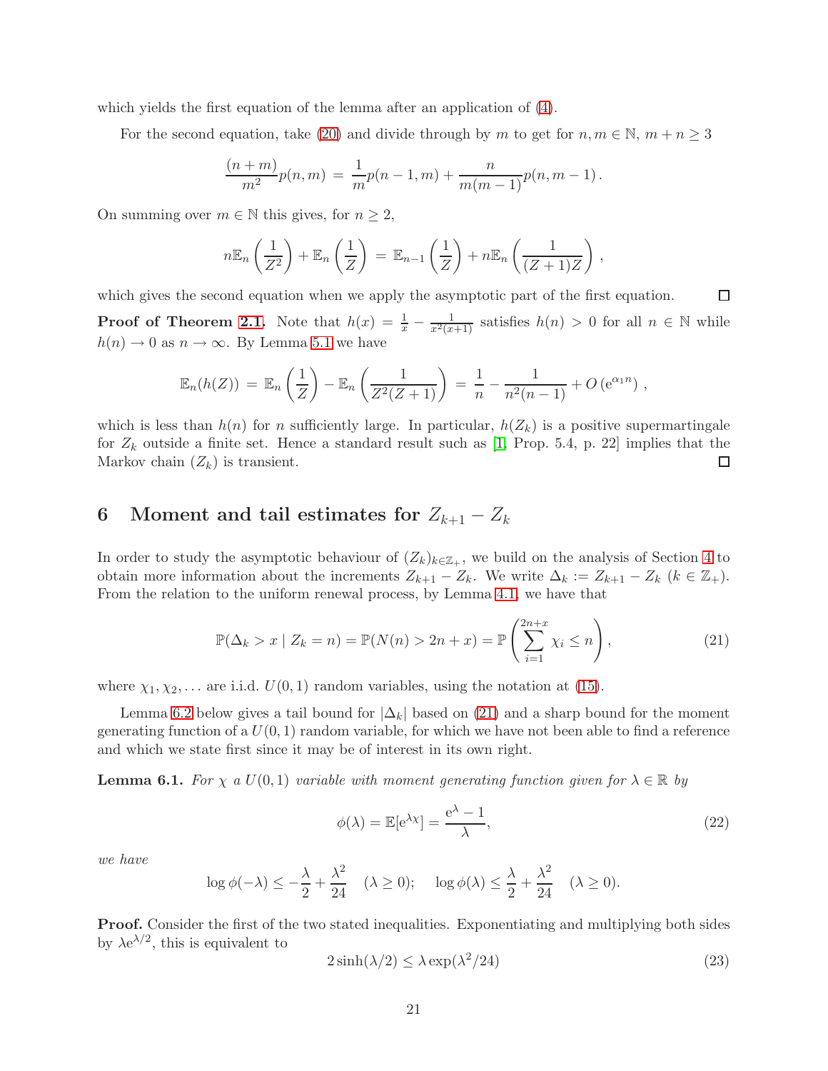which yields the first equation of the lemma after an application of (4).

For the second equation, take (20) and divide through by $m$ to get for $n, m \in \mathbb{N}$, $m + n \geq 3$

$$\frac{(n+m)}{m^2} p(n,m) \,=\, \frac{1}{m} p(n-1,m) + \frac{n}{m(m-1)} p(n,m-1)\,.$$

On summing over $m \in \mathbb{N}$ this gives, for $n \geq 2$,

$$n\mathbb{E}_n\left(\frac{1}{Z^2}\right) + \mathbb{E}_n\left(\frac{1}{Z}\right) \,=\, \mathbb{E}_{n-1}\left(\frac{1}{Z}\right) + n\mathbb{E}_n\left(\frac{1}{(Z+1)Z}\right)\,,$$

which gives the second equation when we apply the asymptotic part of the first equation. □

**Proof of Theorem 2.1.** Note that $h(x) = \frac{1}{x} - \frac{1}{x^2(x+1)}$ satisfies $h(n) > 0$ for all $n \in \mathbb{N}$ while $h(n) \to 0$ as $n \to \infty$. By Lemma 5.1 we have

$$\mathbb{E}_n(h(Z)) \,=\, \mathbb{E}_n\left(\frac{1}{Z}\right) - \mathbb{E}_n\left(\frac{1}{Z^2(Z+1)}\right) \,=\, \frac{1}{n} - \frac{1}{n^2(n-1)} + O\left(\mathrm{e}^{\alpha_1 n}\right)\,,$$

which is less than $h(n)$ for $n$ sufficiently large. In particular, $h(Z_k)$ is a positive supermartingale for $Z_k$ outside a finite set. Hence a standard result such as [1, Prop. 5.4, p. 22] implies that the Markov chain $(Z_k)$ is transient. □

# 6 Moment and tail estimates for $Z_{k+1} - Z_k$

In order to study the asymptotic behaviour of $(Z_k)_{k\in\mathbb{Z}_+}$, we build on the analysis of Section 4 to obtain more information about the increments $Z_{k+1} - Z_k$. We write $\Delta_k := Z_{k+1} - Z_k$ ($k \in \mathbb{Z}_+$). From the relation to the uniform renewal process, by Lemma 4.1, we have that

$$\mathbb{P}(\Delta_k > x \mid Z_k = n) = \mathbb{P}(N(n) > 2n + x) = \mathbb{P}\left(\sum_{i=1}^{2n+x} \chi_i \leq n\right), \tag{21}$$

where $\chi_1, \chi_2, \ldots$ are i.i.d. $U(0,1)$ random variables, using the notation at (15).

Lemma 6.2 below gives a tail bound for $|\Delta_k|$ based on (21) and a sharp bound for the moment generating function of a $U(0,1)$ random variable, for which we have not been able to find a reference and which we state first since it may be of interest in its own right.

**Lemma 6.1.** *For $\chi$ a $U(0,1)$ variable with moment generating function given for $\lambda \in \mathbb{R}$ by*

$$\phi(\lambda) = \mathbb{E}[\mathrm{e}^{\lambda\chi}] = \frac{\mathrm{e}^{\lambda} - 1}{\lambda}, \tag{22}$$

*we have*

$$\log\phi(-\lambda) \leq -\frac{\lambda}{2} + \frac{\lambda^2}{24} \quad (\lambda \geq 0); \qquad \log\phi(\lambda) \leq \frac{\lambda}{2} + \frac{\lambda^2}{24} \quad (\lambda \geq 0).$$

**Proof.** Consider the first of the two stated inequalities. Exponentiating and multiplying both sides by $\lambda \mathrm{e}^{\lambda/2}$, this is equivalent to

$$2\sinh(\lambda/2) \leq \lambda\exp(\lambda^2/24) \tag{23}$$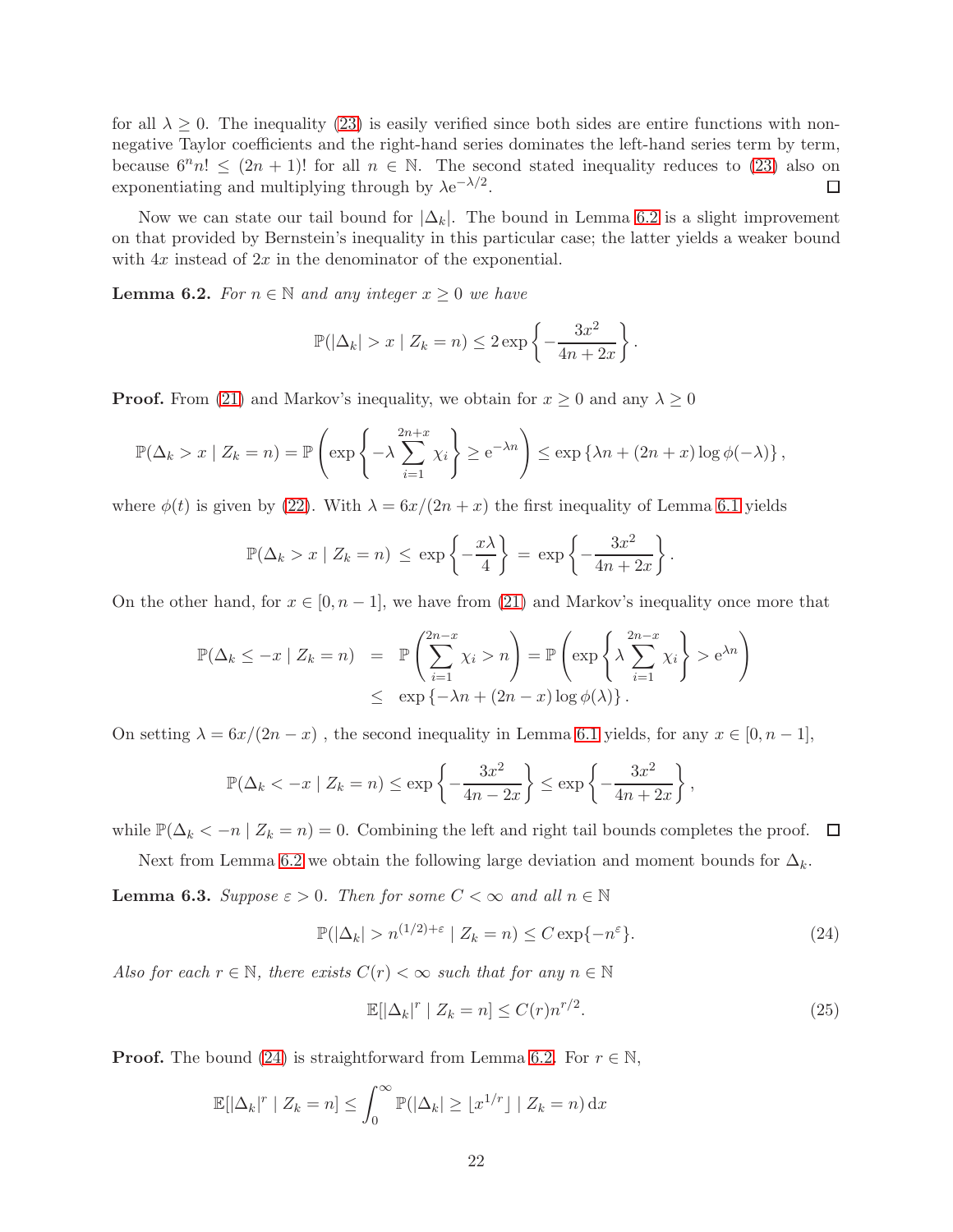for all $\lambda \geq 0$. The inequality (23) is easily verified since both sides are entire functions with non-negative Taylor coefficients and the right-hand series dominates the left-hand series term by term, because $6^n n! \leq (2n+1)!$ for all $n \in \mathbb{N}$. The second stated inequality reduces to (23) also on exponentiating and multiplying through by $\lambda e^{-\lambda/2}$. ☐

Now we can state our tail bound for $|\Delta_k|$. The bound in Lemma 6.2 is a slight improvement on that provided by Bernstein's inequality in this particular case; the latter yields a weaker bound with $4x$ instead of $2x$ in the denominator of the exponential.

**Lemma 6.2.** *For $n \in \mathbb{N}$ and any integer $x \geq 0$ we have*

$$\mathbb{P}(|\Delta_k| > x \mid Z_k = n) \leq 2 \exp\left\{ -\frac{3x^2}{4n+2x} \right\}.$$

**Proof.** From (21) and Markov's inequality, we obtain for $x \geq 0$ and any $\lambda \geq 0$

$$\mathbb{P}(\Delta_k > x \mid Z_k = n) = \mathbb{P}\left( \exp\left\{ -\lambda \sum_{i=1}^{2n+x} \chi_i \right\} \geq e^{-\lambda n} \right) \leq \exp\left\{ \lambda n + (2n+x) \log \phi(-\lambda) \right\},$$

where $\phi(t)$ is given by (22). With $\lambda = 6x/(2n+x)$ the first inequality of Lemma 6.1 yields

$$\mathbb{P}(\Delta_k > x \mid Z_k = n) \leq \exp\left\{ -\frac{x\lambda}{4} \right\} = \exp\left\{ -\frac{3x^2}{4n+2x} \right\}.$$

On the other hand, for $x \in [0, n-1]$, we have from (21) and Markov's inequality once more that

$$\begin{aligned}
\mathbb{P}(\Delta_k \leq -x \mid Z_k = n) &= \mathbb{P}\left( \sum_{i=1}^{2n-x} \chi_i > n \right) = \mathbb{P}\left( \exp\left\{ \lambda \sum_{i=1}^{2n-x} \chi_i \right\} > e^{\lambda n} \right) \\
&\leq \exp\left\{ -\lambda n + (2n-x) \log \phi(\lambda) \right\}.
\end{aligned}$$

On setting $\lambda = 6x/(2n-x)$ , the second inequality in Lemma 6.1 yields, for any $x \in [0, n-1]$,

$$\mathbb{P}(\Delta_k < -x \mid Z_k = n) \leq \exp\left\{ -\frac{3x^2}{4n-2x} \right\} \leq \exp\left\{ -\frac{3x^2}{4n+2x} \right\},$$

while $\mathbb{P}(\Delta_k < -n \mid Z_k = n) = 0$. Combining the left and right tail bounds completes the proof. ☐

Next from Lemma 6.2 we obtain the following large deviation and moment bounds for $\Delta_k$.

**Lemma 6.3.** *Suppose $\varepsilon > 0$. Then for some $C < \infty$ and all $n \in \mathbb{N}$*

$$\mathbb{P}(|\Delta_k| > n^{(1/2)+\varepsilon} \mid Z_k = n) \leq C \exp\{-n^{\varepsilon}\}. \tag{24}$$

*Also for each $r \in \mathbb{N}$, there exists $C(r) < \infty$ such that for any $n \in \mathbb{N}$*

$$\mathbb{E}[|\Delta_k|^r \mid Z_k = n] \leq C(r) n^{r/2}. \tag{25}$$

**Proof.** The bound (24) is straightforward from Lemma 6.2. For $r \in \mathbb{N}$,

$$\mathbb{E}[|\Delta_k|^r \mid Z_k = n] \leq \int_0^\infty \mathbb{P}(|\Delta_k| \geq \lfloor x^{1/r} \rfloor \mid Z_k = n)\, dx$$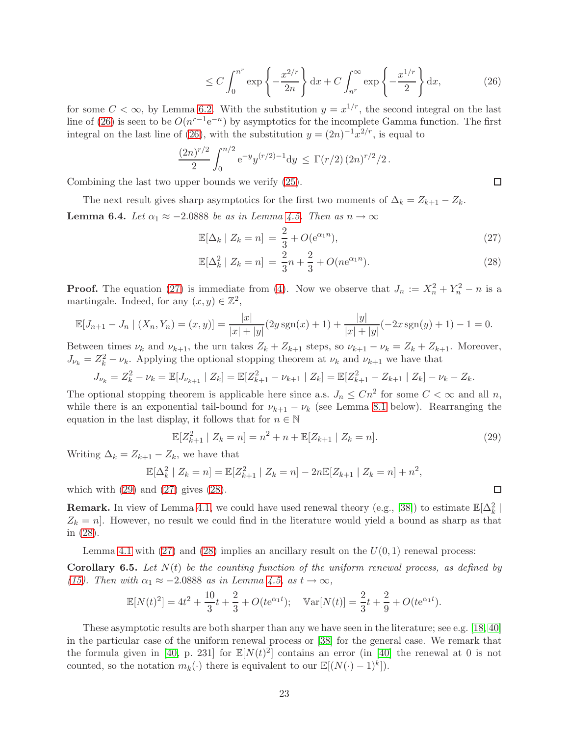$$\leq C \int_0^{n^r} \exp\left\{ -\frac{x^{2/r}}{2n} \right\} \mathrm{d}x + C \int_{n^r}^{\infty} \exp\left\{ -\frac{x^{1/r}}{2} \right\} \mathrm{d}x, \tag{26}$$

for some $C < \infty$, by Lemma 6.2. With the substitution $y = x^{1/r}$, the second integral on the last line of (26) is seen to be $O(n^{r-1}\mathrm{e}^{-n})$ by asymptotics for the incomplete Gamma function. The first integral on the last line of (26), with the substitution $y = (2n)^{-1}x^{2/r}$, is equal to

$$\frac{(2n)^{r/2}}{2} \int_0^{n/2} \mathrm{e}^{-y} y^{(r/2)-1} \mathrm{d}y \;\leq\; \Gamma(r/2)\,(2n)^{r/2}/2\,.$$

Combining the last two upper bounds we verify (25). □

The next result gives sharp asymptotics for the first two moments of $\Delta_k = Z_{k+1} - Z_k$.

**Lemma 6.4.** *Let $\alpha_1 \approx -2.0888$ be as in Lemma 4.5. Then as $n \to \infty$*

$$\mathbb{E}[\Delta_k \mid Z_k = n] \;=\; \frac{2}{3} + O(\mathrm{e}^{\alpha_1 n}), \tag{27}$$

$$\mathbb{E}[\Delta_k^2 \mid Z_k = n] \;=\; \frac{2}{3}n + \frac{2}{3} + O(n\mathrm{e}^{\alpha_1 n}). \tag{28}$$

**Proof.** The equation (27) is immediate from (4). Now we observe that $J_n := X_n^2 + Y_n^2 - n$ is a martingale. Indeed, for any $(x, y) \in \mathbb{Z}^2$,

$$\mathbb{E}[J_{n+1} - J_n \mid (X_n, Y_n) = (x, y)] = \frac{|x|}{|x| + |y|}(2y \operatorname{sgn}(x) + 1) + \frac{|y|}{|x| + |y|}(-2x \operatorname{sgn}(y) + 1) - 1 = 0.$$

Between times $\nu_k$ and $\nu_{k+1}$, the urn takes $Z_k + Z_{k+1}$ steps, so $\nu_{k+1} - \nu_k = Z_k + Z_{k+1}$. Moreover, $J_{\nu_k} = Z_k^2 - \nu_k$. Applying the optional stopping theorem at $\nu_k$ and $\nu_{k+1}$ we have that

$$J_{\nu_k} = Z_k^2 - \nu_k = \mathbb{E}[J_{\nu_{k+1}} \mid Z_k] = \mathbb{E}[Z_{k+1}^2 - \nu_{k+1} \mid Z_k] = \mathbb{E}[Z_{k+1}^2 - Z_{k+1} \mid Z_k] - \nu_k - Z_k.$$

The optional stopping theorem is applicable here since a.s. $J_n \leq Cn^2$ for some $C < \infty$ and all $n$, while there is an exponential tail-bound for $\nu_{k+1} - \nu_k$ (see Lemma 8.1 below). Rearranging the equation in the last display, it follows that for $n \in \mathbb{N}$

$$\mathbb{E}[Z_{k+1}^2 \mid Z_k = n] = n^2 + n + \mathbb{E}[Z_{k+1} \mid Z_k = n]. \tag{29}$$

Writing $\Delta_k = Z_{k+1} - Z_k$, we have that

$$\mathbb{E}[\Delta_k^2 \mid Z_k = n] = \mathbb{E}[Z_{k+1}^2 \mid Z_k = n] - 2n\mathbb{E}[Z_{k+1} \mid Z_k = n] + n^2,$$

which with (29) and (27) gives (28). □

**Remark.** In view of Lemma 4.1, we could have used renewal theory (e.g., [38]) to estimate $\mathbb{E}[\Delta_k^2 \mid Z_k = n]$. However, no result we could find in the literature would yield a bound as sharp as that in (28).

Lemma 4.1 with (27) and (28) implies an ancillary result on the $U(0, 1)$ renewal process:

**Corollary 6.5.** *Let $N(t)$ be the counting function of the uniform renewal process, as defined by (15). Then with $\alpha_1 \approx -2.0888$ as in Lemma 4.5, as $t \to \infty$,*

$$\mathbb{E}[N(t)^2] = 4t^2 + \frac{10}{3}t + \frac{2}{3} + O(t\mathrm{e}^{\alpha_1 t}); \quad \mathbb{V}\mathrm{ar}[N(t)] = \frac{2}{3}t + \frac{2}{9} + O(t\mathrm{e}^{\alpha_1 t}).$$

These asymptotic results are both sharper than any we have seen in the literature; see e.g. [18, 40] in the particular case of the uniform renewal process or [38] for the general case. We remark that the formula given in [40, p. 231] for $\mathbb{E}[N(t)^2]$ contains an error (in [40] the renewal at 0 is not counted, so the notation $m_k(\cdot)$ there is equivalent to our $\mathbb{E}[(N(\cdot) - 1)^k]$).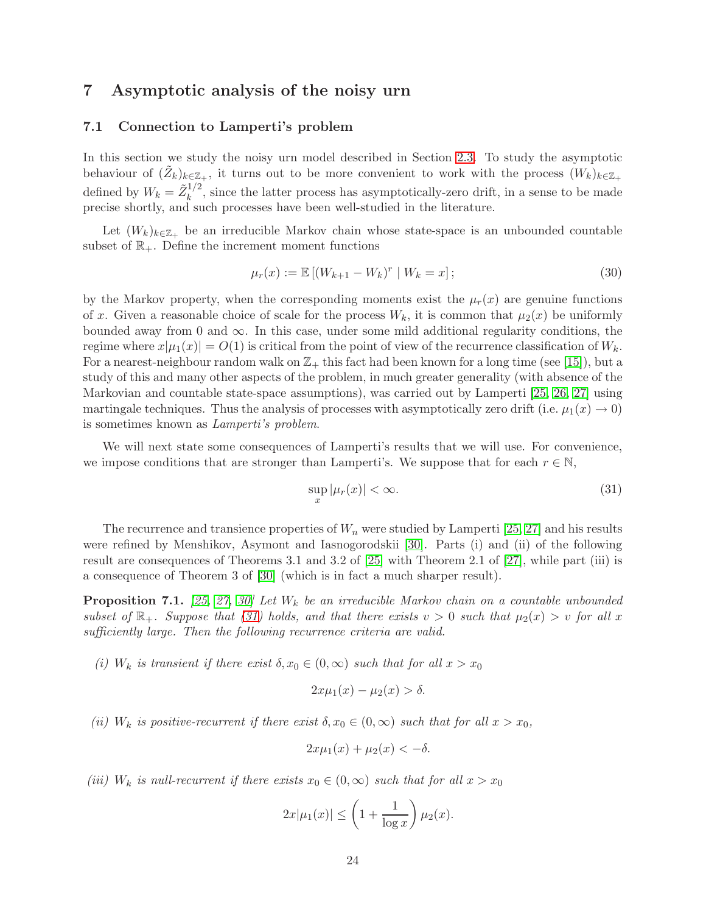## 7 Asymptotic analysis of the noisy urn

### 7.1 Connection to Lamperti's problem

In this section we study the noisy urn model described in Section 2.3. To study the asymptotic behaviour of $(\tilde{Z}_k)_{k\in\mathbb{Z}_+}$, it turns out to be more convenient to work with the process $(W_k)_{k\in\mathbb{Z}_+}$ defined by $W_k = \tilde{Z}_k^{1/2}$, since the latter process has asymptotically-zero drift, in a sense to be made precise shortly, and such processes have been well-studied in the literature.

Let $(W_k)_{k\in\mathbb{Z}_+}$ be an irreducible Markov chain whose state-space is an unbounded countable subset of $\mathbb{R}_+$. Define the increment moment functions

$$\mu_r(x) := \mathbb{E}\left[(W_{k+1} - W_k)^r \mid W_k = x\right]; \tag{30}$$

by the Markov property, when the corresponding moments exist the $\mu_r(x)$ are genuine functions of $x$. Given a reasonable choice of scale for the process $W_k$, it is common that $\mu_2(x)$ be uniformly bounded away from 0 and $\infty$. In this case, under some mild additional regularity conditions, the regime where $x|\mu_1(x)| = O(1)$ is critical from the point of view of the recurrence classification of $W_k$. For a nearest-neighbour random walk on $\mathbb{Z}_+$ this fact had been known for a long time (see [15]), but a study of this and many other aspects of the problem, in much greater generality (with absence of the Markovian and countable state-space assumptions), was carried out by Lamperti [25, 26, 27] using martingale techniques. Thus the analysis of processes with asymptotically zero drift (i.e. $\mu_1(x) \to 0$) is sometimes known as *Lamperti's problem*.

We will next state some consequences of Lamperti's results that we will use. For convenience, we impose conditions that are stronger than Lamperti's. We suppose that for each $r \in \mathbb{N}$,

$$\sup_x |\mu_r(x)| < \infty. \tag{31}$$

The recurrence and transience properties of $W_n$ were studied by Lamperti [25, 27] and his results were refined by Menshikov, Asymont and Iasnogorodskii [30]. Parts (i) and (ii) of the following result are consequences of Theorems 3.1 and 3.2 of [25] with Theorem 2.1 of [27], while part (iii) is a consequence of Theorem 3 of [30] (which is in fact a much sharper result).

**Proposition 7.1.** *[25, 27, 30] Let $W_k$ be an irreducible Markov chain on a countable unbounded subset of $\mathbb{R}_+$. Suppose that (31) holds, and that there exists $v > 0$ such that $\mu_2(x) > v$ for all $x$ sufficiently large. Then the following recurrence criteria are valid.*

*(i) $W_k$ is transient if there exist $\delta, x_0 \in (0, \infty)$ such that for all $x > x_0$*

$$2x\mu_1(x) - \mu_2(x) > \delta.$$

*(ii) $W_k$ is positive-recurrent if there exist $\delta, x_0 \in (0, \infty)$ such that for all $x > x_0$,*

$$2x\mu_1(x) + \mu_2(x) < -\delta.$$

*(iii) $W_k$ is null-recurrent if there exists $x_0 \in (0, \infty)$ such that for all $x > x_0$*

$$2x|\mu_1(x)| \leq \left(1 + \frac{1}{\log x}\right)\mu_2(x).$$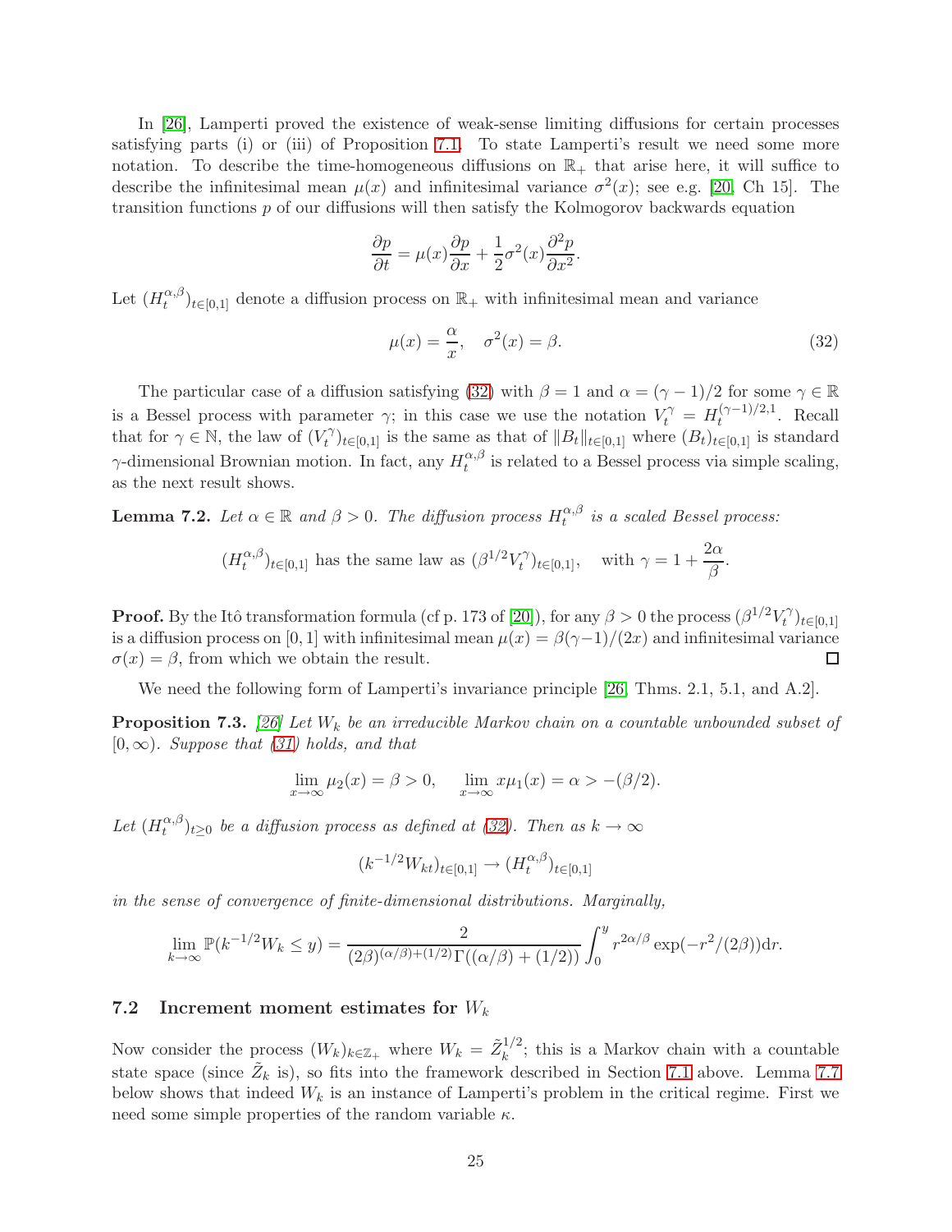In [26], Lamperti proved the existence of weak-sense limiting diffusions for certain processes satisfying parts (i) or (iii) of Proposition 7.1. To state Lamperti's result we need some more notation. To describe the time-homogeneous diffusions on $\mathbb{R}_+$ that arise here, it will suffice to describe the infinitesimal mean $\mu(x)$ and infinitesimal variance $\sigma^2(x)$; see e.g. [20, Ch 15]. The transition functions $p$ of our diffusions will then satisfy the Kolmogorov backwards equation

$$\frac{\partial p}{\partial t} = \mu(x)\frac{\partial p}{\partial x} + \frac{1}{2}\sigma^2(x)\frac{\partial^2 p}{\partial x^2}.$$

Let $(H_t^{\alpha,\beta})_{t\in[0,1]}$ denote a diffusion process on $\mathbb{R}_+$ with infinitesimal mean and variance

$$\mu(x) = \frac{\alpha}{x}, \quad \sigma^2(x) = \beta. \tag{32}$$

The particular case of a diffusion satisfying (32) with $\beta = 1$ and $\alpha = (\gamma - 1)/2$ for some $\gamma \in \mathbb{R}$ is a Bessel process with parameter $\gamma$; in this case we use the notation $V_t^\gamma = H_t^{(\gamma-1)/2,1}$. Recall that for $\gamma \in \mathbb{N}$, the law of $(V_t^\gamma)_{t\in[0,1]}$ is the same as that of $\|B_t\|_{t\in[0,1]}$ where $(B_t)_{t\in[0,1]}$ is standard $\gamma$-dimensional Brownian motion. In fact, any $H_t^{\alpha,\beta}$ is related to a Bessel process via simple scaling, as the next result shows.

**Lemma 7.2.** *Let $\alpha \in \mathbb{R}$ and $\beta > 0$. The diffusion process $H_t^{\alpha,\beta}$ is a scaled Bessel process:*

$$(H_t^{\alpha,\beta})_{t\in[0,1]} \text{ has the same law as } (\beta^{1/2}V_t^\gamma)_{t\in[0,1]}, \quad \text{with } \gamma = 1 + \frac{2\alpha}{\beta}.$$

**Proof.** By the Itô transformation formula (cf p. 173 of [20]), for any $\beta > 0$ the process $(\beta^{1/2}V_t^\gamma)_{t\in[0,1]}$ is a diffusion process on $[0,1]$ with infinitesimal mean $\mu(x) = \beta(\gamma-1)/(2x)$ and infinitesimal variance $\sigma(x) = \beta$, from which we obtain the result. □

We need the following form of Lamperti's invariance principle [26, Thms. 2.1, 5.1, and A.2].

**Proposition 7.3.** *[26] Let $W_k$ be an irreducible Markov chain on a countable unbounded subset of $[0,\infty)$. Suppose that (31) holds, and that*

$$\lim_{x\to\infty} \mu_2(x) = \beta > 0, \quad \lim_{x\to\infty} x\mu_1(x) = \alpha > -(\beta/2).$$

*Let $(H_t^{\alpha,\beta})_{t\geq 0}$ be a diffusion process as defined at (32). Then as $k \to \infty$*

$$(k^{-1/2}W_{kt})_{t\in[0,1]} \to (H_t^{\alpha,\beta})_{t\in[0,1]}$$

*in the sense of convergence of finite-dimensional distributions. Marginally,*

$$\lim_{k\to\infty} \mathbb{P}(k^{-1/2}W_k \leq y) = \frac{2}{(2\beta)^{(\alpha/\beta)+(1/2)}\Gamma((\alpha/\beta)+(1/2))}\int_0^y r^{2\alpha/\beta}\exp(-r^2/(2\beta))\mathrm{d}r.$$

## 7.2 Increment moment estimates for $W_k$

Now consider the process $(W_k)_{k\in\mathbb{Z}_+}$ where $W_k = \tilde{Z}_k^{1/2}$; this is a Markov chain with a countable state space (since $\tilde{Z}_k$ is), so fits into the framework described in Section 7.1 above. Lemma 7.7 below shows that indeed $W_k$ is an instance of Lamperti's problem in the critical regime. First we need some simple properties of the random variable $\kappa$.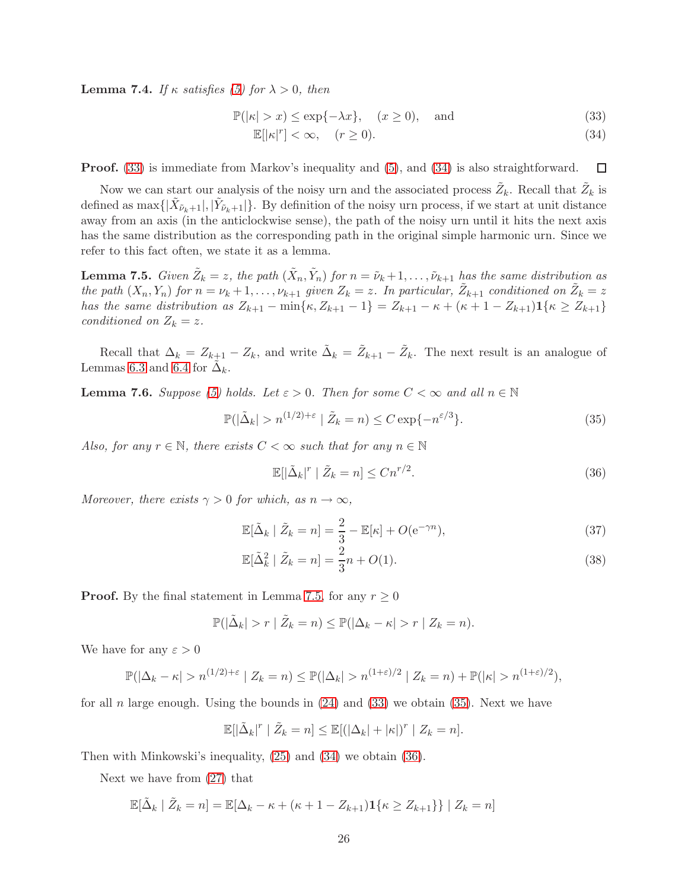**Lemma 7.4.** *If $\kappa$ satisfies (5) for $\lambda > 0$, then*

$$\mathbb{P}(|\kappa| > x) \leq \exp\{-\lambda x\}, \quad (x \geq 0), \quad \text{and} \tag{33}$$

$$\mathbb{E}[|\kappa|^r] < \infty, \quad (r \geq 0). \tag{34}$$

**Proof.** (33) is immediate from Markov's inequality and (5), and (34) is also straightforward. $\square$

Now we can start our analysis of the noisy urn and the associated process $\tilde{Z}_k$. Recall that $\tilde{Z}_k$ is defined as $\max\{|\tilde{X}_{\tilde{\nu}_k+1}|, |\tilde{Y}_{\tilde{\nu}_k+1}|\}$. By definition of the noisy urn process, if we start at unit distance away from an axis (in the anticlockwise sense), the path of the noisy urn until it hits the next axis has the same distribution as the corresponding path in the original simple harmonic urn. Since we refer to this fact often, we state it as a lemma.

**Lemma 7.5.** *Given $\tilde{Z}_k = z$, the path $(\tilde{X}_n, \tilde{Y}_n)$ for $n = \tilde{\nu}_k + 1, \ldots, \tilde{\nu}_{k+1}$ has the same distribution as the path $(X_n, Y_n)$ for $n = \nu_k + 1, \ldots, \nu_{k+1}$ given $Z_k = z$. In particular, $\tilde{Z}_{k+1}$ conditioned on $\tilde{Z}_k = z$ has the same distribution as $Z_{k+1} - \min\{\kappa, Z_{k+1} - 1\} = Z_{k+1} - \kappa + (\kappa + 1 - Z_{k+1})\mathbf{1}\{\kappa \geq Z_{k+1}\}$ conditioned on $Z_k = z$.*

Recall that $\Delta_k = Z_{k+1} - Z_k$, and write $\tilde{\Delta}_k = \tilde{Z}_{k+1} - \tilde{Z}_k$. The next result is an analogue of Lemmas 6.3 and 6.4 for $\tilde{\Delta}_k$.

**Lemma 7.6.** *Suppose (5) holds. Let $\varepsilon > 0$. Then for some $C < \infty$ and all $n \in \mathbb{N}$*

$$\mathbb{P}(|\tilde{\Delta}_k| > n^{(1/2)+\varepsilon} \mid \tilde{Z}_k = n) \leq C \exp\{-n^{\varepsilon/3}\}. \tag{35}$$

*Also, for any $r \in \mathbb{N}$, there exists $C < \infty$ such that for any $n \in \mathbb{N}$*

$$\mathbb{E}[|\tilde{\Delta}_k|^r \mid \tilde{Z}_k = n] \leq C n^{r/2}. \tag{36}$$

*Moreover, there exists $\gamma > 0$ for which, as $n \to \infty$,*

$$\mathbb{E}[\tilde{\Delta}_k \mid \tilde{Z}_k = n] = \frac{2}{3} - \mathbb{E}[\kappa] + O(\mathrm{e}^{-\gamma n}), \tag{37}$$

$$\mathbb{E}[\tilde{\Delta}_k^2 \mid \tilde{Z}_k = n] = \frac{2}{3} n + O(1). \tag{38}$$

**Proof.** By the final statement in Lemma 7.5, for any $r \geq 0$

$$\mathbb{P}(|\tilde{\Delta}_k| > r \mid \tilde{Z}_k = n) \leq \mathbb{P}(|\Delta_k - \kappa| > r \mid Z_k = n).$$

We have for any $\varepsilon > 0$

$$\mathbb{P}(|\Delta_k - \kappa| > n^{(1/2)+\varepsilon} \mid Z_k = n) \leq \mathbb{P}(|\Delta_k| > n^{(1+\varepsilon)/2} \mid Z_k = n) + \mathbb{P}(|\kappa| > n^{(1+\varepsilon)/2}),$$

for all $n$ large enough. Using the bounds in (24) and (33) we obtain (35). Next we have

$$\mathbb{E}[|\tilde{\Delta}_k|^r \mid \tilde{Z}_k = n] \leq \mathbb{E}[(|\Delta_k| + |\kappa|)^r \mid Z_k = n].$$

Then with Minkowski's inequality, (25) and (34) we obtain (36).

Next we have from (27) that

$$\mathbb{E}[\tilde{\Delta}_k \mid \tilde{Z}_k = n] = \mathbb{E}[\Delta_k - \kappa + (\kappa + 1 - Z_{k+1})\mathbf{1}\{\kappa \geq Z_{k+1}\} \mid Z_k = n]$$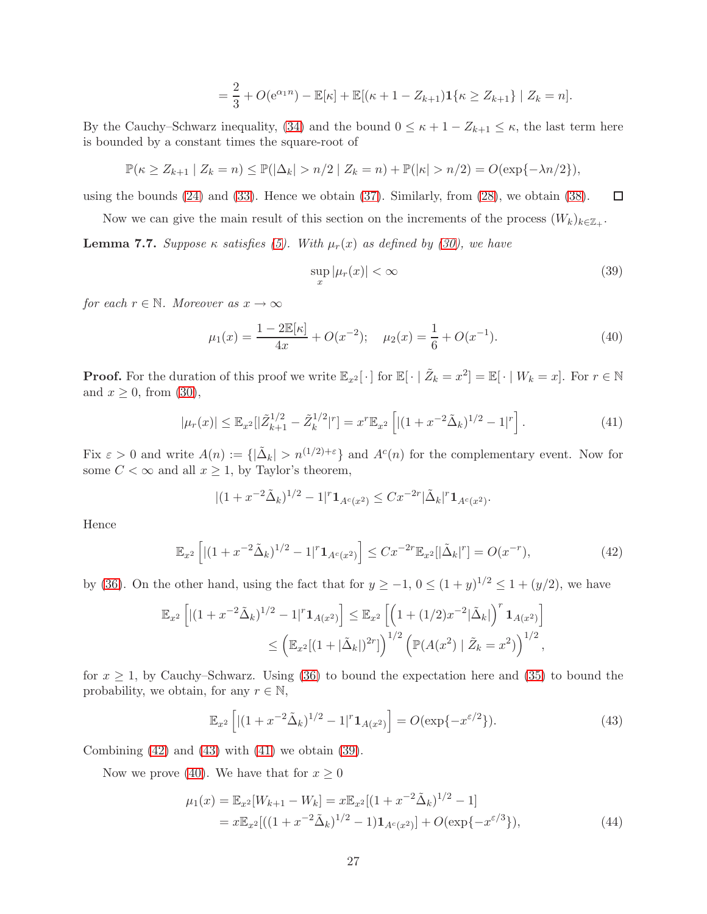$$= \frac{2}{3} + O(\mathrm{e}^{\alpha_1 n}) - \mathbb{E}[\kappa] + \mathbb{E}[(\kappa + 1 - Z_{k+1})\mathbf{1}\{\kappa \geq Z_{k+1}\} \mid Z_k = n].$$

By the Cauchy–Schwarz inequality, (34) and the bound $0 \leq \kappa + 1 - Z_{k+1} \leq \kappa$, the last term here is bounded by a constant times the square-root of

$$\mathbb{P}(\kappa \geq Z_{k+1} \mid Z_k = n) \leq \mathbb{P}(|\Delta_k| > n/2 \mid Z_k = n) + \mathbb{P}(|\kappa| > n/2) = O(\exp\{-\lambda n/2\}),$$

using the bounds (24) and (33). Hence we obtain (37). Similarly, from (28), we obtain (38). $\square$

Now we can give the main result of this section on the increments of the process $(W_k)_{k \in \mathbb{Z}_+}$.

**Lemma 7.7.** *Suppose $\kappa$ satisfies (5). With $\mu_r(x)$ as defined by (30), we have*

$$\sup_x |\mu_r(x)| < \infty \tag{39}$$

*for each $r \in \mathbb{N}$. Moreover as $x \to \infty$*

$$\mu_1(x) = \frac{1 - 2\mathbb{E}[\kappa]}{4x} + O(x^{-2}); \quad \mu_2(x) = \frac{1}{6} + O(x^{-1}). \tag{40}$$

**Proof.** For the duration of this proof we write $\mathbb{E}_{x^2}[\,\cdot\,]$ for $\mathbb{E}[\,\cdot \mid \tilde{Z}_k = x^2] = \mathbb{E}[\,\cdot \mid W_k = x]$. For $r \in \mathbb{N}$ and $x \geq 0$, from (30),

$$|\mu_r(x)| \leq \mathbb{E}_{x^2}[|\tilde{Z}_{k+1}^{1/2} - \tilde{Z}_k^{1/2}|^r] = x^r \mathbb{E}_{x^2}\left[|(1 + x^{-2}\tilde{\Delta}_k)^{1/2} - 1|^r\right]. \tag{41}$$

Fix $\varepsilon > 0$ and write $A(n) := \{|\tilde{\Delta}_k| > n^{(1/2)+\varepsilon}\}$ and $A^c(n)$ for the complementary event. Now for some $C < \infty$ and all $x \geq 1$, by Taylor's theorem,

$$|(1 + x^{-2}\tilde{\Delta}_k)^{1/2} - 1|^r \mathbf{1}_{A^c(x^2)} \leq C x^{-2r} |\tilde{\Delta}_k|^r \mathbf{1}_{A^c(x^2)}.$$

Hence

$$\mathbb{E}_{x^2}\left[|(1 + x^{-2}\tilde{\Delta}_k)^{1/2} - 1|^r \mathbf{1}_{A^c(x^2)}\right] \leq C x^{-2r} \mathbb{E}_{x^2}[|\tilde{\Delta}_k|^r] = O(x^{-r}), \tag{42}$$

by (36). On the other hand, using the fact that for $y \geq -1$, $0 \leq (1+y)^{1/2} \leq 1 + (y/2)$, we have

$$\begin{aligned} \mathbb{E}_{x^2}\left[|(1 + x^{-2}\tilde{\Delta}_k)^{1/2} - 1|^r \mathbf{1}_{A(x^2)}\right] &\leq \mathbb{E}_{x^2}\left[\left(1 + (1/2)x^{-2}|\tilde{\Delta}_k|\right)^r \mathbf{1}_{A(x^2)}\right] \\ &\leq \left(\mathbb{E}_{x^2}[(1 + |\tilde{\Delta}_k|)^{2r}]\right)^{1/2} \left(\mathbb{P}(A(x^2) \mid \tilde{Z}_k = x^2)\right)^{1/2}, \end{aligned}$$

for $x \geq 1$, by Cauchy–Schwarz. Using (36) to bound the expectation here and (35) to bound the probability, we obtain, for any $r \in \mathbb{N}$,

$$\mathbb{E}_{x^2}\left[|(1 + x^{-2}\tilde{\Delta}_k)^{1/2} - 1|^r \mathbf{1}_{A(x^2)}\right] = O(\exp\{-x^{\varepsilon/2}\}). \tag{43}$$

Combining (42) and (43) with (41) we obtain (39).

Now we prove (40). We have that for $x \geq 0$

$$\begin{aligned} \mu_1(x) = \mathbb{E}_{x^2}[W_{k+1} - W_k] &= x \mathbb{E}_{x^2}[(1 + x^{-2}\tilde{\Delta}_k)^{1/2} - 1] \\ &= x \mathbb{E}_{x^2}[((1 + x^{-2}\tilde{\Delta}_k)^{1/2} - 1)\mathbf{1}_{A^c(x^2)}] + O(\exp\{-x^{\varepsilon/3}\}), \end{aligned} \tag{44}$$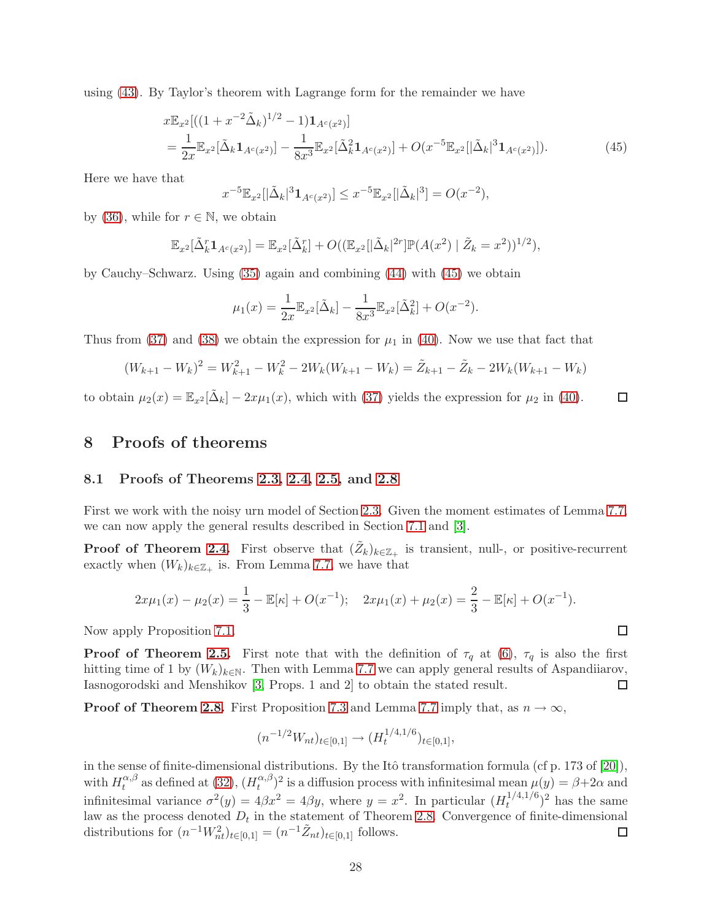using (43). By Taylor's theorem with Lagrange form for the remainder we have

$$
\begin{aligned}
&x\mathbb{E}_{x^2}[((1+x^{-2}\tilde{\Delta}_k)^{1/2}-1)\mathbf{1}_{A^c(x^2)}] \\
&= \frac{1}{2x}\mathbb{E}_{x^2}[\tilde{\Delta}_k\mathbf{1}_{A^c(x^2)}] - \frac{1}{8x^3}\mathbb{E}_{x^2}[\tilde{\Delta}_k^2\mathbf{1}_{A^c(x^2)}] + O(x^{-5}\mathbb{E}_{x^2}[|\tilde{\Delta}_k|^3\mathbf{1}_{A^c(x^2)}]). \qquad (45)
\end{aligned}
$$

Here we have that

$$
x^{-5}\mathbb{E}_{x^2}[|\tilde{\Delta}_k|^3\mathbf{1}_{A^c(x^2)}] \leq x^{-5}\mathbb{E}_{x^2}[|\tilde{\Delta}_k|^3] = O(x^{-2}),
$$

by (36), while for $r \in \mathbb{N}$, we obtain

$$
\mathbb{E}_{x^2}[\tilde{\Delta}_k^r\mathbf{1}_{A^c(x^2)}] = \mathbb{E}_{x^2}[\tilde{\Delta}_k^r] + O((\mathbb{E}_{x^2}[|\tilde{\Delta}_k|^{2r}]\mathbb{P}(A(x^2) \mid \tilde{Z}_k = x^2))^{1/2}),
$$

by Cauchy–Schwarz. Using (35) again and combining (44) with (45) we obtain

$$
\mu_1(x) = \frac{1}{2x}\mathbb{E}_{x^2}[\tilde{\Delta}_k] - \frac{1}{8x^3}\mathbb{E}_{x^2}[\tilde{\Delta}_k^2] + O(x^{-2}).
$$

Thus from (37) and (38) we obtain the expression for $\mu_1$ in (40). Now we use that fact that

$$
(W_{k+1}-W_k)^2 = W_{k+1}^2 - W_k^2 - 2W_k(W_{k+1}-W_k) = \tilde{Z}_{k+1} - \tilde{Z}_k - 2W_k(W_{k+1}-W_k)
$$

to obtain $\mu_2(x) = \mathbb{E}_{x^2}[\tilde{\Delta}_k] - 2x\mu_1(x)$, which with (37) yields the expression for $\mu_2$ in (40). □

# 8 Proofs of theorems

## 8.1 Proofs of Theorems 2.3, 2.4, 2.5, and 2.8

First we work with the noisy urn model of Section 2.3. Given the moment estimates of Lemma 7.7, we can now apply the general results described in Section 7.1 and [3].

**Proof of Theorem 2.4.** First observe that $(\tilde{Z}_k)_{k\in\mathbb{Z}_+}$ is transient, null-, or positive-recurrent exactly when $(W_k)_{k\in\mathbb{Z}_+}$ is. From Lemma 7.7, we have that

$$
2x\mu_1(x) - \mu_2(x) = \frac{1}{3} - \mathbb{E}[\kappa] + O(x^{-1}); \quad 2x\mu_1(x) + \mu_2(x) = \frac{2}{3} - \mathbb{E}[\kappa] + O(x^{-1}).
$$

Now apply Proposition 7.1. □

**Proof of Theorem 2.5.** First note that with the definition of $\tau_q$ at (6), $\tau_q$ is also the first hitting time of 1 by $(W_k)_{k\in\mathbb{N}}$. Then with Lemma 7.7 we can apply general results of Aspandiiarov, Iasnogorodski and Menshikov [3, Props. 1 and 2] to obtain the stated result. □

**Proof of Theorem 2.8.** First Proposition 7.3 and Lemma 7.7 imply that, as $n \to \infty$,

$$
(n^{-1/2}W_{nt})_{t\in[0,1]} \to (H_t^{1/4,1/6})_{t\in[0,1]},
$$

in the sense of finite-dimensional distributions. By the Itô transformation formula (cf p. 173 of [20]), with $H_t^{\alpha,\beta}$ as defined at (32), $(H_t^{\alpha,\beta})^2$ is a diffusion process with infinitesimal mean $\mu(y) = \beta + 2\alpha$ and infinitesimal variance $\sigma^2(y) = 4\beta x^2 = 4\beta y$, where $y = x^2$. In particular $(H_t^{1/4,1/6})^2$ has the same law as the process denoted $D_t$ in the statement of Theorem 2.8. Convergence of finite-dimensional distributions for $(n^{-1}W_{nt}^2)_{t\in[0,1]} = (n^{-1}\tilde{Z}_{nt})_{t\in[0,1]}$ follows. □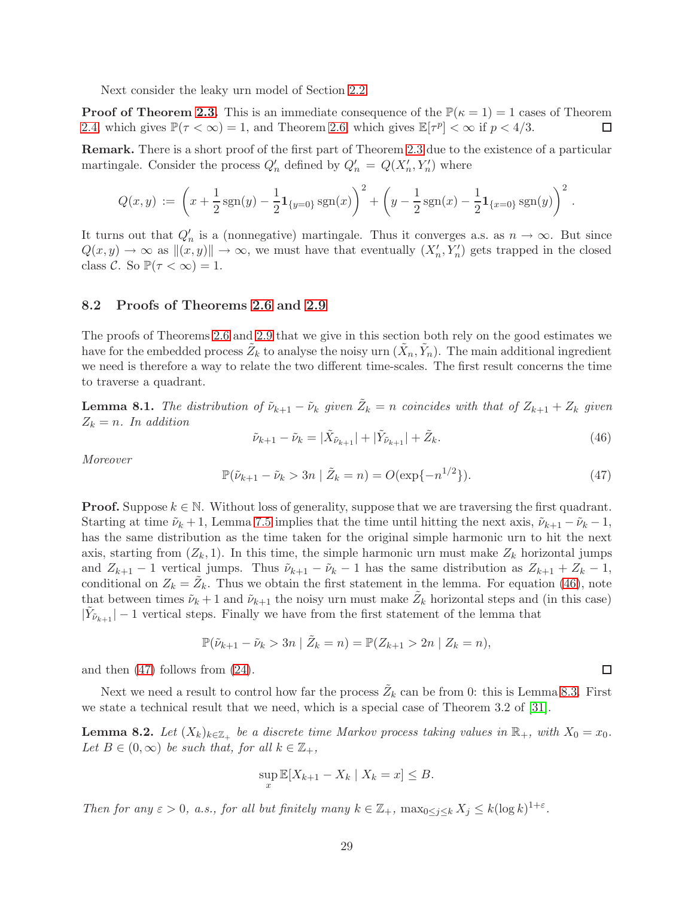Next consider the leaky urn model of Section 2.2.

**Proof of Theorem 2.3.** This is an immediate consequence of the $\mathbb{P}(\kappa = 1) = 1$ cases of Theorem 2.4, which gives $\mathbb{P}(\tau < \infty) = 1$, and Theorem 2.6, which gives $\mathbb{E}[\tau^p] < \infty$ if $p < 4/3$. $\square$

**Remark.** There is a short proof of the first part of Theorem 2.3 due to the existence of a particular martingale. Consider the process $Q'_n$ defined by $Q'_n = Q(X'_n, Y'_n)$ where

$$Q(x,y) := \left(x + \frac{1}{2}\operatorname{sgn}(y) - \frac{1}{2}\mathbf{1}_{\{y=0\}}\operatorname{sgn}(x)\right)^2 + \left(y - \frac{1}{2}\operatorname{sgn}(x) - \frac{1}{2}\mathbf{1}_{\{x=0\}}\operatorname{sgn}(y)\right)^2.$$

It turns out that $Q'_n$ is a (nonnegative) martingale. Thus it converges a.s. as $n \to \infty$. But since $Q(x,y) \to \infty$ as $\|(x,y)\| \to \infty$, we must have that eventually $(X'_n, Y'_n)$ gets trapped in the closed class $\mathcal{C}$. So $\mathbb{P}(\tau < \infty) = 1$.

## 8.2 Proofs of Theorems 2.6 and 2.9

The proofs of Theorems 2.6 and 2.9 that we give in this section both rely on the good estimates we have for the embedded process $\tilde{Z}_k$ to analyse the noisy urn $(\tilde{X}_n, \tilde{Y}_n)$. The main additional ingredient we need is therefore a way to relate the two different time-scales. The first result concerns the time to traverse a quadrant.

**Lemma 8.1.** *The distribution of $\tilde{\nu}_{k+1} - \tilde{\nu}_k$ given $\tilde{Z}_k = n$ coincides with that of $Z_{k+1} + Z_k$ given $Z_k = n$. In addition*

$$\tilde{\nu}_{k+1} - \tilde{\nu}_k = |\tilde{X}_{\tilde{\nu}_{k+1}}| + |\tilde{Y}_{\tilde{\nu}_{k+1}}| + \tilde{Z}_k. \tag{46}$$

*Moreover*

$$\mathbb{P}(\tilde{\nu}_{k+1} - \tilde{\nu}_k > 3n \mid \tilde{Z}_k = n) = O(\exp\{-n^{1/2}\}). \tag{47}$$

**Proof.** Suppose $k \in \mathbb{N}$. Without loss of generality, suppose that we are traversing the first quadrant. Starting at time $\tilde{\nu}_k + 1$, Lemma 7.5 implies that the time until hitting the next axis, $\tilde{\nu}_{k+1} - \tilde{\nu}_k - 1$, has the same distribution as the time taken for the original simple harmonic urn to hit the next axis, starting from $(Z_k, 1)$. In this time, the simple harmonic urn must make $Z_k$ horizontal jumps and $Z_{k+1} - 1$ vertical jumps. Thus $\tilde{\nu}_{k+1} - \tilde{\nu}_k - 1$ has the same distribution as $Z_{k+1} + Z_k - 1$, conditional on $Z_k = \tilde{Z}_k$. Thus we obtain the first statement in the lemma. For equation (46), note that between times $\tilde{\nu}_k + 1$ and $\tilde{\nu}_{k+1}$ the noisy urn must make $\tilde{Z}_k$ horizontal steps and (in this case) $|\tilde{Y}_{\tilde{\nu}_{k+1}}| - 1$ vertical steps. Finally we have from the first statement of the lemma that

$$\mathbb{P}(\tilde{\nu}_{k+1} - \tilde{\nu}_k > 3n \mid \tilde{Z}_k = n) = \mathbb{P}(Z_{k+1} > 2n \mid Z_k = n),$$

and then (47) follows from (24). $\square$

Next we need a result to control how far the process $\tilde{Z}_k$ can be from 0: this is Lemma 8.3. First we state a technical result that we need, which is a special case of Theorem 3.2 of [31].

**Lemma 8.2.** *Let $(X_k)_{k \in \mathbb{Z}_+}$ be a discrete time Markov process taking values in $\mathbb{R}_+$, with $X_0 = x_0$. Let $B \in (0, \infty)$ be such that, for all $k \in \mathbb{Z}_+$,*

$$\sup_x \mathbb{E}[X_{k+1} - X_k \mid X_k = x] \leq B.$$

*Then for any $\varepsilon > 0$, a.s., for all but finitely many $k \in \mathbb{Z}_+$, $\max_{0 \leq j \leq k} X_j \leq k(\log k)^{1+\varepsilon}$.*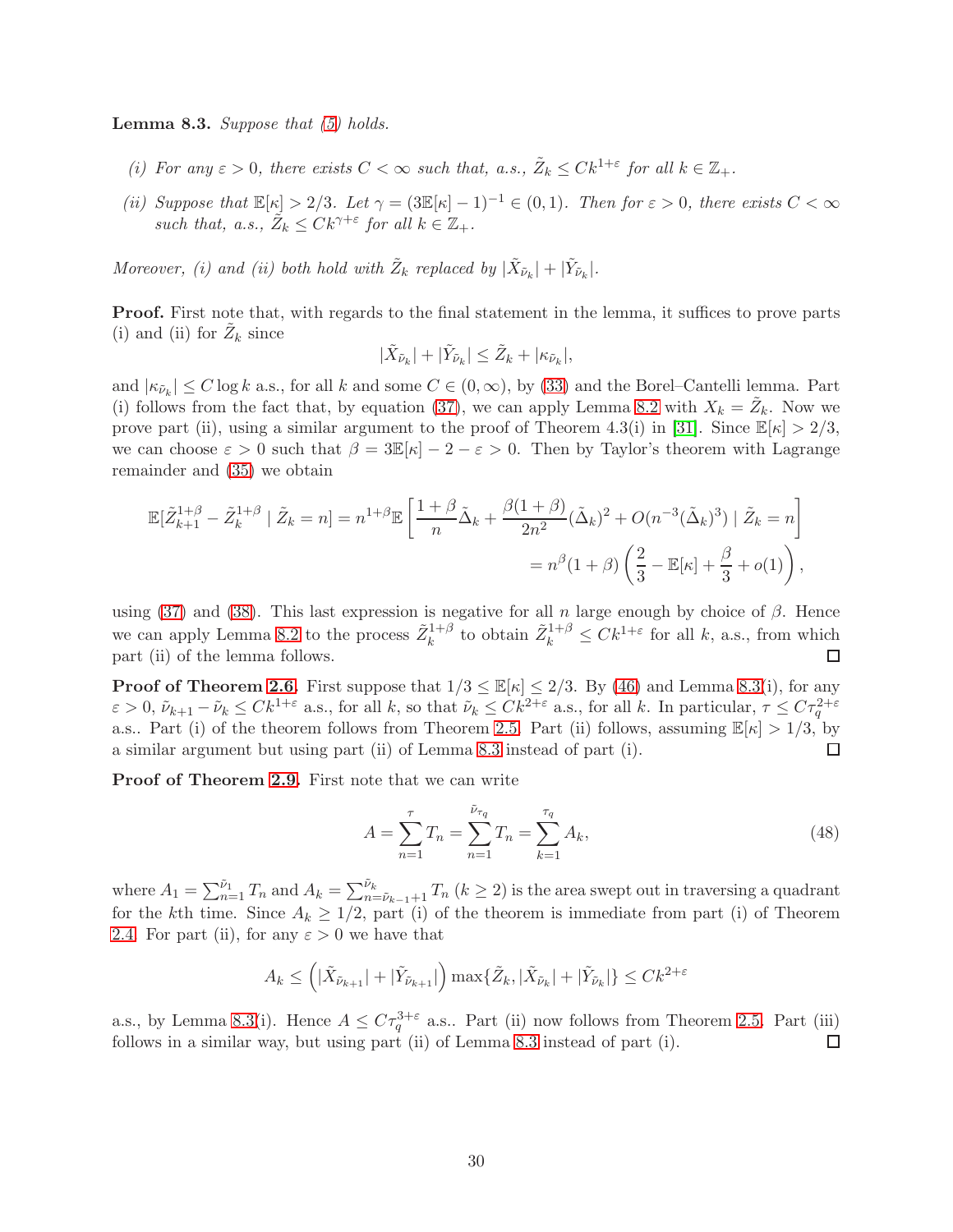**Lemma 8.3.** *Suppose that (5) holds.*

*(i) For any $\varepsilon > 0$, there exists $C < \infty$ such that, a.s., $\tilde{Z}_k \leq Ck^{1+\varepsilon}$ for all $k \in \mathbb{Z}_+$.*

*(ii) Suppose that $\mathbb{E}[\kappa] > 2/3$. Let $\gamma = (3\mathbb{E}[\kappa] - 1)^{-1} \in (0, 1)$. Then for $\varepsilon > 0$, there exists $C < \infty$ such that, a.s., $\tilde{Z}_k \leq Ck^{\gamma+\varepsilon}$ for all $k \in \mathbb{Z}_+$.*

*Moreover, (i) and (ii) both hold with $\tilde{Z}_k$ replaced by $|\tilde{X}_{\tilde{\nu}_k}| + |\tilde{Y}_{\tilde{\nu}_k}|$.*

**Proof.** First note that, with regards to the final statement in the lemma, it suffices to prove parts (i) and (ii) for $\tilde{Z}_k$ since

$$|\tilde{X}_{\tilde{\nu}_k}| + |\tilde{Y}_{\tilde{\nu}_k}| \leq \tilde{Z}_k + |\kappa_{\tilde{\nu}_k}|,$$

and $|\kappa_{\tilde{\nu}_k}| \leq C \log k$ a.s., for all $k$ and some $C \in (0, \infty)$, by (33) and the Borel–Cantelli lemma. Part (i) follows from the fact that, by equation (37), we can apply Lemma 8.2 with $X_k = \tilde{Z}_k$. Now we prove part (ii), using a similar argument to the proof of Theorem 4.3(i) in [31]. Since $\mathbb{E}[\kappa] > 2/3$, we can choose $\varepsilon > 0$ such that $\beta = 3\mathbb{E}[\kappa] - 2 - \varepsilon > 0$. Then by Taylor's theorem with Lagrange remainder and (35) we obtain

$$\begin{aligned}\mathbb{E}[\tilde{Z}_{k+1}^{1+\beta} - \tilde{Z}_k^{1+\beta} \mid \tilde{Z}_k = n] &= n^{1+\beta}\mathbb{E}\left[\frac{1+\beta}{n}\tilde{\Delta}_k + \frac{\beta(1+\beta)}{2n^2}(\tilde{\Delta}_k)^2 + O(n^{-3}(\tilde{\Delta}_k)^3) \mid \tilde{Z}_k = n\right] \\ &= n^{\beta}(1+\beta)\left(\frac{2}{3} - \mathbb{E}[\kappa] + \frac{\beta}{3} + o(1)\right),\end{aligned}$$

using (37) and (38). This last expression is negative for all $n$ large enough by choice of $\beta$. Hence we can apply Lemma 8.2 to the process $\tilde{Z}_k^{1+\beta}$ to obtain $\tilde{Z}_k^{1+\beta} \leq Ck^{1+\varepsilon}$ for all $k$, a.s., from which part (ii) of the lemma follows. ☐

**Proof of Theorem 2.6.** First suppose that $1/3 \leq \mathbb{E}[\kappa] \leq 2/3$. By (46) and Lemma 8.3(i), for any $\varepsilon > 0$, $\tilde{\nu}_{k+1} - \tilde{\nu}_k \leq Ck^{1+\varepsilon}$ a.s., for all $k$, so that $\tilde{\nu}_k \leq Ck^{2+\varepsilon}$ a.s., for all $k$. In particular, $\tau \leq C\tau_q^{2+\varepsilon}$ a.s.. Part (i) of the theorem follows from Theorem 2.5. Part (ii) follows, assuming $\mathbb{E}[\kappa] > 1/3$, by a similar argument but using part (ii) of Lemma 8.3 instead of part (i). ☐

**Proof of Theorem 2.9.** First note that we can write

$$A = \sum_{n=1}^{\tau} T_n = \sum_{n=1}^{\tilde{\nu}_{\tau_q}} T_n = \sum_{k=1}^{\tau_q} A_k, \tag{48}$$

where $A_1 = \sum_{n=1}^{\tilde{\nu}_1} T_n$ and $A_k = \sum_{n=\tilde{\nu}_{k-1}+1}^{\tilde{\nu}_k} T_n$ ($k \geq 2$) is the area swept out in traversing a quadrant for the $k$th time. Since $A_k \geq 1/2$, part (i) of the theorem is immediate from part (i) of Theorem 2.4. For part (ii), for any $\varepsilon > 0$ we have that

$$A_k \leq \left(|\tilde{X}_{\tilde{\nu}_{k+1}}| + |\tilde{Y}_{\tilde{\nu}_{k+1}}|\right) \max\{\tilde{Z}_k, |\tilde{X}_{\tilde{\nu}_k}| + |\tilde{Y}_{\tilde{\nu}_k}|\} \leq Ck^{2+\varepsilon}$$

a.s., by Lemma 8.3(i). Hence $A \leq C\tau_q^{3+\varepsilon}$ a.s.. Part (ii) now follows from Theorem 2.5. Part (iii) follows in a similar way, but using part (ii) of Lemma 8.3 instead of part (i). ☐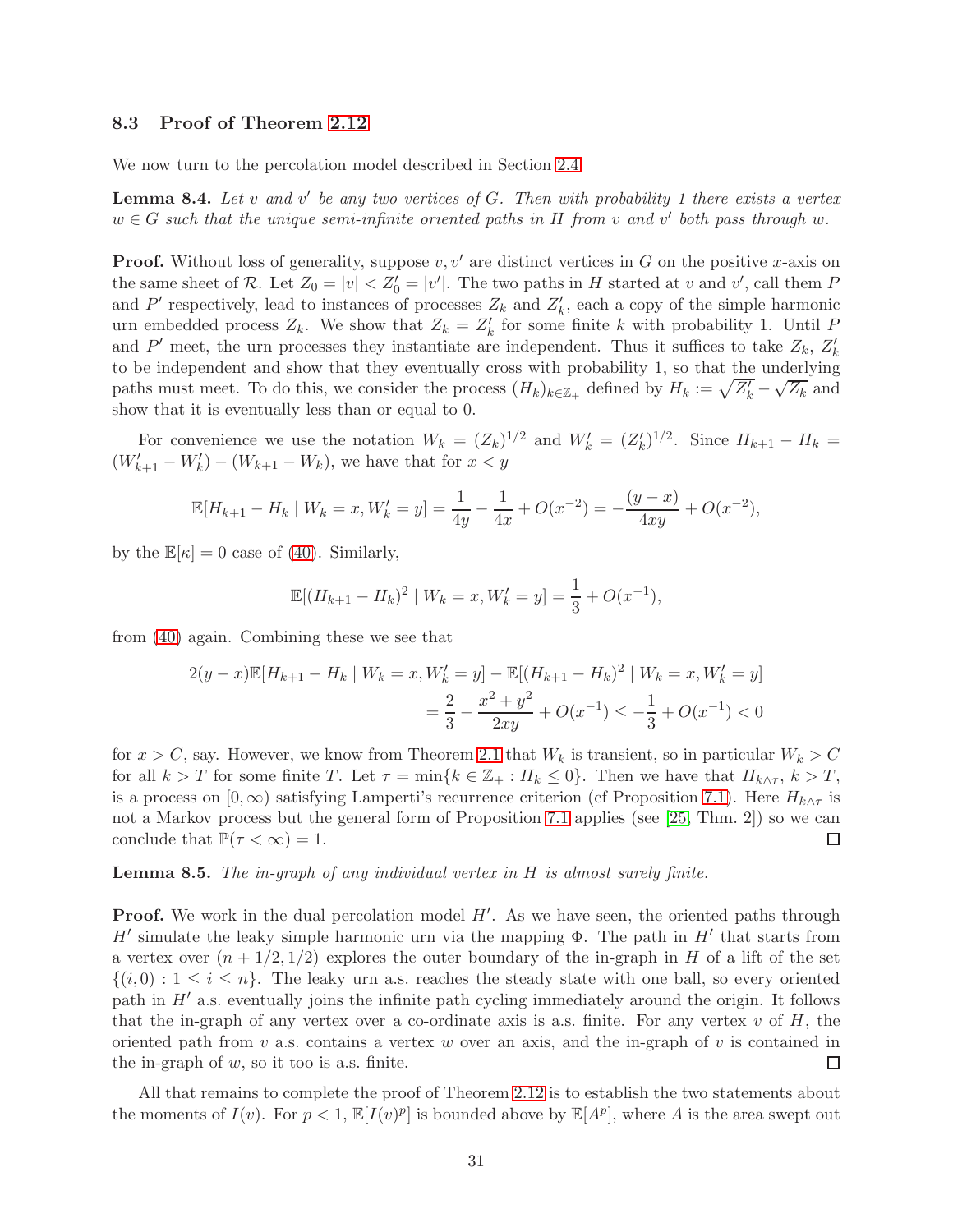### 8.3 Proof of Theorem 2.12

We now turn to the percolation model described in Section 2.4.

**Lemma 8.4.** *Let $v$ and $v'$ be any two vertices of $G$. Then with probability 1 there exists a vertex $w \in G$ such that the unique semi-infinite oriented paths in $H$ from $v$ and $v'$ both pass through $w$.*

**Proof.** Without loss of generality, suppose $v, v'$ are distinct vertices in $G$ on the positive $x$-axis on the same sheet of $\mathcal{R}$. Let $Z_0 = |v| < Z'_0 = |v'|$. The two paths in $H$ started at $v$ and $v'$, call them $P$ and $P'$ respectively, lead to instances of processes $Z_k$ and $Z'_k$, each a copy of the simple harmonic urn embedded process $Z_k$. We show that $Z_k = Z'_k$ for some finite $k$ with probability 1. Until $P$ and $P'$ meet, the urn processes they instantiate are independent. Thus it suffices to take $Z_k$, $Z'_k$ to be independent and show that they eventually cross with probability 1, so that the underlying paths must meet. To do this, we consider the process $(H_k)_{k \in \mathbb{Z}_+}$ defined by $H_k := \sqrt{Z'_k} - \sqrt{Z_k}$ and show that it is eventually less than or equal to 0.

For convenience we use the notation $W_k = (Z_k)^{1/2}$ and $W'_k = (Z'_k)^{1/2}$. Since $H_{k+1} - H_k = (W'_{k+1} - W'_k) - (W_{k+1} - W_k)$, we have that for $x < y$

$$\mathbb{E}[H_{k+1} - H_k \mid W_k = x, W'_k = y] = \frac{1}{4y} - \frac{1}{4x} + O(x^{-2}) = -\frac{(y-x)}{4xy} + O(x^{-2}),$$

by the $\mathbb{E}[\kappa] = 0$ case of (40). Similarly,

$$\mathbb{E}[(H_{k+1} - H_k)^2 \mid W_k = x, W'_k = y] = \frac{1}{3} + O(x^{-1}),$$

from (40) again. Combining these we see that

$$\begin{aligned} 2(y-x)\mathbb{E}[H_{k+1} - H_k \mid W_k = x, W'_k = y] - \mathbb{E}[(H_{k+1} - H_k)^2 \mid W_k = x, W'_k = y] \\ = \frac{2}{3} - \frac{x^2 + y^2}{2xy} + O(x^{-1}) \leq -\frac{1}{3} + O(x^{-1}) < 0 \end{aligned}$$

for $x > C$, say. However, we know from Theorem 2.1 that $W_k$ is transient, so in particular $W_k > C$ for all $k > T$ for some finite $T$. Let $\tau = \min\{k \in \mathbb{Z}_+ : H_k \leq 0\}$. Then we have that $H_{k \wedge \tau}$, $k > T$, is a process on $[0, \infty)$ satisfying Lamperti's recurrence criterion (cf Proposition 7.1). Here $H_{k \wedge \tau}$ is not a Markov process but the general form of Proposition 7.1 applies (see [25, Thm. 2]) so we can conclude that $\mathbb{P}(\tau < \infty) = 1$. □

**Lemma 8.5.** *The in-graph of any individual vertex in $H$ is almost surely finite.*

**Proof.** We work in the dual percolation model $H'$. As we have seen, the oriented paths through $H'$ simulate the leaky simple harmonic urn via the mapping $\Phi$. The path in $H'$ that starts from a vertex over $(n + 1/2, 1/2)$ explores the outer boundary of the in-graph in $H$ of a lift of the set $\{(i, 0) : 1 \leq i \leq n\}$. The leaky urn a.s. reaches the steady state with one ball, so every oriented path in $H'$ a.s. eventually joins the infinite path cycling immediately around the origin. It follows that the in-graph of any vertex over a co-ordinate axis is a.s. finite. For any vertex $v$ of $H$, the oriented path from $v$ a.s. contains a vertex $w$ over an axis, and the in-graph of $v$ is contained in the in-graph of $w$, so it too is a.s. finite. □

All that remains to complete the proof of Theorem 2.12 is to establish the two statements about the moments of $I(v)$. For $p < 1$, $\mathbb{E}[I(v)^p]$ is bounded above by $\mathbb{E}[A^p]$, where $A$ is the area swept out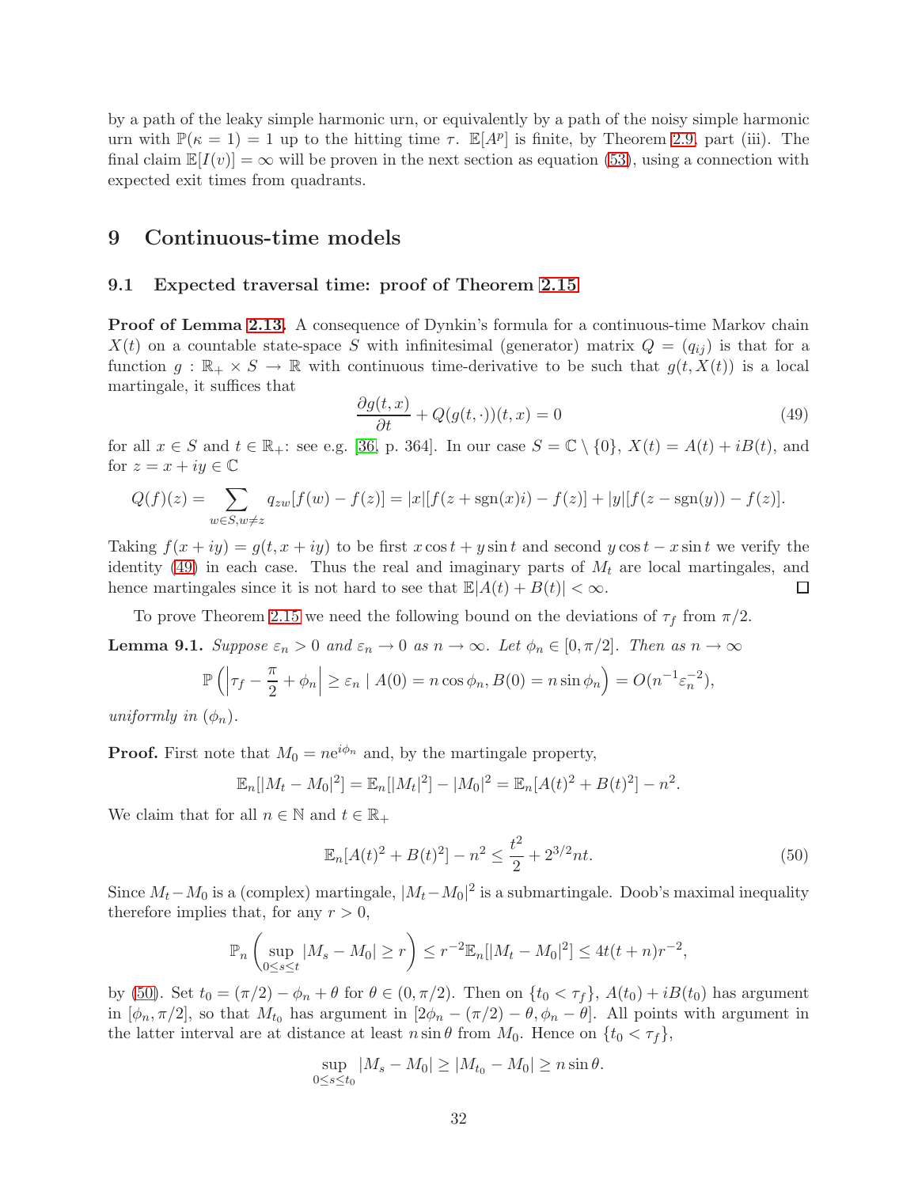by a path of the leaky simple harmonic urn, or equivalently by a path of the noisy simple harmonic urn with $\mathbb{P}(\kappa = 1) = 1$ up to the hitting time $\tau$. $\mathbb{E}[A^p]$ is finite, by Theorem 2.9, part (iii). The final claim $\mathbb{E}[I(v)] = \infty$ will be proven in the next section as equation (53), using a connection with expected exit times from quadrants.

# 9 Continuous-time models

## 9.1 Expected traversal time: proof of Theorem 2.15

**Proof of Lemma 2.13.** A consequence of Dynkin's formula for a continuous-time Markov chain $X(t)$ on a countable state-space $S$ with infinitesimal (generator) matrix $Q = (q_{ij})$ is that for a function $g : \mathbb{R}_+ \times S \to \mathbb{R}$ with continuous time-derivative to be such that $g(t, X(t))$ is a local martingale, it suffices that

$$\frac{\partial g(t,x)}{\partial t} + Q(g(t,\cdot))(t,x) = 0 \tag{49}$$

for all $x \in S$ and $t \in \mathbb{R}_+$: see e.g. [36, p. 364]. In our case $S = \mathbb{C} \setminus \{0\}$, $X(t) = A(t) + iB(t)$, and for $z = x + iy \in \mathbb{C}$

$$Q(f)(z) = \sum_{w \in S, w \neq z} q_{zw}[f(w) - f(z)] = |x|[f(z + \mathrm{sgn}(x)i) - f(z)] + |y|[f(z - \mathrm{sgn}(y)) - f(z)].$$

Taking $f(x + iy) = g(t, x + iy)$ to be first $x \cos t + y \sin t$ and second $y \cos t - x \sin t$ we verify the identity (49) in each case. Thus the real and imaginary parts of $M_t$ are local martingales, and hence martingales since it is not hard to see that $\mathbb{E}|A(t) + B(t)| < \infty$. □

To prove Theorem 2.15 we need the following bound on the deviations of $\tau_f$ from $\pi/2$.

**Lemma 9.1.** *Suppose $\varepsilon_n > 0$ and $\varepsilon_n \to 0$ as $n \to \infty$. Let $\phi_n \in [0, \pi/2]$. Then as $n \to \infty$*

$$\mathbb{P}\left( \left| \tau_f - \frac{\pi}{2} + \phi_n \right| \geq \varepsilon_n \mid A(0) = n \cos \phi_n, B(0) = n \sin \phi_n \right) = O(n^{-1}\varepsilon_n^{-2}),$$

*uniformly in $(\phi_n)$.*

**Proof.** First note that $M_0 = ne^{i\phi_n}$ and, by the martingale property,

$$\mathbb{E}_n[|M_t - M_0|^2] = \mathbb{E}_n[|M_t|^2] - |M_0|^2 = \mathbb{E}_n[A(t)^2 + B(t)^2] - n^2.$$

We claim that for all $n \in \mathbb{N}$ and $t \in \mathbb{R}_+$

$$\mathbb{E}_n[A(t)^2 + B(t)^2] - n^2 \leq \frac{t^2}{2} + 2^{3/2}nt. \tag{50}$$

Since $M_t - M_0$ is a (complex) martingale, $|M_t - M_0|^2$ is a submartingale. Doob's maximal inequality therefore implies that, for any $r > 0$,

$$\mathbb{P}_n\left( \sup_{0 \leq s \leq t} |M_s - M_0| \geq r \right) \leq r^{-2}\mathbb{E}_n[|M_t - M_0|^2] \leq 4t(t+n)r^{-2},$$

by (50). Set $t_0 = (\pi/2) - \phi_n + \theta$ for $\theta \in (0, \pi/2)$. Then on $\{t_0 < \tau_f\}$, $A(t_0) + iB(t_0)$ has argument in $[\phi_n, \pi/2]$, so that $M_{t_0}$ has argument in $[2\phi_n - (\pi/2) - \theta, \phi_n - \theta]$. All points with argument in the latter interval are at distance at least $n \sin \theta$ from $M_0$. Hence on $\{t_0 < \tau_f\}$,

$$\sup_{0 \leq s \leq t_0} |M_s - M_0| \geq |M_{t_0} - M_0| \geq n \sin \theta.$$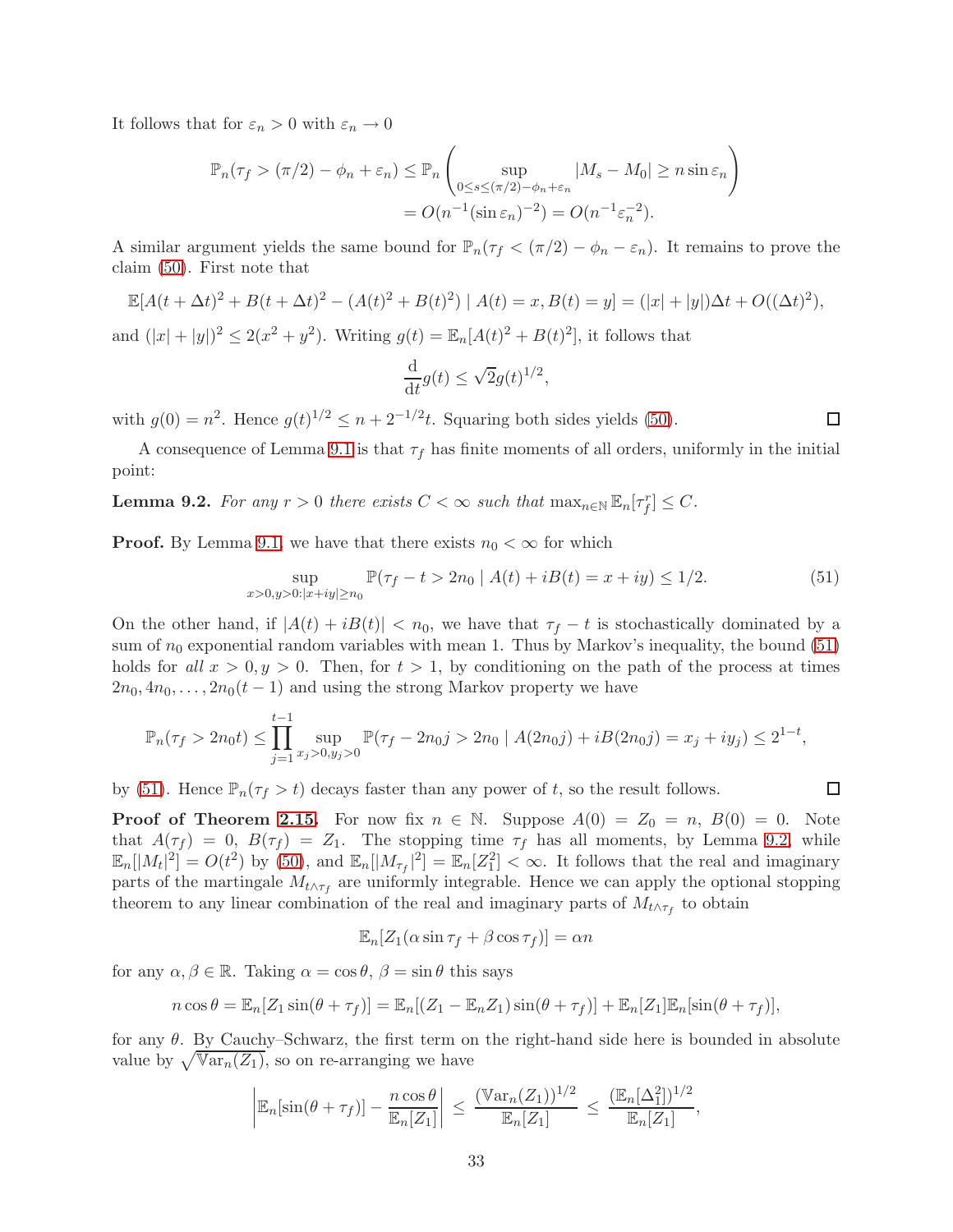It follows that for $\varepsilon_n > 0$ with $\varepsilon_n \to 0$

$$
\begin{aligned}
\mathbb{P}_n(\tau_f > (\pi/2) - \phi_n + \varepsilon_n) &\leq \mathbb{P}_n\left( \sup_{0 \leq s \leq (\pi/2) - \phi_n + \varepsilon_n} |M_s - M_0| \geq n \sin \varepsilon_n \right) \\
&= O(n^{-1}(\sin \varepsilon_n)^{-2}) = O(n^{-1}\varepsilon_n^{-2}).
\end{aligned}
$$

A similar argument yields the same bound for $\mathbb{P}_n(\tau_f < (\pi/2) - \phi_n - \varepsilon_n)$. It remains to prove the claim (50). First note that

$$
\mathbb{E}[A(t+\Delta t)^2 + B(t+\Delta t)^2 - (A(t)^2 + B(t)^2) \mid A(t) = x, B(t) = y] = (|x| + |y|)\Delta t + O((\Delta t)^2),
$$

and $(|x|+|y|)^2 \leq 2(x^2+y^2)$. Writing $g(t) = \mathbb{E}_n[A(t)^2 + B(t)^2]$, it follows that

$$
\frac{\mathrm{d}}{\mathrm{d}t} g(t) \leq \sqrt{2} g(t)^{1/2},
$$

with $g(0) = n^2$. Hence $g(t)^{1/2} \leq n + 2^{-1/2} t$. Squaring both sides yields (50). $\square$

A consequence of Lemma 9.1 is that $\tau_f$ has finite moments of all orders, uniformly in the initial point:

**Lemma 9.2.** *For any $r > 0$ there exists $C < \infty$ such that $\max_{n \in \mathbb{N}} \mathbb{E}_n[\tau_f^r] \leq C$.*

**Proof.** By Lemma 9.1, we have that there exists $n_0 < \infty$ for which

$$
\sup_{x>0, y>0 : |x+iy| \geq n_0} \mathbb{P}(\tau_f - t > 2n_0 \mid A(t) + iB(t) = x + iy) \leq 1/2. \tag{51}
$$

On the other hand, if $|A(t) + iB(t)| < n_0$, we have that $\tau_f - t$ is stochastically dominated by a sum of $n_0$ exponential random variables with mean 1. Thus by Markov's inequality, the bound (51) holds for *all* $x > 0, y > 0$. Then, for $t > 1$, by conditioning on the path of the process at times $2n_0, 4n_0, \ldots, 2n_0(t-1)$ and using the strong Markov property we have

$$
\mathbb{P}_n(\tau_f > 2n_0 t) \leq \prod_{j=1}^{t-1} \sup_{x_j > 0, y_j > 0} \mathbb{P}(\tau_f - 2n_0 j > 2n_0 \mid A(2n_0 j) + iB(2n_0 j) = x_j + iy_j) \leq 2^{1-t},
$$

by (51). Hence $\mathbb{P}_n(\tau_f > t)$ decays faster than any power of $t$, so the result follows. $\square$

**Proof of Theorem 2.15.** For now fix $n \in \mathbb{N}$. Suppose $A(0) = Z_0 = n$, $B(0) = 0$. Note that $A(\tau_f) = 0$, $B(\tau_f) = Z_1$. The stopping time $\tau_f$ has all moments, by Lemma 9.2, while $\mathbb{E}_n[|M_t|^2] = O(t^2)$ by (50), and $\mathbb{E}_n[|M_{\tau_f}|^2] = \mathbb{E}_n[Z_1^2] < \infty$. It follows that the real and imaginary parts of the martingale $M_{t \wedge \tau_f}$ are uniformly integrable. Hence we can apply the optional stopping theorem to any linear combination of the real and imaginary parts of $M_{t \wedge \tau_f}$ to obtain

$$
\mathbb{E}_n[Z_1(\alpha \sin \tau_f + \beta \cos \tau_f)] = \alpha n
$$

for any $\alpha, \beta \in \mathbb{R}$. Taking $\alpha = \cos\theta$, $\beta = \sin\theta$ this says

$$
n \cos\theta = \mathbb{E}_n[Z_1 \sin(\theta + \tau_f)] = \mathbb{E}_n[(Z_1 - \mathbb{E}_n Z_1)\sin(\theta + \tau_f)] + \mathbb{E}_n[Z_1]\mathbb{E}_n[\sin(\theta + \tau_f)],
$$

for any $\theta$. By Cauchy–Schwarz, the first term on the right-hand side here is bounded in absolute value by $\sqrt{\mathbb{V}\mathrm{ar}_n(Z_1)}$, so on re-arranging we have

$$
\left| \mathbb{E}_n[\sin(\theta + \tau_f)] - \frac{n \cos\theta}{\mathbb{E}_n[Z_1]} \right| \leq \frac{(\mathbb{V}\mathrm{ar}_n(Z_1))^{1/2}}{\mathbb{E}_n[Z_1]} \leq \frac{(\mathbb{E}_n[\Delta_1^2])^{1/2}}{\mathbb{E}_n[Z_1]},
$$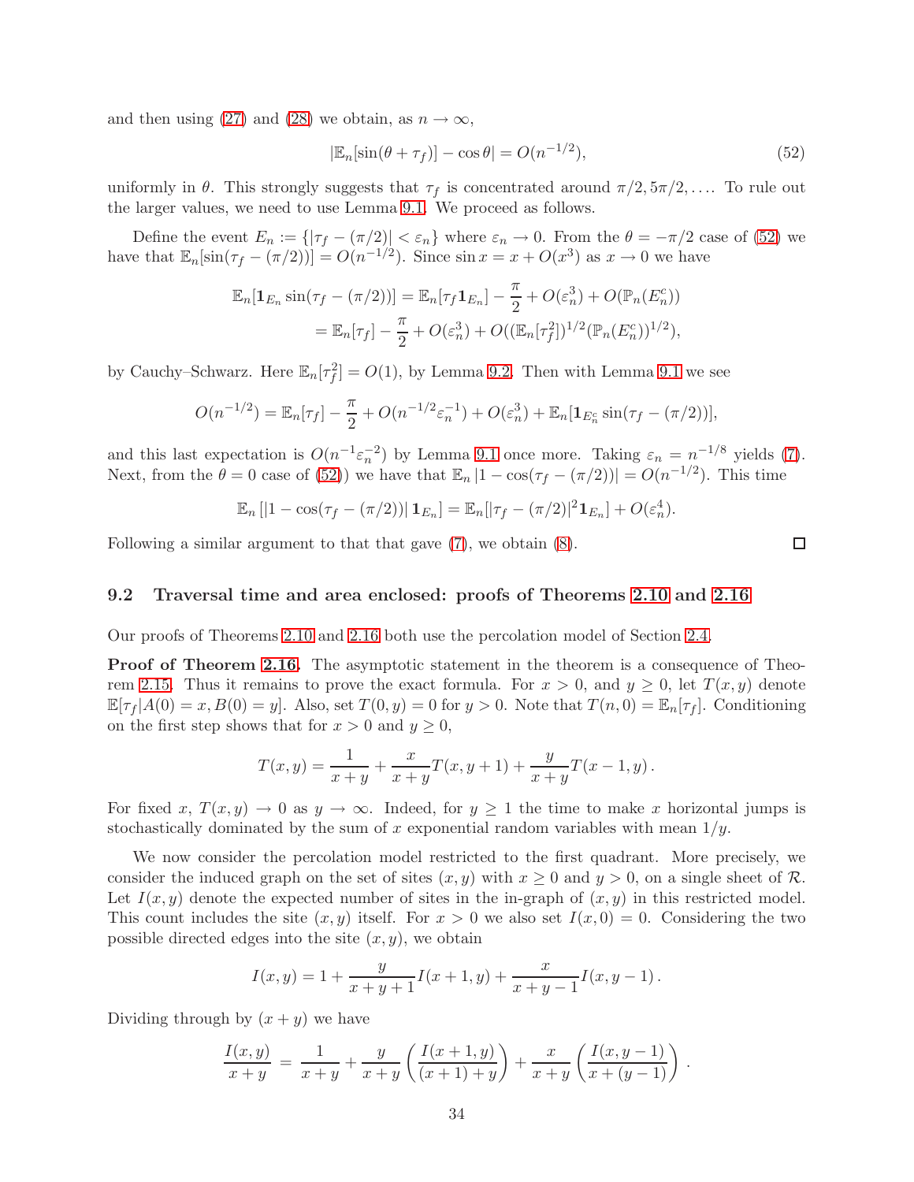and then using (27) and (28) we obtain, as $n \to \infty$,

$$|\mathbb{E}_n[\sin(\theta + \tau_f)] - \cos\theta| = O(n^{-1/2}), \tag{52}$$

uniformly in $\theta$. This strongly suggests that $\tau_f$ is concentrated around $\pi/2, 5\pi/2, \ldots$. To rule out the larger values, we need to use Lemma 9.1. We proceed as follows.

Define the event $E_n := \{|\tau_f - (\pi/2)| < \varepsilon_n\}$ where $\varepsilon_n \to 0$. From the $\theta = -\pi/2$ case of (52) we have that $\mathbb{E}_n[\sin(\tau_f - (\pi/2))] = O(n^{-1/2})$. Since $\sin x = x + O(x^3)$ as $x \to 0$ we have

$$\begin{aligned}
\mathbb{E}_n[\mathbf{1}_{E_n} \sin(\tau_f - (\pi/2))] &= \mathbb{E}_n[\tau_f \mathbf{1}_{E_n}] - \frac{\pi}{2} + O(\varepsilon_n^3) + O(\mathbb{P}_n(E_n^c)) \\
&= \mathbb{E}_n[\tau_f] - \frac{\pi}{2} + O(\varepsilon_n^3) + O((\mathbb{E}_n[\tau_f^2])^{1/2}(\mathbb{P}_n(E_n^c))^{1/2}),
\end{aligned}$$

by Cauchy–Schwarz. Here $\mathbb{E}_n[\tau_f^2] = O(1)$, by Lemma 9.2. Then with Lemma 9.1 we see

$$O(n^{-1/2}) = \mathbb{E}_n[\tau_f] - \frac{\pi}{2} + O(n^{-1/2}\varepsilon_n^{-1}) + O(\varepsilon_n^3) + \mathbb{E}_n[\mathbf{1}_{E_n^c} \sin(\tau_f - (\pi/2))],$$

and this last expectation is $O(n^{-1}\varepsilon_n^{-2})$ by Lemma 9.1 once more. Taking $\varepsilon_n = n^{-1/8}$ yields (7). Next, from the $\theta = 0$ case of (52)) we have that $\mathbb{E}_n |1 - \cos(\tau_f - (\pi/2))| = O(n^{-1/2})$. This time

$$\mathbb{E}_n [|1 - \cos(\tau_f - (\pi/2))| \, \mathbf{1}_{E_n}] = \mathbb{E}_n[|\tau_f - (\pi/2)|^2 \mathbf{1}_{E_n}] + O(\varepsilon_n^4).$$

Following a similar argument to that that gave (7), we obtain (8). □

### 9.2 Traversal time and area enclosed: proofs of Theorems 2.10 and 2.16

Our proofs of Theorems 2.10 and 2.16 both use the percolation model of Section 2.4.

**Proof of Theorem 2.16.** The asymptotic statement in the theorem is a consequence of Theorem 2.15. Thus it remains to prove the exact formula. For $x > 0$, and $y \geq 0$, let $T(x, y)$ denote $\mathbb{E}[\tau_f | A(0) = x, B(0) = y]$. Also, set $T(0, y) = 0$ for $y > 0$. Note that $T(n, 0) = \mathbb{E}_n[\tau_f]$. Conditioning on the first step shows that for $x > 0$ and $y \geq 0$,

$$T(x, y) = \frac{1}{x+y} + \frac{x}{x+y} T(x, y+1) + \frac{y}{x+y} T(x-1, y)\,.$$

For fixed $x$, $T(x, y) \to 0$ as $y \to \infty$. Indeed, for $y \geq 1$ the time to make $x$ horizontal jumps is stochastically dominated by the sum of $x$ exponential random variables with mean $1/y$.

We now consider the percolation model restricted to the first quadrant. More precisely, we consider the induced graph on the set of sites $(x, y)$ with $x \geq 0$ and $y > 0$, on a single sheet of $\mathcal{R}$. Let $I(x, y)$ denote the expected number of sites in the in-graph of $(x, y)$ in this restricted model. This count includes the site $(x, y)$ itself. For $x > 0$ we also set $I(x, 0) = 0$. Considering the two possible directed edges into the site $(x, y)$, we obtain

$$I(x, y) = 1 + \frac{y}{x+y+1} I(x+1, y) + \frac{x}{x+y-1} I(x, y-1)\,.$$

Dividing through by $(x + y)$ we have

$$\frac{I(x, y)}{x+y} \;=\; \frac{1}{x+y} + \frac{y}{x+y}\left(\frac{I(x+1, y)}{(x+1)+y}\right) + \frac{x}{x+y}\left(\frac{I(x, y-1)}{x+(y-1)}\right).$$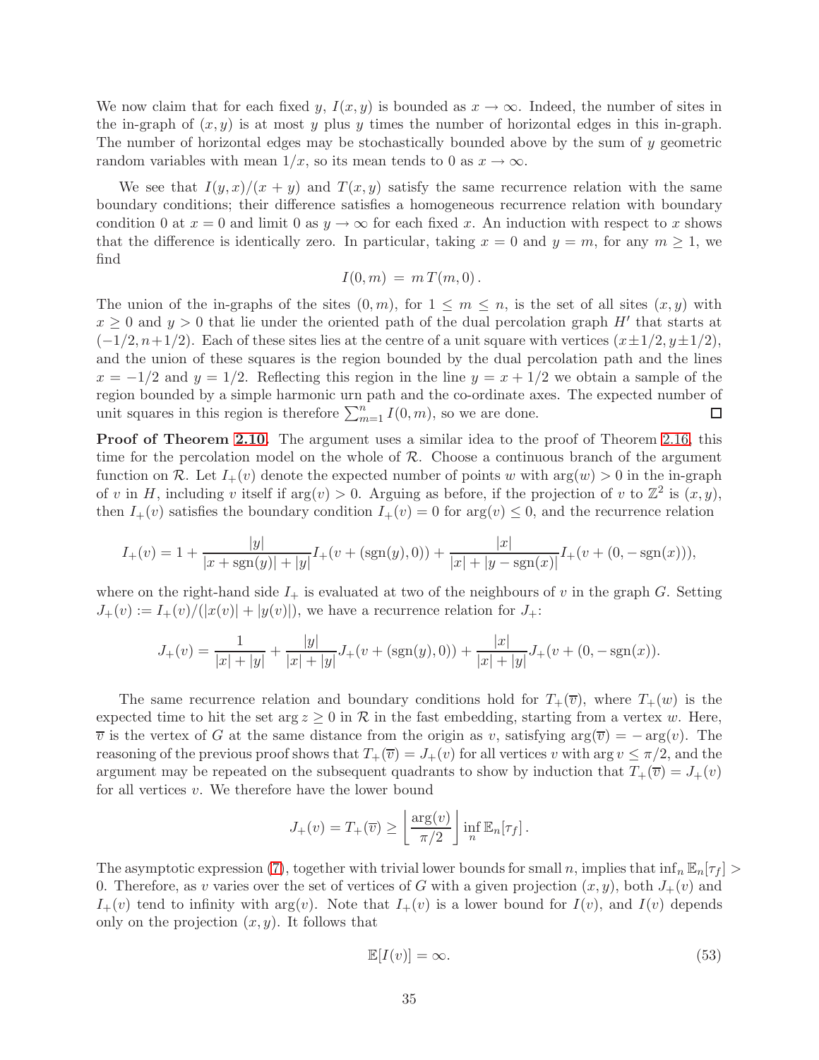We now claim that for each fixed $y$, $I(x,y)$ is bounded as $x \to \infty$. Indeed, the number of sites in the in-graph of $(x,y)$ is at most $y$ plus $y$ times the number of horizontal edges in this in-graph. The number of horizontal edges may be stochastically bounded above by the sum of $y$ geometric random variables with mean $1/x$, so its mean tends to 0 as $x \to \infty$.

We see that $I(y,x)/(x+y)$ and $T(x,y)$ satisfy the same recurrence relation with the same boundary conditions; their difference satisfies a homogeneous recurrence relation with boundary condition 0 at $x = 0$ and limit 0 as $y \to \infty$ for each fixed $x$. An induction with respect to $x$ shows that the difference is identically zero. In particular, taking $x = 0$ and $y = m$, for any $m \geq 1$, we find

$$I(0,m) \;=\; m\,T(m,0)\,.$$

The union of the in-graphs of the sites $(0,m)$, for $1 \leq m \leq n$, is the set of all sites $(x,y)$ with $x \geq 0$ and $y > 0$ that lie under the oriented path of the dual percolation graph $H'$ that starts at $(-1/2, n+1/2)$. Each of these sites lies at the centre of a unit square with vertices $(x \pm 1/2, y \pm 1/2)$, and the union of these squares is the region bounded by the dual percolation path and the lines $x = -1/2$ and $y = 1/2$. Reflecting this region in the line $y = x + 1/2$ we obtain a sample of the region bounded by a simple harmonic urn path and the co-ordinate axes. The expected number of unit squares in this region is therefore $\sum_{m=1}^{n} I(0,m)$, so we are done. ◻

**Proof of Theorem 2.10.** The argument uses a similar idea to the proof of Theorem 2.16, this time for the percolation model on the whole of $\mathcal{R}$. Choose a continuous branch of the argument function on $\mathcal{R}$. Let $I_+(v)$ denote the expected number of points $w$ with $\arg(w) > 0$ in the in-graph of $v$ in $H$, including $v$ itself if $\arg(v) > 0$. Arguing as before, if the projection of $v$ to $\mathbb{Z}^2$ is $(x,y)$, then $I_+(v)$ satisfies the boundary condition $I_+(v) = 0$ for $\arg(v) \leq 0$, and the recurrence relation

$$I_+(v) = 1 + \frac{|y|}{|x+\mathrm{sgn}(y)| + |y|} I_+(v + (\mathrm{sgn}(y), 0)) + \frac{|x|}{|x| + |y - \mathrm{sgn}(x)|} I_+(v + (0, -\mathrm{sgn}(x))),$$

where on the right-hand side $I_+$ is evaluated at two of the neighbours of $v$ in the graph $G$. Setting $J_+(v) := I_+(v)/(|x(v)| + |y(v)|)$, we have a recurrence relation for $J_+$:

$$J_+(v) = \frac{1}{|x|+|y|} + \frac{|y|}{|x|+|y|} J_+(v + (\mathrm{sgn}(y), 0)) + \frac{|x|}{|x|+|y|} J_+(v + (0, -\mathrm{sgn}(x)).$$

The same recurrence relation and boundary conditions hold for $T_+(\overline{v})$, where $T_+(w)$ is the expected time to hit the set $\arg z \geq 0$ in $\mathcal{R}$ in the fast embedding, starting from a vertex $w$. Here, $\overline{v}$ is the vertex of $G$ at the same distance from the origin as $v$, satisfying $\arg(\overline{v}) = -\arg(v)$. The reasoning of the previous proof shows that $T_+(\overline{v}) = J_+(v)$ for all vertices $v$ with $\arg v \leq \pi/2$, and the argument may be repeated on the subsequent quadrants to show by induction that $T_+(\overline{v}) = J_+(v)$ for all vertices $v$. We therefore have the lower bound

$$J_+(v) = T_+(\overline{v}) \geq \left\lfloor \frac{\arg(v)}{\pi/2} \right\rfloor \inf_n \mathbb{E}_n[\tau_f]\,.$$

The asymptotic expression (7), together with trivial lower bounds for small $n$, implies that $\inf_n \mathbb{E}_n[\tau_f] > 0$. Therefore, as $v$ varies over the set of vertices of $G$ with a given projection $(x,y)$, both $J_+(v)$ and $I_+(v)$ tend to infinity with $\arg(v)$. Note that $I_+(v)$ is a lower bound for $I(v)$, and $I(v)$ depends only on the projection $(x,y)$. It follows that

$$\mathbb{E}[I(v)] = \infty. \tag{53}$$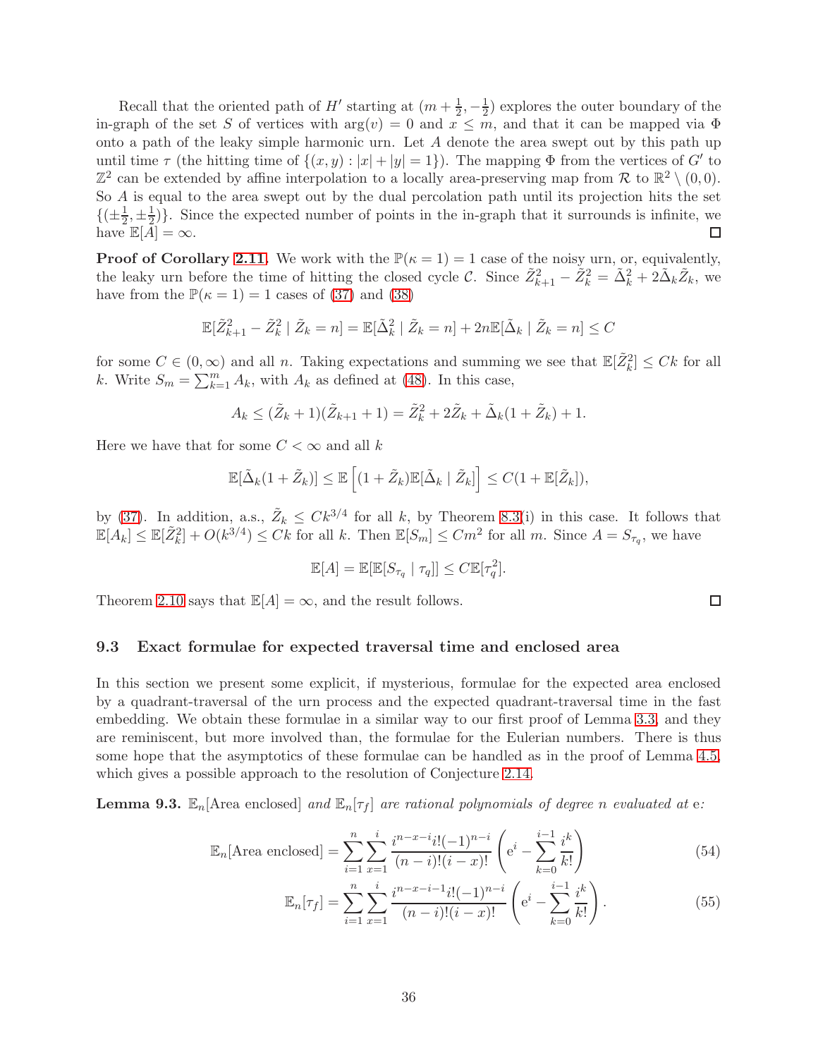Recall that the oriented path of $H'$ starting at $(m + \frac{1}{2}, -\frac{1}{2})$ explores the outer boundary of the in-graph of the set $S$ of vertices with $\arg(v) = 0$ and $x \leq m$, and that it can be mapped via $\Phi$ onto a path of the leaky simple harmonic urn. Let $A$ denote the area swept out by this path up until time $\tau$ (the hitting time of $\{(x, y) : |x| + |y| = 1\}$). The mapping $\Phi$ from the vertices of $G'$ to $\mathbb{Z}^2$ can be extended by affine interpolation to a locally area-preserving map from $\mathcal{R}$ to $\mathbb{R}^2 \setminus (0, 0)$. So $A$ is equal to the area swept out by the dual percolation path until its projection hits the set $\{(\pm\frac{1}{2}, \pm\frac{1}{2})\}$. Since the expected number of points in the in-graph that it surrounds is infinite, we have $\mathbb{E}[A] = \infty$. □

**Proof of Corollary 2.11.** We work with the $\mathbb{P}(\kappa = 1) = 1$ case of the noisy urn, or, equivalently, the leaky urn before the time of hitting the closed cycle $\mathcal{C}$. Since $\tilde{Z}_{k+1}^2 - \tilde{Z}_k^2 = \tilde{\Delta}_k^2 + 2\tilde{\Delta}_k \tilde{Z}_k$, we have from the $\mathbb{P}(\kappa = 1) = 1$ cases of (37) and (38)

$$\mathbb{E}[\tilde{Z}_{k+1}^2 - \tilde{Z}_k^2 \mid \tilde{Z}_k = n] = \mathbb{E}[\tilde{\Delta}_k^2 \mid \tilde{Z}_k = n] + 2n\mathbb{E}[\tilde{\Delta}_k \mid \tilde{Z}_k = n] \leq C$$

for some $C \in (0, \infty)$ and all $n$. Taking expectations and summing we see that $\mathbb{E}[\tilde{Z}_k^2] \leq Ck$ for all $k$. Write $S_m = \sum_{k=1}^m A_k$, with $A_k$ as defined at (48). In this case,

$$A_k \leq (\tilde{Z}_k + 1)(\tilde{Z}_{k+1} + 1) = \tilde{Z}_k^2 + 2\tilde{Z}_k + \tilde{\Delta}_k(1 + \tilde{Z}_k) + 1.$$

Here we have that for some $C < \infty$ and all $k$

$$\mathbb{E}[\tilde{\Delta}_k(1 + \tilde{Z}_k)] \leq \mathbb{E}\left[(1 + \tilde{Z}_k)\mathbb{E}[\tilde{\Delta}_k \mid \tilde{Z}_k]\right] \leq C(1 + \mathbb{E}[\tilde{Z}_k]),$$

by (37). In addition, a.s., $\tilde{Z}_k \leq Ck^{3/4}$ for all $k$, by Theorem 8.3(i) in this case. It follows that $\mathbb{E}[A_k] \leq \mathbb{E}[\tilde{Z}_k^2] + O(k^{3/4}) \leq Ck$ for all $k$. Then $\mathbb{E}[S_m] \leq Cm^2$ for all $m$. Since $A = S_{\tau_q}$, we have

$$\mathbb{E}[A] = \mathbb{E}[\mathbb{E}[S_{\tau_q} \mid \tau_q]] \leq C\mathbb{E}[\tau_q^2].$$

Theorem 2.10 says that $\mathbb{E}[A] = \infty$, and the result follows. □

### 9.3 Exact formulae for expected traversal time and enclosed area

In this section we present some explicit, if mysterious, formulae for the expected area enclosed by a quadrant-traversal of the urn process and the expected quadrant-traversal time in the fast embedding. We obtain these formulae in a similar way to our first proof of Lemma 3.3, and they are reminiscent, but more involved than, the formulae for the Eulerian numbers. There is thus some hope that the asymptotics of these formulae can be handled as in the proof of Lemma 4.5, which gives a possible approach to the resolution of Conjecture 2.14.

**Lemma 9.3.** *$\mathbb{E}_n$[Area enclosed] and $\mathbb{E}_n[\tau_f]$ are rational polynomials of degree $n$ evaluated at* e*:*

$$\mathbb{E}_n[\text{Area enclosed}] = \sum_{i=1}^{n} \sum_{x=1}^{i} \frac{i^{n-x-i} i! (-1)^{n-i}}{(n-i)!(i-x)!} \left( \mathrm{e}^i - \sum_{k=0}^{i-1} \frac{i^k}{k!} \right) \tag{54}$$

$$\mathbb{E}_n[\tau_f] = \sum_{i=1}^{n} \sum_{x=1}^{i} \frac{i^{n-x-i-1} i! (-1)^{n-i}}{(n-i)!(i-x)!} \left( \mathrm{e}^i - \sum_{k=0}^{i-1} \frac{i^k}{k!} \right). \tag{55}$$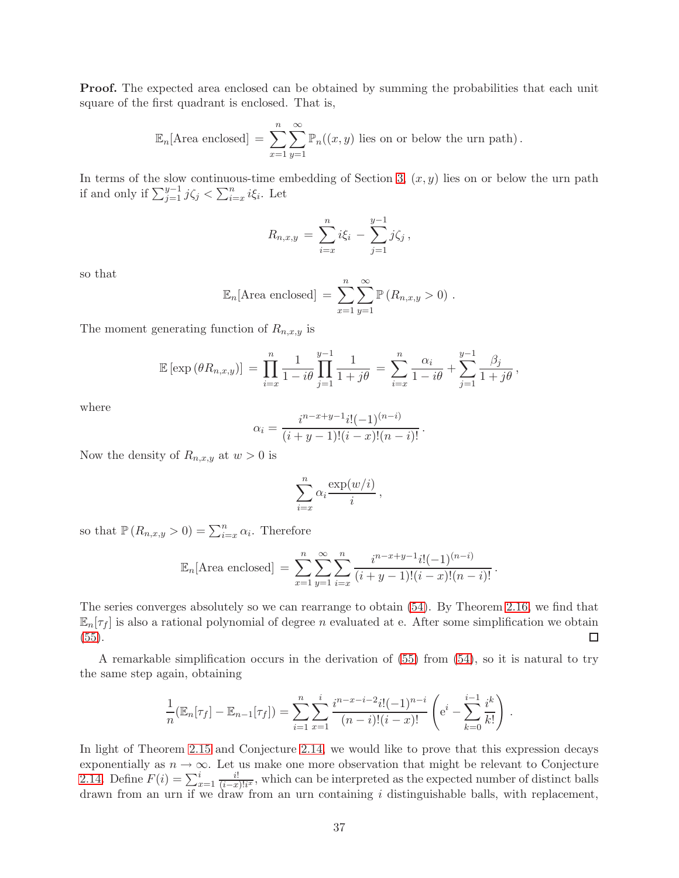**Proof.** The expected area enclosed can be obtained by summing the probabilities that each unit square of the first quadrant is enclosed. That is,

$$\mathbb{E}_n[\text{Area enclosed}] \,=\, \sum_{x=1}^{n}\sum_{y=1}^{\infty} \mathbb{P}_n((x,y) \text{ lies on or below the urn path})\,.$$

In terms of the slow continuous-time embedding of Section 3, $(x, y)$ lies on or below the urn path if and only if $\sum_{j=1}^{y-1} j\zeta_j < \sum_{i=x}^{n} i\xi_i$. Let

$$R_{n,x,y} \,=\, \sum_{i=x}^{n} i\xi_i \,-\, \sum_{j=1}^{y-1} j\zeta_j\,,$$

so that

$$\mathbb{E}_n[\text{Area enclosed}] \,=\, \sum_{x=1}^{n}\sum_{y=1}^{\infty} \mathbb{P}\left(R_{n,x,y} > 0\right)\,.$$

The moment generating function of $R_{n,x,y}$ is

$$\mathbb{E}\left[\exp\left(\theta R_{n,x,y}\right)\right] \,=\, \prod_{i=x}^{n} \frac{1}{1-i\theta} \prod_{j=1}^{y-1} \frac{1}{1+j\theta} \,=\, \sum_{i=x}^{n} \frac{\alpha_i}{1-i\theta} + \sum_{j=1}^{y-1} \frac{\beta_j}{1+j\theta}\,,$$

where

$$\alpha_i = \frac{i^{n-x+y-1} i! (-1)^{(n-i)}}{(i+y-1)!(i-x)!(n-i)!}\,.$$

Now the density of $R_{n,x,y}$ at $w > 0$ is

$$\sum_{i=x}^{n} \alpha_i \frac{\exp(w/i)}{i}\,,$$

so that $\mathbb{P}\left(R_{n,x,y} > 0\right) = \sum_{i=x}^{n} \alpha_i$. Therefore

$$\mathbb{E}_n[\text{Area enclosed}] \,=\, \sum_{x=1}^{n}\sum_{y=1}^{\infty}\sum_{i=x}^{n} \frac{i^{n-x+y-1} i! (-1)^{(n-i)}}{(i+y-1)!(i-x)!(n-i)!}\,.$$

The series converges absolutely so we can rearrange to obtain (54). By Theorem 2.16, we find that $\mathbb{E}_n[\tau_f]$ is also a rational polynomial of degree $n$ evaluated at e. After some simplification we obtain (55). ☐

A remarkable simplification occurs in the derivation of (55) from (54), so it is natural to try the same step again, obtaining

$$\frac{1}{n}(\mathbb{E}_n[\tau_f] - \mathbb{E}_{n-1}[\tau_f]) = \sum_{i=1}^{n}\sum_{x=1}^{i} \frac{i^{n-x-i-2} i! (-1)^{n-i}}{(n-i)!(i-x)!} \left(\mathrm{e}^i - \sum_{k=0}^{i-1} \frac{i^k}{k!}\right)\,.$$

In light of Theorem 2.15 and Conjecture 2.14, we would like to prove that this expression decays exponentially as $n \to \infty$. Let us make one more observation that might be relevant to Conjecture 2.14. Define $F(i) = \sum_{x=1}^{i} \frac{i!}{(i-x)! i^x}$, which can be interpreted as the expected number of distinct balls drawn from an urn if we draw from an urn containing $i$ distinguishable balls, with replacement,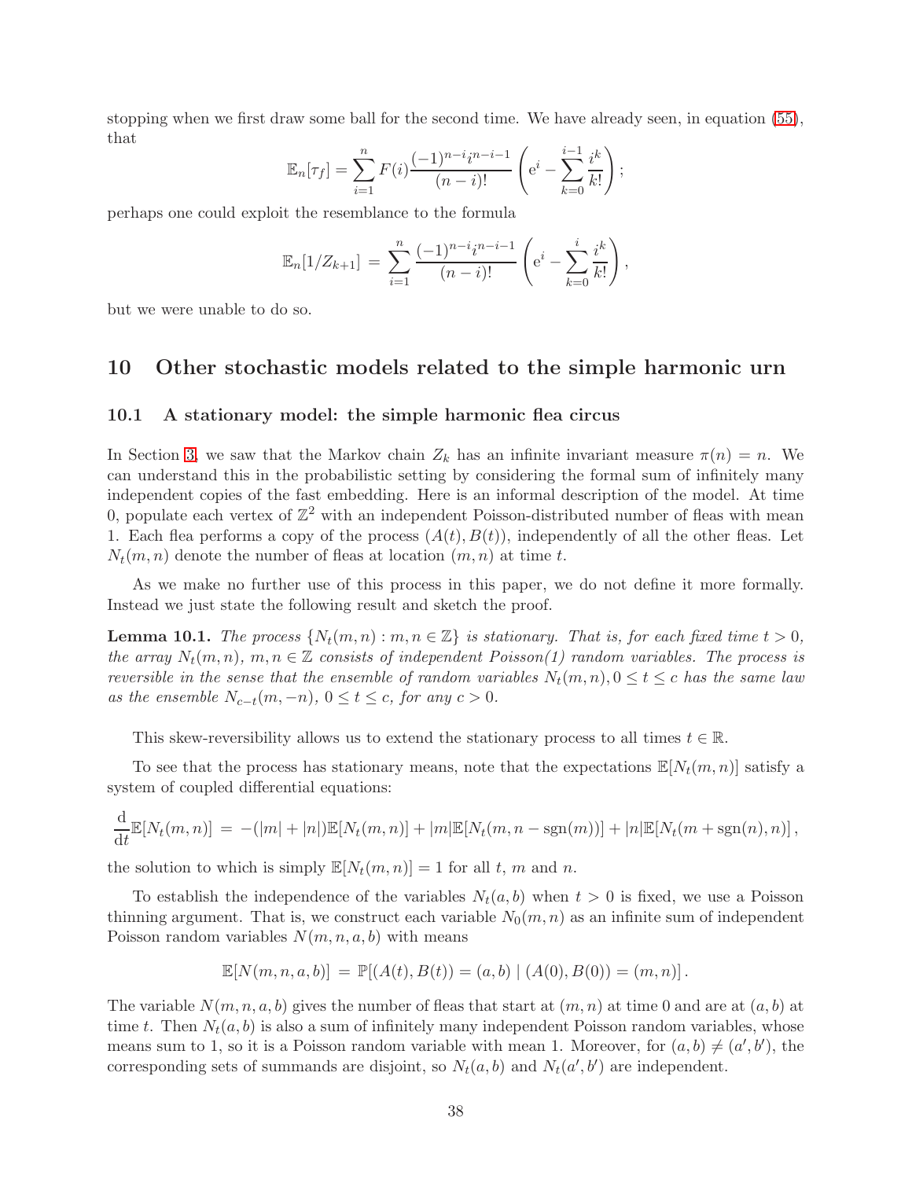stopping when we first draw some ball for the second time. We have already seen, in equation (55), that

$$\mathbb{E}_n[\tau_f] = \sum_{i=1}^{n} F(i) \frac{(-1)^{n-i} i^{n-i-1}}{(n-i)!} \left( \mathrm{e}^i - \sum_{k=0}^{i-1} \frac{i^k}{k!} \right);$$

perhaps one could exploit the resemblance to the formula

$$\mathbb{E}_n[1/Z_{k+1}] = \sum_{i=1}^{n} \frac{(-1)^{n-i} i^{n-i-1}}{(n-i)!} \left( \mathrm{e}^i - \sum_{k=0}^{i} \frac{i^k}{k!} \right),$$

but we were unable to do so.

## 10 Other stochastic models related to the simple harmonic urn

### 10.1 A stationary model: the simple harmonic flea circus

In Section 3, we saw that the Markov chain $Z_k$ has an infinite invariant measure $\pi(n) = n$. We can understand this in the probabilistic setting by considering the formal sum of infinitely many independent copies of the fast embedding. Here is an informal description of the model. At time 0, populate each vertex of $\mathbb{Z}^2$ with an independent Poisson-distributed number of fleas with mean 1. Each flea performs a copy of the process $(A(t), B(t))$, independently of all the other fleas. Let $N_t(m, n)$ denote the number of fleas at location $(m, n)$ at time $t$.

As we make no further use of this process in this paper, we do not define it more formally. Instead we just state the following result and sketch the proof.

**Lemma 10.1.** *The process $\{N_t(m, n) : m, n \in \mathbb{Z}\}$ is stationary. That is, for each fixed time $t > 0$, the array $N_t(m, n)$, $m, n \in \mathbb{Z}$ consists of independent Poisson(1) random variables. The process is reversible in the sense that the ensemble of random variables $N_t(m, n), 0 \le t \le c$ has the same law as the ensemble $N_{c-t}(m, -n)$, $0 \le t \le c$, for any $c > 0$.*

This skew-reversibility allows us to extend the stationary process to all times $t \in \mathbb{R}$.

To see that the process has stationary means, note that the expectations $\mathbb{E}[N_t(m, n)]$ satisfy a system of coupled differential equations:

$$\frac{\mathrm{d}}{\mathrm{d}t}\mathbb{E}[N_t(m, n)] = -(|m| + |n|)\mathbb{E}[N_t(m, n)] + |m|\mathbb{E}[N_t(m, n - \mathrm{sgn}(m))] + |n|\mathbb{E}[N_t(m + \mathrm{sgn}(n), n)],$$

the solution to which is simply $\mathbb{E}[N_t(m, n)] = 1$ for all $t$, $m$ and $n$.

To establish the independence of the variables $N_t(a, b)$ when $t > 0$ is fixed, we use a Poisson thinning argument. That is, we construct each variable $N_0(m, n)$ as an infinite sum of independent Poisson random variables $N(m, n, a, b)$ with means

$$\mathbb{E}[N(m, n, a, b)] = \mathbb{P}[(A(t), B(t)) = (a, b) \mid (A(0), B(0)) = (m, n)].$$

The variable $N(m, n, a, b)$ gives the number of fleas that start at $(m, n)$ at time 0 and are at $(a, b)$ at time $t$. Then $N_t(a, b)$ is also a sum of infinitely many independent Poisson random variables, whose means sum to 1, so it is a Poisson random variable with mean 1. Moreover, for $(a, b) \neq (a', b')$, the corresponding sets of summands are disjoint, so $N_t(a, b)$ and $N_t(a', b')$ are independent.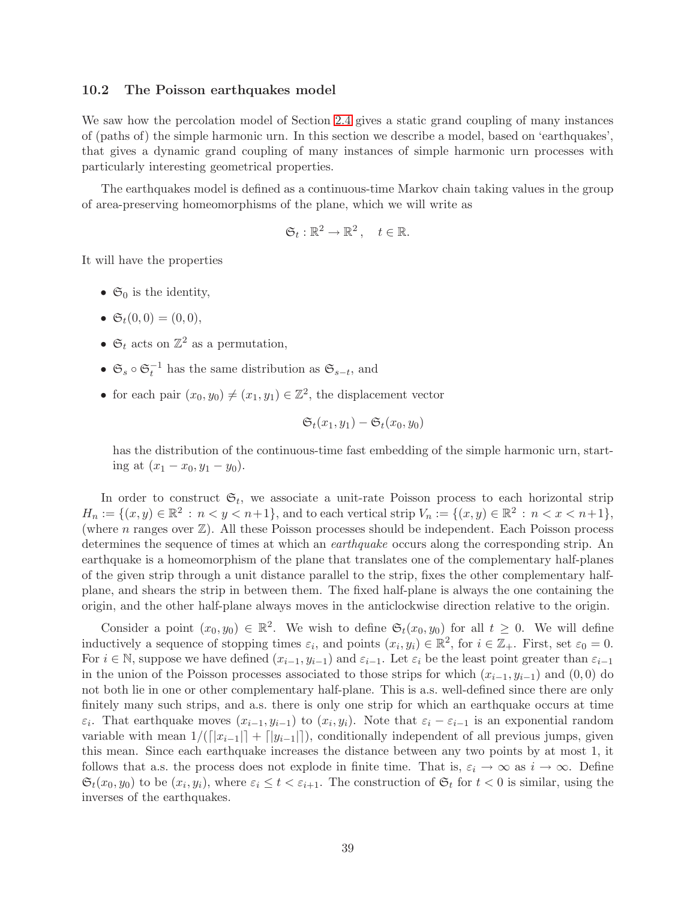### 10.2 The Poisson earthquakes model

We saw how the percolation model of Section 2.4 gives a static grand coupling of many instances of (paths of) the simple harmonic urn. In this section we describe a model, based on 'earthquakes', that gives a dynamic grand coupling of many instances of simple harmonic urn processes with particularly interesting geometrical properties.

The earthquakes model is defined as a continuous-time Markov chain taking values in the group of area-preserving homeomorphisms of the plane, which we will write as

$$\mathfrak{S}_t : \mathbb{R}^2 \to \mathbb{R}^2, \quad t \in \mathbb{R}.$$

It will have the properties

- $\mathfrak{S}_0$ is the identity,
- $\mathfrak{S}_t(0,0) = (0,0)$,
- $\mathfrak{S}_t$ acts on $\mathbb{Z}^2$ as a permutation,
- $\mathfrak{S}_s \circ \mathfrak{S}_t^{-1}$ has the same distribution as $\mathfrak{S}_{s-t}$, and
- for each pair $(x_0, y_0) \neq (x_1, y_1) \in \mathbb{Z}^2$, the displacement vector

  $$\mathfrak{S}_t(x_1, y_1) - \mathfrak{S}_t(x_0, y_0)$$

  has the distribution of the continuous-time fast embedding of the simple harmonic urn, starting at $(x_1 - x_0, y_1 - y_0)$.

In order to construct $\mathfrak{S}_t$, we associate a unit-rate Poisson process to each horizontal strip $H_n := \{(x,y) \in \mathbb{R}^2 : n < y < n+1\}$, and to each vertical strip $V_n := \{(x,y) \in \mathbb{R}^2 : n < x < n+1\}$, (where $n$ ranges over $\mathbb{Z}$). All these Poisson processes should be independent. Each Poisson process determines the sequence of times at which an *earthquake* occurs along the corresponding strip. An earthquake is a homeomorphism of the plane that translates one of the complementary half-planes of the given strip through a unit distance parallel to the strip, fixes the other complementary half-plane, and shears the strip in between them. The fixed half-plane is always the one containing the origin, and the other half-plane always moves in the anticlockwise direction relative to the origin.

Consider a point $(x_0, y_0) \in \mathbb{R}^2$. We wish to define $\mathfrak{S}_t(x_0, y_0)$ for all $t \geq 0$. We will define inductively a sequence of stopping times $\varepsilon_i$, and points $(x_i, y_i) \in \mathbb{R}^2$, for $i \in \mathbb{Z}_+$. First, set $\varepsilon_0 = 0$. For $i \in \mathbb{N}$, suppose we have defined $(x_{i-1}, y_{i-1})$ and $\varepsilon_{i-1}$. Let $\varepsilon_i$ be the least point greater than $\varepsilon_{i-1}$ in the union of the Poisson processes associated to those strips for which $(x_{i-1}, y_{i-1})$ and $(0,0)$ do not both lie in one or other complementary half-plane. This is a.s. well-defined since there are only finitely many such strips, and a.s. there is only one strip for which an earthquake occurs at time $\varepsilon_i$. That earthquake moves $(x_{i-1}, y_{i-1})$ to $(x_i, y_i)$. Note that $\varepsilon_i - \varepsilon_{i-1}$ is an exponential random variable with mean $1/(\lceil |x_{i-1}| \rceil + \lceil |y_{i-1}| \rceil)$, conditionally independent of all previous jumps, given this mean. Since each earthquake increases the distance between any two points by at most 1, it follows that a.s. the process does not explode in finite time. That is, $\varepsilon_i \to \infty$ as $i \to \infty$. Define $\mathfrak{S}_t(x_0, y_0)$ to be $(x_i, y_i)$, where $\varepsilon_i \leq t < \varepsilon_{i+1}$. The construction of $\mathfrak{S}_t$ for $t < 0$ is similar, using the inverses of the earthquakes.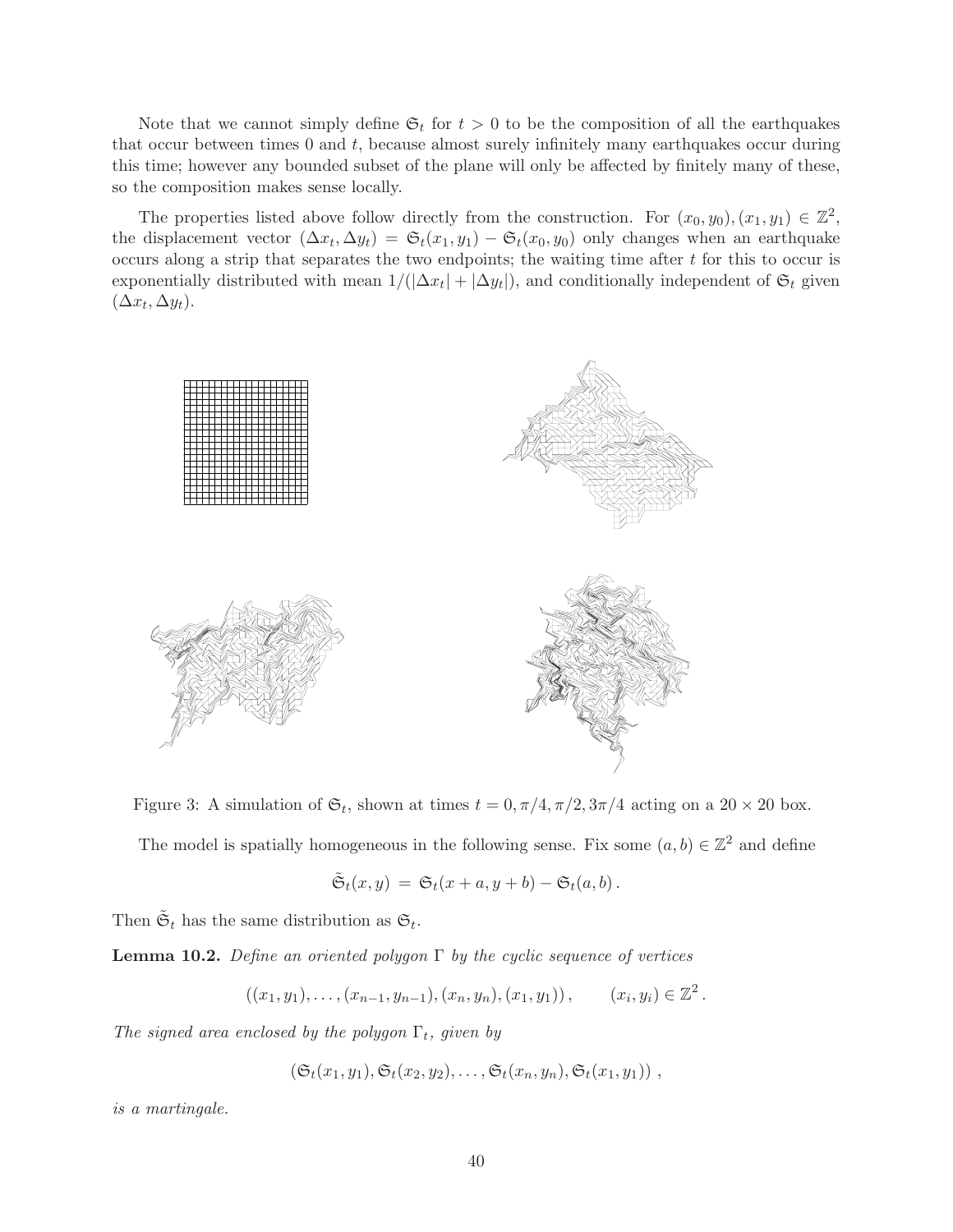Note that we cannot simply define $\mathfrak{S}_t$ for $t > 0$ to be the composition of all the earthquakes that occur between times 0 and $t$, because almost surely infinitely many earthquakes occur during this time; however any bounded subset of the plane will only be affected by finitely many of these, so the composition makes sense locally.

The properties listed above follow directly from the construction. For $(x_0, y_0), (x_1, y_1) \in \mathbb{Z}^2$, the displacement vector $(\Delta x_t, \Delta y_t) = \mathfrak{S}_t(x_1, y_1) - \mathfrak{S}_t(x_0, y_0)$ only changes when an earthquake occurs along a strip that separates the two endpoints; the waiting time after $t$ for this to occur is exponentially distributed with mean $1/(|\Delta x_t| + |\Delta y_t|)$, and conditionally independent of $\mathfrak{S}_t$ given $(\Delta x_t, \Delta y_t)$.

Figure 3: A simulation of $\mathfrak{S}_t$, shown at times $t = 0, \pi/4, \pi/2, 3\pi/4$ acting on a $20 \times 20$ box.

The model is spatially homogeneous in the following sense. Fix some $(a, b) \in \mathbb{Z}^2$ and define

$$\tilde{\mathfrak{S}}_t(x, y) = \mathfrak{S}_t(x + a, y + b) - \mathfrak{S}_t(a, b)\,.$$

Then $\tilde{\mathfrak{S}}_t$ has the same distribution as $\mathfrak{S}_t$.

**Lemma 10.2.** *Define an oriented polygon $\Gamma$ by the cyclic sequence of vertices*

$$((x_1, y_1), \ldots, (x_{n-1}, y_{n-1}), (x_n, y_n), (x_1, y_1))\,, \qquad (x_i, y_i) \in \mathbb{Z}^2\,.$$

*The signed area enclosed by the polygon $\Gamma_t$, given by*

$$(\mathfrak{S}_t(x_1, y_1), \mathfrak{S}_t(x_2, y_2), \ldots, \mathfrak{S}_t(x_n, y_n), \mathfrak{S}_t(x_1, y_1))\,,$$

*is a martingale.*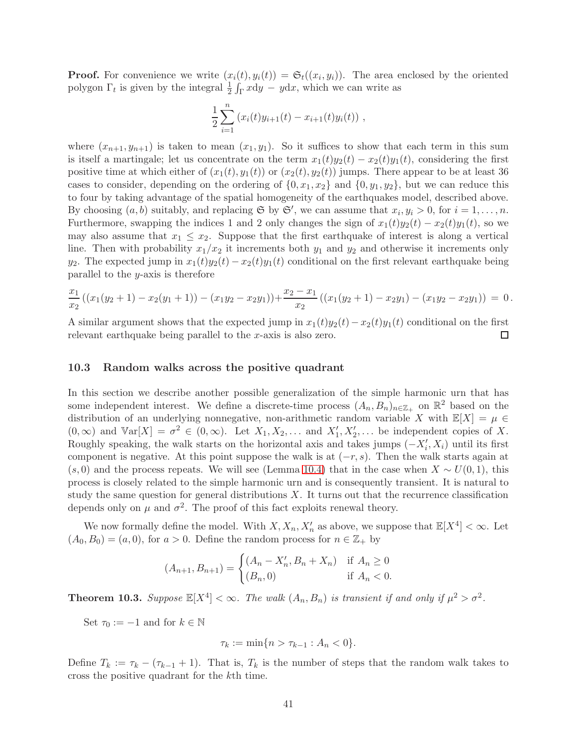**Proof.** For convenience we write $(x_i(t), y_i(t)) = \mathfrak{S}_t((x_i, y_i))$. The area enclosed by the oriented polygon $\Gamma_t$ is given by the integral $\frac{1}{2}\int_\Gamma x \mathrm{d}y - y \mathrm{d}x$, which we can write as

$$\frac{1}{2}\sum_{i=1}^{n} \left(x_i(t)y_{i+1}(t) - x_{i+1}(t)y_i(t)\right) ,$$

where $(x_{n+1}, y_{n+1})$ is taken to mean $(x_1, y_1)$. So it suffices to show that each term in this sum is itself a martingale; let us concentrate on the term $x_1(t)y_2(t) - x_2(t)y_1(t)$, considering the first positive time at which either of $(x_1(t), y_1(t))$ or $(x_2(t), y_2(t))$ jumps. There appear to be at least 36 cases to consider, depending on the ordering of $\{0, x_1, x_2\}$ and $\{0, y_1, y_2\}$, but we can reduce this to four by taking advantage of the spatial homogeneity of the earthquakes model, described above. By choosing $(a, b)$ suitably, and replacing $\mathfrak{S}$ by $\mathfrak{S}'$, we can assume that $x_i, y_i > 0$, for $i = 1, \ldots, n$. Furthermore, swapping the indices 1 and 2 only changes the sign of $x_1(t)y_2(t) - x_2(t)y_1(t)$, so we may also assume that $x_1 \le x_2$. Suppose that the first earthquake of interest is along a vertical line. Then with probability $x_1/x_2$ it increments both $y_1$ and $y_2$ and otherwise it increments only $y_2$. The expected jump in $x_1(t)y_2(t) - x_2(t)y_1(t)$ conditional on the first relevant earthquake being parallel to the $y$-axis is therefore

$$\frac{x_1}{x_2}\left((x_1(y_2+1) - x_2(y_1+1)) - (x_1y_2 - x_2y_1)\right) + \frac{x_2 - x_1}{x_2}\left((x_1(y_2+1) - x_2y_1) - (x_1y_2 - x_2y_1)\right) \,=\, 0\,.$$

A similar argument shows that the expected jump in $x_1(t)y_2(t) - x_2(t)y_1(t)$ conditional on the first relevant earthquake being parallel to the $x$-axis is also zero. □

### 10.3 Random walks across the positive quadrant

In this section we describe another possible generalization of the simple harmonic urn that has some independent interest. We define a discrete-time process $(A_n, B_n)_{n\in\mathbb{Z}_+}$ on $\mathbb{R}^2$ based on the distribution of an underlying nonnegative, non-arithmetic random variable $X$ with $\mathbb{E}[X] = \mu \in (0, \infty)$ and $\mathbb{V}\mathrm{ar}[X] = \sigma^2 \in (0, \infty)$. Let $X_1, X_2, \ldots$ and $X_1', X_2', \ldots$ be independent copies of $X$. Roughly speaking, the walk starts on the horizontal axis and takes jumps $(-X_i', X_i)$ until its first component is negative. At this point suppose the walk is at $(-r, s)$. Then the walk starts again at $(s, 0)$ and the process repeats. We will see (Lemma 10.4) that in the case when $X \sim U(0, 1)$, this process is closely related to the simple harmonic urn and is consequently transient. It is natural to study the same question for general distributions $X$. It turns out that the recurrence classification depends only on $\mu$ and $\sigma^2$. The proof of this fact exploits renewal theory.

We now formally define the model. With $X, X_n, X_n'$ as above, we suppose that $\mathbb{E}[X^4] < \infty$. Let $(A_0, B_0) = (a, 0)$, for $a > 0$. Define the random process for $n \in \mathbb{Z}_+$ by

$$(A_{n+1}, B_{n+1}) = \begin{cases} (A_n - X_n', B_n + X_n) & \text{if } A_n \ge 0 \\ (B_n, 0) & \text{if } A_n < 0. \end{cases}$$

**Theorem 10.3.** *Suppose $\mathbb{E}[X^4] < \infty$. The walk $(A_n, B_n)$ is transient if and only if $\mu^2 > \sigma^2$.*

Set $\tau_0 := -1$ and for $k \in \mathbb{N}$

$$\tau_k := \min\{n > \tau_{k-1} : A_n < 0\}.$$

Define $T_k := \tau_k - (\tau_{k-1} + 1)$. That is, $T_k$ is the number of steps that the random walk takes to cross the positive quadrant for the $k$th time.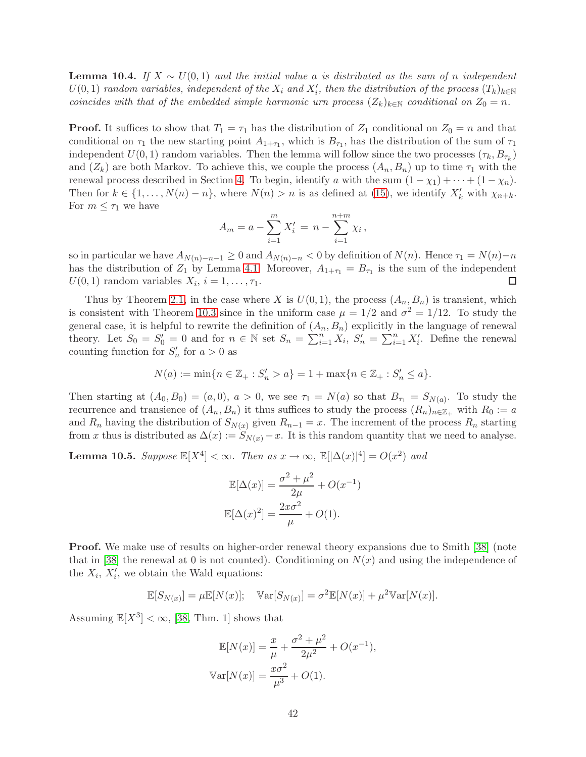**Lemma 10.4.** *If $X \sim U(0,1)$ and the initial value $a$ is distributed as the sum of $n$ independent $U(0,1)$ random variables, independent of the $X_i$ and $X_i'$, then the distribution of the process $(T_k)_{k\in\mathbb{N}}$ coincides with that of the embedded simple harmonic urn process $(Z_k)_{k\in\mathbb{N}}$ conditional on $Z_0 = n$.*

**Proof.** It suffices to show that $T_1 = \tau_1$ has the distribution of $Z_1$ conditional on $Z_0 = n$ and that conditional on $\tau_1$ the new starting point $A_{1+\tau_1}$, which is $B_{\tau_1}$, has the distribution of the sum of $\tau_1$ independent $U(0,1)$ random variables. Then the lemma will follow since the two processes $(\tau_k, B_{\tau_k})$ and $(Z_k)$ are both Markov. To achieve this, we couple the process $(A_n, B_n)$ up to time $\tau_1$ with the renewal process described in Section 4. To begin, identify $a$ with the sum $(1-\chi_1)+\cdots+(1-\chi_n)$. Then for $k \in \{1, \ldots, N(n)-n\}$, where $N(n) > n$ is as defined at (15), we identify $X_k'$ with $\chi_{n+k}$. For $m \leq \tau_1$ we have

$$A_m = a - \sum_{i=1}^{m} X_i' = n - \sum_{i=1}^{n+m} \chi_i ,$$

so in particular we have $A_{N(n)-n-1} \geq 0$ and $A_{N(n)-n} < 0$ by definition of $N(n)$. Hence $\tau_1 = N(n)-n$ has the distribution of $Z_1$ by Lemma 4.1. Moreover, $A_{1+\tau_1} = B_{\tau_1}$ is the sum of the independent $U(0,1)$ random variables $X_i$, $i = 1, \ldots, \tau_1$. □

Thus by Theorem 2.1, in the case where $X$ is $U(0,1)$, the process $(A_n, B_n)$ is transient, which is consistent with Theorem 10.3 since in the uniform case $\mu = 1/2$ and $\sigma^2 = 1/12$. To study the general case, it is helpful to rewrite the definition of $(A_n, B_n)$ explicitly in the language of renewal theory. Let $S_0 = S_0' = 0$ and for $n \in \mathbb{N}$ set $S_n = \sum_{i=1}^n X_i$, $S_n' = \sum_{i=1}^n X_i'$. Define the renewal counting function for $S_n'$ for $a > 0$ as

$$N(a) := \min\{n \in \mathbb{Z}_+ : S_n' > a\} = 1 + \max\{n \in \mathbb{Z}_+ : S_n' \leq a\}.$$

Then starting at $(A_0, B_0) = (a, 0)$, $a > 0$, we see $\tau_1 = N(a)$ so that $B_{\tau_1} = S_{N(a)}$. To study the recurrence and transience of $(A_n, B_n)$ it thus suffices to study the process $(R_n)_{n\in\mathbb{Z}_+}$ with $R_0 := a$ and $R_n$ having the distribution of $S_{N(x)}$ given $R_{n-1} = x$. The increment of the process $R_n$ starting from $x$ thus is distributed as $\Delta(x) := S_{N(x)} - x$. It is this random quantity that we need to analyse.

**Lemma 10.5.** *Suppose $\mathbb{E}[X^4] < \infty$. Then as $x \to \infty$, $\mathbb{E}[|\Delta(x)|^4] = O(x^2)$ and*

$$\mathbb{E}[\Delta(x)] = \frac{\sigma^2 + \mu^2}{2\mu} + O(x^{-1})$$
$$\mathbb{E}[\Delta(x)^2] = \frac{2x\sigma^2}{\mu} + O(1).$$

**Proof.** We make use of results on higher-order renewal theory expansions due to Smith [38] (note that in [38] the renewal at 0 is not counted). Conditioning on $N(x)$ and using the independence of the $X_i$, $X_i'$, we obtain the Wald equations:

$$\mathbb{E}[S_{N(x)}] = \mu \mathbb{E}[N(x)]; \quad \mathbb{V}\mathrm{ar}[S_{N(x)}] = \sigma^2 \mathbb{E}[N(x)] + \mu^2 \mathbb{V}\mathrm{ar}[N(x)].$$

Assuming $\mathbb{E}[X^3] < \infty$, [38, Thm. 1] shows that

$$\mathbb{E}[N(x)] = \frac{x}{\mu} + \frac{\sigma^2 + \mu^2}{2\mu^2} + O(x^{-1}),$$
$$\mathbb{V}\mathrm{ar}[N(x)] = \frac{x\sigma^2}{\mu^3} + O(1).$$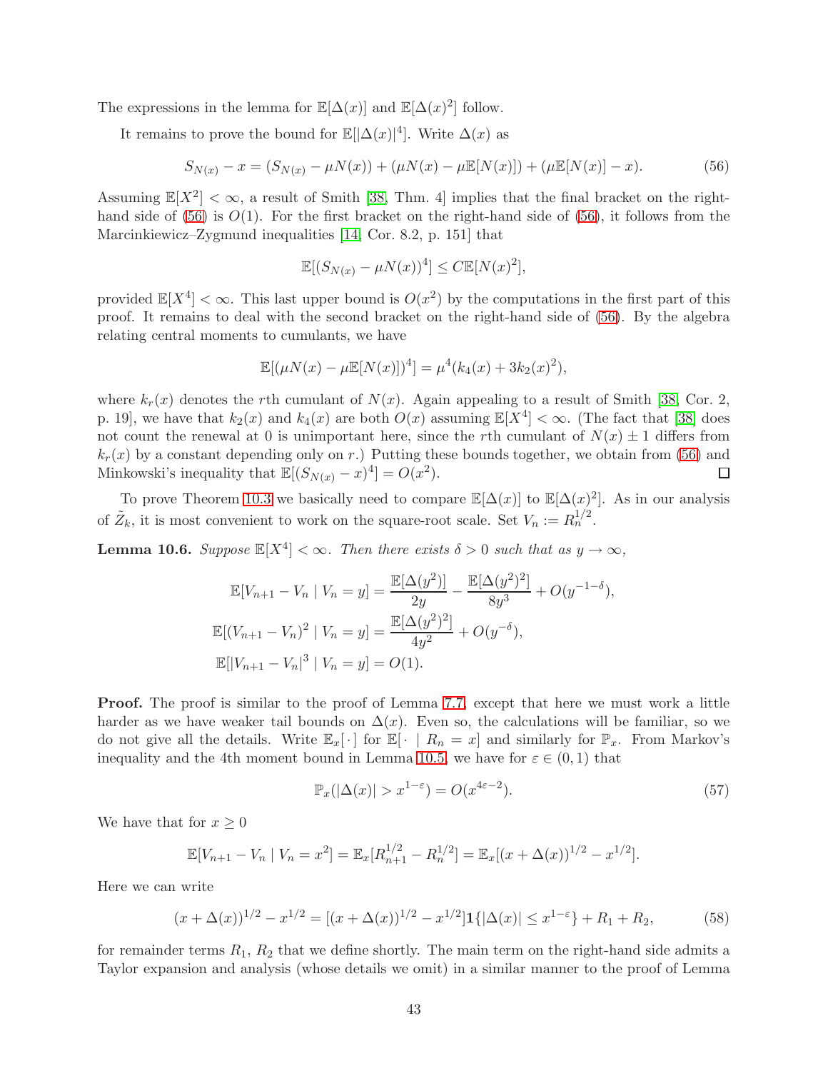The expressions in the lemma for $\mathbb{E}[\Delta(x)]$ and $\mathbb{E}[\Delta(x)^2]$ follow.

It remains to prove the bound for $\mathbb{E}[|\Delta(x)|^4]$. Write $\Delta(x)$ as

$$S_{N(x)} - x = (S_{N(x)} - \mu N(x)) + (\mu N(x) - \mu \mathbb{E}[N(x)]) + (\mu \mathbb{E}[N(x)] - x). \tag{56}$$

Assuming $\mathbb{E}[X^2] < \infty$, a result of Smith [38, Thm. 4] implies that the final bracket on the right-hand side of (56) is $O(1)$. For the first bracket on the right-hand side of (56), it follows from the Marcinkiewicz–Zygmund inequalities [14, Cor. 8.2, p. 151] that

$$\mathbb{E}[(S_{N(x)} - \mu N(x))^4] \leq C \mathbb{E}[N(x)^2],$$

provided $\mathbb{E}[X^4] < \infty$. This last upper bound is $O(x^2)$ by the computations in the first part of this proof. It remains to deal with the second bracket on the right-hand side of (56). By the algebra relating central moments to cumulants, we have

$$\mathbb{E}[(\mu N(x) - \mu \mathbb{E}[N(x)])^4] = \mu^4 (k_4(x) + 3k_2(x)^2),$$

where $k_r(x)$ denotes the $r$th cumulant of $N(x)$. Again appealing to a result of Smith [38, Cor. 2, p. 19], we have that $k_2(x)$ and $k_4(x)$ are both $O(x)$ assuming $\mathbb{E}[X^4] < \infty$. (The fact that [38] does not count the renewal at 0 is unimportant here, since the $r$th cumulant of $N(x) \pm 1$ differs from $k_r(x)$ by a constant depending only on $r$.) Putting these bounds together, we obtain from (56) and Minkowski's inequality that $\mathbb{E}[(S_{N(x)} - x)^4] = O(x^2)$. □

To prove Theorem 10.3 we basically need to compare $\mathbb{E}[\Delta(x)]$ to $\mathbb{E}[\Delta(x)^2]$. As in our analysis of $\tilde{Z}_k$, it is most convenient to work on the square-root scale. Set $V_n := R_n^{1/2}$.

**Lemma 10.6.** *Suppose $\mathbb{E}[X^4] < \infty$. Then there exists $\delta > 0$ such that as $y \to \infty$,*

$$\begin{aligned}
\mathbb{E}[V_{n+1} - V_n \mid V_n = y] &= \frac{\mathbb{E}[\Delta(y^2)]}{2y} - \frac{\mathbb{E}[\Delta(y^2)^2]}{8y^3} + O(y^{-1-\delta}), \\
\mathbb{E}[(V_{n+1} - V_n)^2 \mid V_n = y] &= \frac{\mathbb{E}[\Delta(y^2)^2]}{4y^2} + O(y^{-\delta}), \\
\mathbb{E}[|V_{n+1} - V_n|^3 \mid V_n = y] &= O(1).
\end{aligned}$$

**Proof.** The proof is similar to the proof of Lemma 7.7, except that here we must work a little harder as we have weaker tail bounds on $\Delta(x)$. Even so, the calculations will be familiar, so we do not give all the details. Write $\mathbb{E}_x[\,\cdot\,]$ for $\mathbb{E}[\,\cdot \mid R_n = x]$ and similarly for $\mathbb{P}_x$. From Markov's inequality and the 4th moment bound in Lemma 10.5, we have for $\varepsilon \in (0, 1)$ that

$$\mathbb{P}_x(|\Delta(x)| > x^{1-\varepsilon}) = O(x^{4\varepsilon - 2}). \tag{57}$$

We have that for $x \geq 0$

$$\mathbb{E}[V_{n+1} - V_n \mid V_n = x^2] = \mathbb{E}_x[R_{n+1}^{1/2} - R_n^{1/2}] = \mathbb{E}_x[(x + \Delta(x))^{1/2} - x^{1/2}].$$

Here we can write

$$(x + \Delta(x))^{1/2} - x^{1/2} = [(x + \Delta(x))^{1/2} - x^{1/2}] \mathbf{1}\{|\Delta(x)| \leq x^{1-\varepsilon}\} + R_1 + R_2, \tag{58}$$

for remainder terms $R_1$, $R_2$ that we define shortly. The main term on the right-hand side admits a Taylor expansion and analysis (whose details we omit) in a similar manner to the proof of Lemma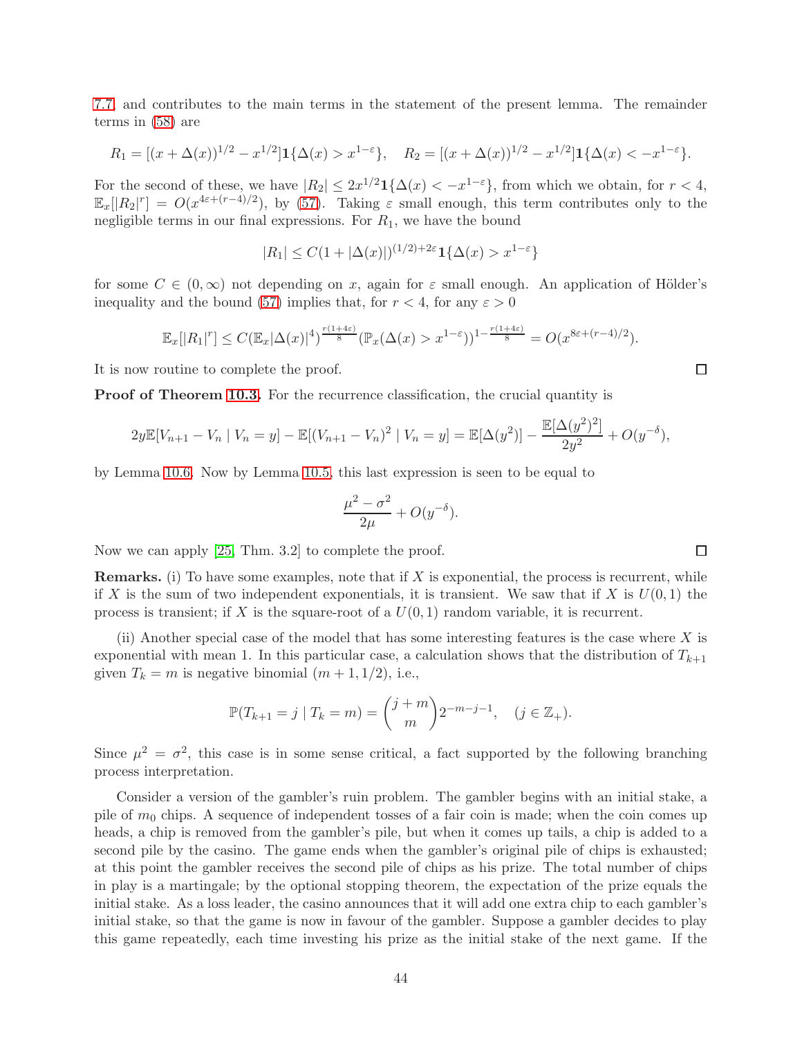7.7 and contributes to the main terms in the statement of the present lemma. The remainder terms in (58) are

$$R_1 = [(x + \Delta(x))^{1/2} - x^{1/2}]\mathbf{1}\{\Delta(x) > x^{1-\varepsilon}\}, \quad R_2 = [(x + \Delta(x))^{1/2} - x^{1/2}]\mathbf{1}\{\Delta(x) < -x^{1-\varepsilon}\}.$$

For the second of these, we have $|R_2| \leq 2x^{1/2}\mathbf{1}\{\Delta(x) < -x^{1-\varepsilon}\}$, from which we obtain, for $r < 4$, $\mathbb{E}_x[|R_2|^r] = O(x^{4\varepsilon+(r-4)/2})$, by (57). Taking $\varepsilon$ small enough, this term contributes only to the negligible terms in our final expressions. For $R_1$, we have the bound

$$|R_1| \leq C(1 + |\Delta(x)|)^{(1/2)+2\varepsilon}\mathbf{1}\{\Delta(x) > x^{1-\varepsilon}\}$$

for some $C \in (0, \infty)$ not depending on $x$, again for $\varepsilon$ small enough. An application of Hölder's inequality and the bound (57) implies that, for $r < 4$, for any $\varepsilon > 0$

$$\mathbb{E}_x[|R_1|^r] \leq C(\mathbb{E}_x|\Delta(x)|^4)^{\frac{r(1+4\varepsilon)}{8}}(\mathbb{P}_x(\Delta(x) > x^{1-\varepsilon}))^{1-\frac{r(1+4\varepsilon)}{8}} = O(x^{8\varepsilon+(r-4)/2}).$$

It is now routine to complete the proof. □

**Proof of Theorem 10.3.** For the recurrence classification, the crucial quantity is

$$2y\mathbb{E}[V_{n+1} - V_n \mid V_n = y] - \mathbb{E}[(V_{n+1} - V_n)^2 \mid V_n = y] = \mathbb{E}[\Delta(y^2)] - \frac{\mathbb{E}[\Delta(y^2)^2]}{2y^2} + O(y^{-\delta}),$$

by Lemma 10.6. Now by Lemma 10.5, this last expression is seen to be equal to

$$\frac{\mu^2 - \sigma^2}{2\mu} + O(y^{-\delta}).$$

Now we can apply [25, Thm. 3.2] to complete the proof. □

**Remarks.** (i) To have some examples, note that if $X$ is exponential, the process is recurrent, while if $X$ is the sum of two independent exponentials, it is transient. We saw that if $X$ is $U(0, 1)$ the process is transient; if $X$ is the square-root of a $U(0, 1)$ random variable, it is recurrent.

(ii) Another special case of the model that has some interesting features is the case where $X$ is exponential with mean 1. In this particular case, a calculation shows that the distribution of $T_{k+1}$ given $T_k = m$ is negative binomial $(m + 1, 1/2)$, i.e.,

$$\mathbb{P}(T_{k+1} = j \mid T_k = m) = \binom{j+m}{m}2^{-m-j-1}, \quad (j \in \mathbb{Z}_+).$$

Since $\mu^2 = \sigma^2$, this case is in some sense critical, a fact supported by the following branching process interpretation.

Consider a version of the gambler's ruin problem. The gambler begins with an initial stake, a pile of $m_0$ chips. A sequence of independent tosses of a fair coin is made; when the coin comes up heads, a chip is removed from the gambler's pile, but when it comes up tails, a chip is added to a second pile by the casino. The game ends when the gambler's original pile of chips is exhausted; at this point the gambler receives the second pile of chips as his prize. The total number of chips in play is a martingale; by the optional stopping theorem, the expectation of the prize equals the initial stake. As a loss leader, the casino announces that it will add one extra chip to each gambler's initial stake, so that the game is now in favour of the gambler. Suppose a gambler decides to play this game repeatedly, each time investing his prize as the initial stake of the next game. If the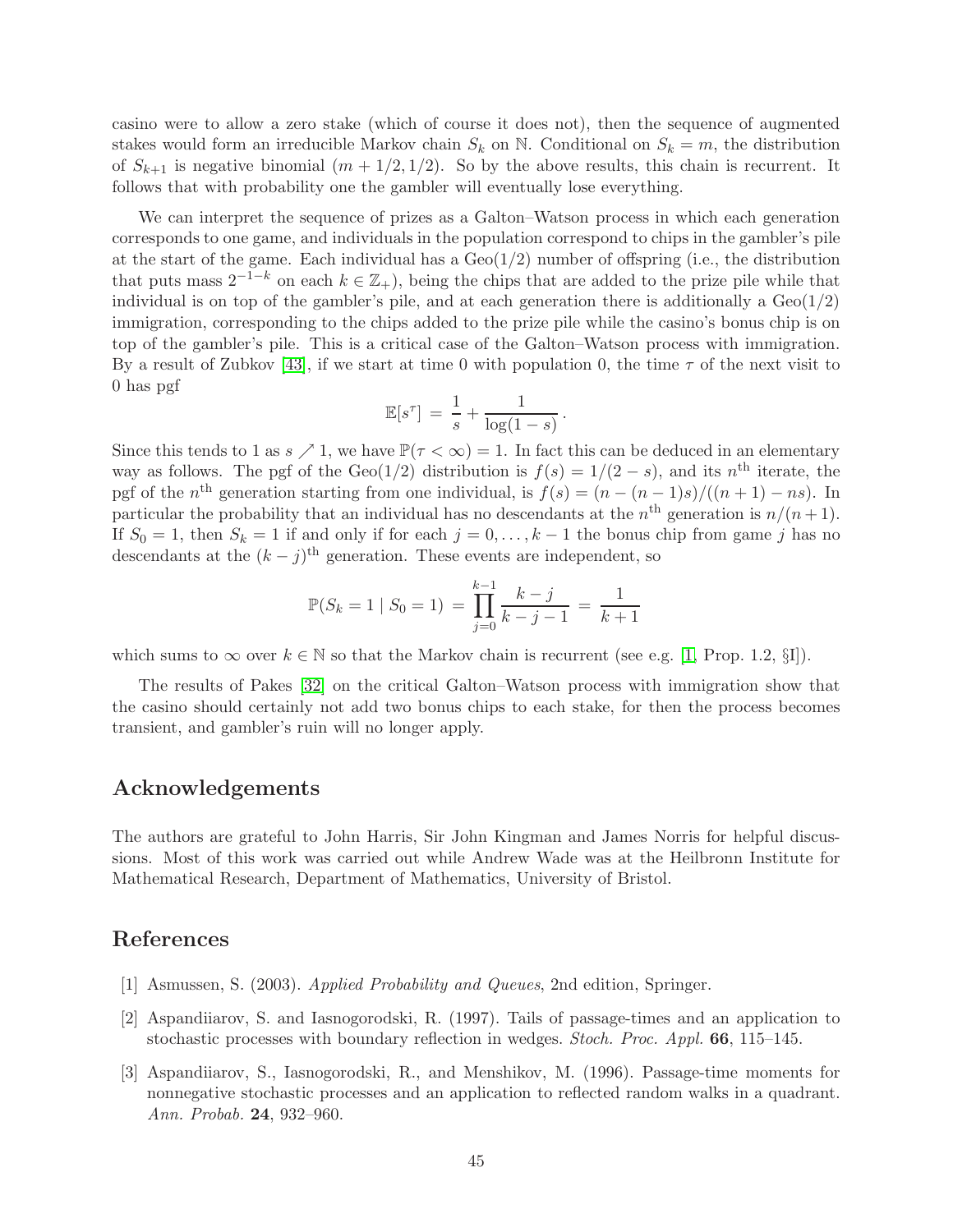casino were to allow a zero stake (which of course it does not), then the sequence of augmented stakes would form an irreducible Markov chain $S_k$ on $\mathbb{N}$. Conditional on $S_k = m$, the distribution of $S_{k+1}$ is negative binomial $(m + 1/2, 1/2)$. So by the above results, this chain is recurrent. It follows that with probability one the gambler will eventually lose everything.

We can interpret the sequence of prizes as a Galton–Watson process in which each generation corresponds to one game, and individuals in the population correspond to chips in the gambler's pile at the start of the game. Each individual has a Geo$(1/2)$ number of offspring (i.e., the distribution that puts mass $2^{-1-k}$ on each $k \in \mathbb{Z}_+$), being the chips that are added to the prize pile while that individual is on top of the gambler's pile, and at each generation there is additionally a Geo$(1/2)$ immigration, corresponding to the chips added to the prize pile while the casino's bonus chip is on top of the gambler's pile. This is a critical case of the Galton–Watson process with immigration. By a result of Zubkov [43], if we start at time 0 with population 0, the time $\tau$ of the next visit to 0 has pgf

$$\mathbb{E}[s^\tau] = \frac{1}{s} + \frac{1}{\log(1-s)}.$$

Since this tends to 1 as $s \nearrow 1$, we have $\mathbb{P}(\tau < \infty) = 1$. In fact this can be deduced in an elementary way as follows. The pgf of the Geo$(1/2)$ distribution is $f(s) = 1/(2-s)$, and its $n^{\text{th}}$ iterate, the pgf of the $n^{\text{th}}$ generation starting from one individual, is $f(s) = (n-(n-1)s)/((n+1)-ns)$. In particular the probability that an individual has no descendants at the $n^{\text{th}}$ generation is $n/(n+1)$. If $S_0 = 1$, then $S_k = 1$ if and only if for each $j = 0, \ldots, k-1$ the bonus chip from game $j$ has no descendants at the $(k-j)^{\text{th}}$ generation. These events are independent, so

$$\mathbb{P}(S_k = 1 \mid S_0 = 1) = \prod_{j=0}^{k-1} \frac{k-j}{k-j-1} = \frac{1}{k+1}$$

which sums to $\infty$ over $k \in \mathbb{N}$ so that the Markov chain is recurrent (see e.g. [1, Prop. 1.2, §I]).

The results of Pakes [32] on the critical Galton–Watson process with immigration show that the casino should certainly not add two bonus chips to each stake, for then the process becomes transient, and gambler's ruin will no longer apply.

## Acknowledgements

The authors are grateful to John Harris, Sir John Kingman and James Norris for helpful discussions. Most of this work was carried out while Andrew Wade was at the Heilbronn Institute for Mathematical Research, Department of Mathematics, University of Bristol.

## References

[1] Asmussen, S. (2003). *Applied Probability and Queues*, 2nd edition, Springer.

[2] Aspandiiarov, S. and Iasnogorodski, R. (1997). Tails of passage-times and an application to stochastic processes with boundary reflection in wedges. *Stoch. Proc. Appl.* **66**, 115–145.

[3] Aspandiiarov, S., Iasnogorodski, R., and Menshikov, M. (1996). Passage-time moments for nonnegative stochastic processes and an application to reflected random walks in a quadrant. *Ann. Probab.* **24**, 932–960.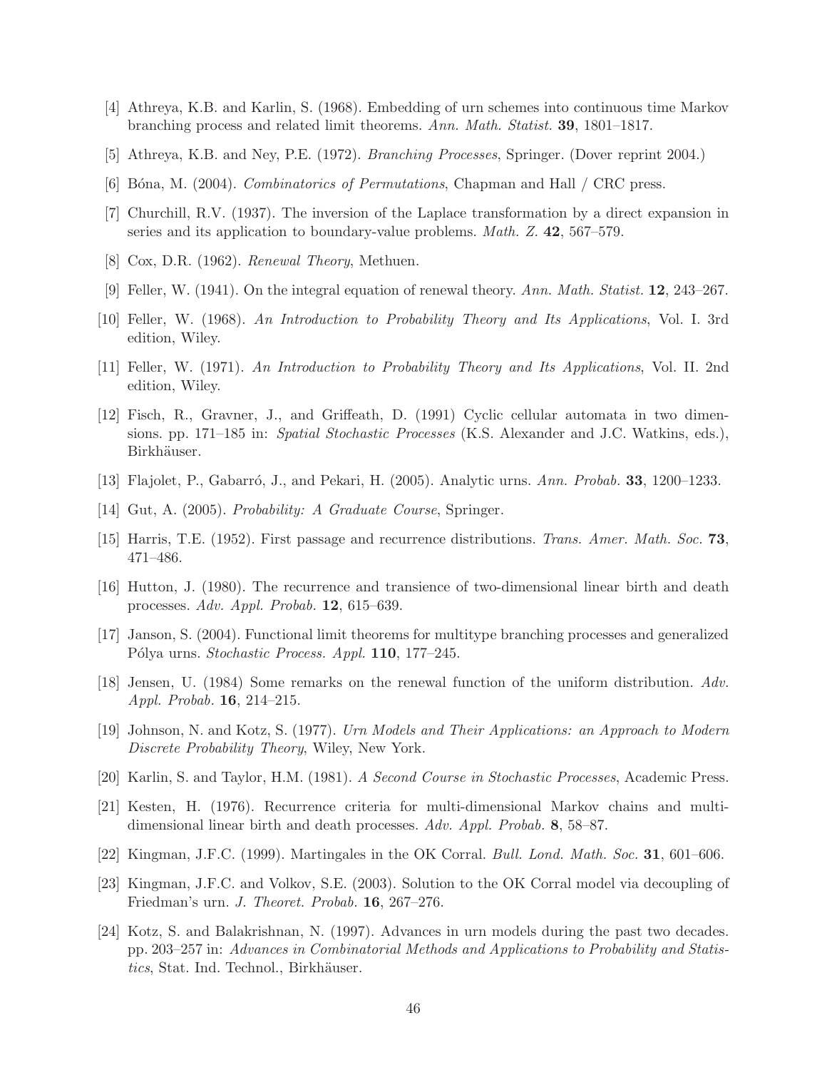[4] Athreya, K.B. and Karlin, S. (1968). Embedding of urn schemes into continuous time Markov branching process and related limit theorems. *Ann. Math. Statist.* **39**, 1801–1817.

[5] Athreya, K.B. and Ney, P.E. (1972). *Branching Processes*, Springer. (Dover reprint 2004.)

[6] Bóna, M. (2004). *Combinatorics of Permutations*, Chapman and Hall / CRC press.

[7] Churchill, R.V. (1937). The inversion of the Laplace transformation by a direct expansion in series and its application to boundary-value problems. *Math. Z.* **42**, 567–579.

[8] Cox, D.R. (1962). *Renewal Theory*, Methuen.

[9] Feller, W. (1941). On the integral equation of renewal theory. *Ann. Math. Statist.* **12**, 243–267.

[10] Feller, W. (1968). *An Introduction to Probability Theory and Its Applications*, Vol. I. 3rd edition, Wiley.

[11] Feller, W. (1971). *An Introduction to Probability Theory and Its Applications*, Vol. II. 2nd edition, Wiley.

[12] Fisch, R., Gravner, J., and Griffeath, D. (1991) Cyclic cellular automata in two dimensions. pp. 171–185 in: *Spatial Stochastic Processes* (K.S. Alexander and J.C. Watkins, eds.), Birkhäuser.

[13] Flajolet, P., Gabarró, J., and Pekari, H. (2005). Analytic urns. *Ann. Probab.* **33**, 1200–1233.

[14] Gut, A. (2005). *Probability: A Graduate Course*, Springer.

[15] Harris, T.E. (1952). First passage and recurrence distributions. *Trans. Amer. Math. Soc.* **73**, 471–486.

[16] Hutton, J. (1980). The recurrence and transience of two-dimensional linear birth and death processes. *Adv. Appl. Probab.* **12**, 615–639.

[17] Janson, S. (2004). Functional limit theorems for multitype branching processes and generalized Pólya urns. *Stochastic Process. Appl.* **110**, 177–245.

[18] Jensen, U. (1984) Some remarks on the renewal function of the uniform distribution. *Adv. Appl. Probab.* **16**, 214–215.

[19] Johnson, N. and Kotz, S. (1977). *Urn Models and Their Applications: an Approach to Modern Discrete Probability Theory*, Wiley, New York.

[20] Karlin, S. and Taylor, H.M. (1981). *A Second Course in Stochastic Processes*, Academic Press.

[21] Kesten, H. (1976). Recurrence criteria for multi-dimensional Markov chains and multi-dimensional linear birth and death processes. *Adv. Appl. Probab.* **8**, 58–87.

[22] Kingman, J.F.C. (1999). Martingales in the OK Corral. *Bull. Lond. Math. Soc.* **31**, 601–606.

[23] Kingman, J.F.C. and Volkov, S.E. (2003). Solution to the OK Corral model via decoupling of Friedman's urn. *J. Theoret. Probab.* **16**, 267–276.

[24] Kotz, S. and Balakrishnan, N. (1997). Advances in urn models during the past two decades. pp. 203–257 in: *Advances in Combinatorial Methods and Applications to Probability and Statistics*, Stat. Ind. Technol., Birkhäuser.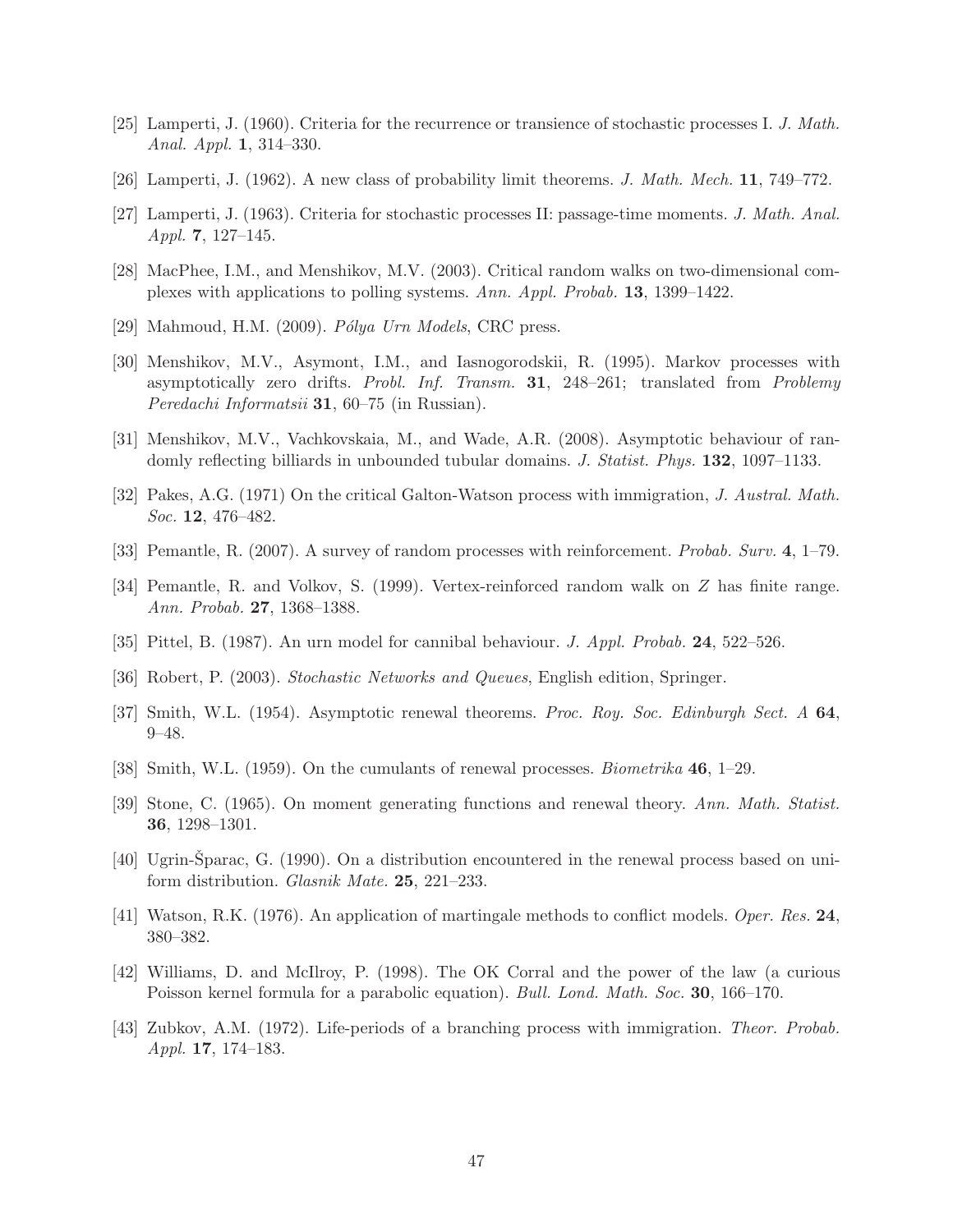[25] Lamperti, J. (1960). Criteria for the recurrence or transience of stochastic processes I. *J. Math. Anal. Appl.* **1**, 314–330.

[26] Lamperti, J. (1962). A new class of probability limit theorems. *J. Math. Mech.* **11**, 749–772.

[27] Lamperti, J. (1963). Criteria for stochastic processes II: passage-time moments. *J. Math. Anal. Appl.* **7**, 127–145.

[28] MacPhee, I.M., and Menshikov, M.V. (2003). Critical random walks on two-dimensional complexes with applications to polling systems. *Ann. Appl. Probab.* **13**, 1399–1422.

[29] Mahmoud, H.M. (2009). *Pólya Urn Models*, CRC press.

[30] Menshikov, M.V., Asymont, I.M., and Iasnogorodskii, R. (1995). Markov processes with asymptotically zero drifts. *Probl. Inf. Transm.* **31**, 248–261; translated from *Problemy Peredachi Informatsii* **31**, 60–75 (in Russian).

[31] Menshikov, M.V., Vachkovskaia, M., and Wade, A.R. (2008). Asymptotic behaviour of randomly reflecting billiards in unbounded tubular domains. *J. Statist. Phys.* **132**, 1097–1133.

[32] Pakes, A.G. (1971) On the critical Galton-Watson process with immigration, *J. Austral. Math. Soc.* **12**, 476–482.

[33] Pemantle, R. (2007). A survey of random processes with reinforcement. *Probab. Surv.* **4**, 1–79.

[34] Pemantle, R. and Volkov, S. (1999). Vertex-reinforced random walk on $Z$ has finite range. *Ann. Probab.* **27**, 1368–1388.

[35] Pittel, B. (1987). An urn model for cannibal behaviour. *J. Appl. Probab.* **24**, 522–526.

[36] Robert, P. (2003). *Stochastic Networks and Queues*, English edition, Springer.

[37] Smith, W.L. (1954). Asymptotic renewal theorems. *Proc. Roy. Soc. Edinburgh Sect. A* **64**, 9–48.

[38] Smith, W.L. (1959). On the cumulants of renewal processes. *Biometrika* **46**, 1–29.

[39] Stone, C. (1965). On moment generating functions and renewal theory. *Ann. Math. Statist.* **36**, 1298–1301.

[40] Ugrin-Šparac, G. (1990). On a distribution encountered in the renewal process based on uniform distribution. *Glasnik Mate.* **25**, 221–233.

[41] Watson, R.K. (1976). An application of martingale methods to conflict models. *Oper. Res.* **24**, 380–382.

[42] Williams, D. and McIlroy, P. (1998). The OK Corral and the power of the law (a curious Poisson kernel formula for a parabolic equation). *Bull. Lond. Math. Soc.* **30**, 166–170.

[43] Zubkov, A.M. (1972). Life-periods of a branching process with immigration. *Theor. Probab. Appl.* **17**, 174–183.